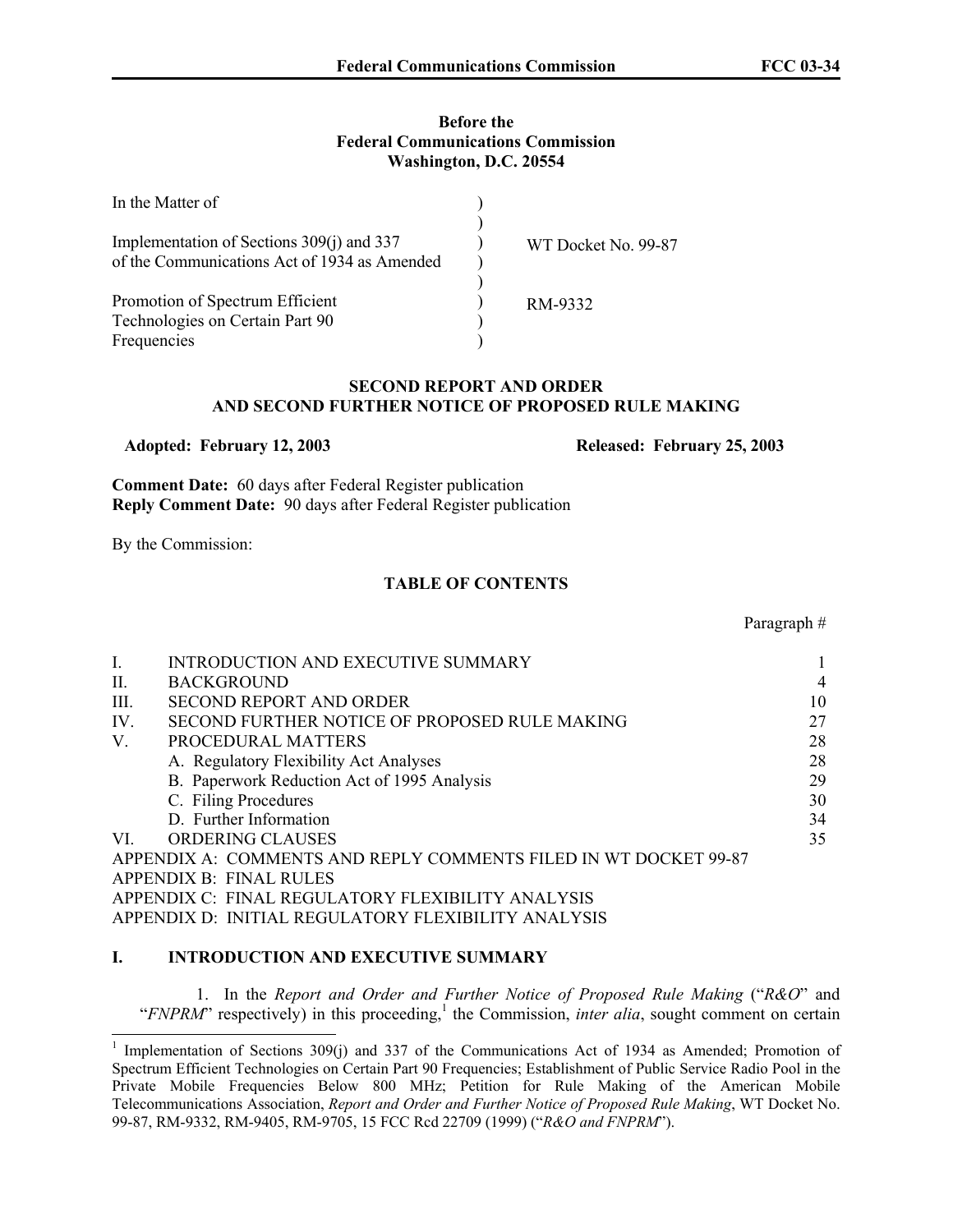**Before the**
**Federal Communications Commission**
**Washington, D.C. 20554**

| In the Matter of | | |
|---|---|---|
| Implementation of Sections 309(j) and 337 of the Communications Act of 1934 as Amended | ) | WT Docket No. 99-87 |
| Promotion of Spectrum Efficient Technologies on Certain Part 90 Frequencies | ) | RM-9332 |

**SECOND REPORT AND ORDER**
**AND SECOND FURTHER NOTICE OF PROPOSED RULE MAKING**

**Adopted: February 12, 2003** **Released: February 25, 2003**

**Comment Date:** 60 days after Federal Register publication
**Reply Comment Date:** 90 days after Federal Register publication

By the Commission:

**TABLE OF CONTENTS**

| | | Paragraph # |
|---|---|---|
| I. | INTRODUCTION AND EXECUTIVE SUMMARY | 1 |
| II. | BACKGROUND | 4 |
| III. | SECOND REPORT AND ORDER | 10 |
| IV. | SECOND FURTHER NOTICE OF PROPOSED RULE MAKING | 27 |
| V. | PROCEDURAL MATTERS | 28 |
| | A. Regulatory Flexibility Act Analyses | 28 |
| | B. Paperwork Reduction Act of 1995 Analysis | 29 |
| | C. Filing Procedures | 30 |
| | D. Further Information | 34 |
| VI. | ORDERING CLAUSES | 35 |

APPENDIX A: COMMENTS AND REPLY COMMENTS FILED IN WT DOCKET 99-87
APPENDIX B: FINAL RULES
APPENDIX C: FINAL REGULATORY FLEXIBILITY ANALYSIS
APPENDIX D: INITIAL REGULATORY FLEXIBILITY ANALYSIS

## I. INTRODUCTION AND EXECUTIVE SUMMARY

1. In the *Report and Order and Further Notice of Proposed Rule Making* ("*R&O*" and "*FNPRM*" respectively) in this proceeding,[1] the Commission, *inter alia*, sought comment on certain

[1] Implementation of Sections 309(j) and 337 of the Communications Act of 1934 as Amended; Promotion of Spectrum Efficient Technologies on Certain Part 90 Frequencies; Establishment of Public Service Radio Pool in the Private Mobile Frequencies Below 800 MHz; Petition for Rule Making of the American Mobile Telecommunications Association, *Report and Order and Further Notice of Proposed Rule Making*, WT Docket No. 99-87, RM-9332, RM-9405, RM-9705, 15 FCC Rcd 22709 (1999) ("*R&O and FNPRM*").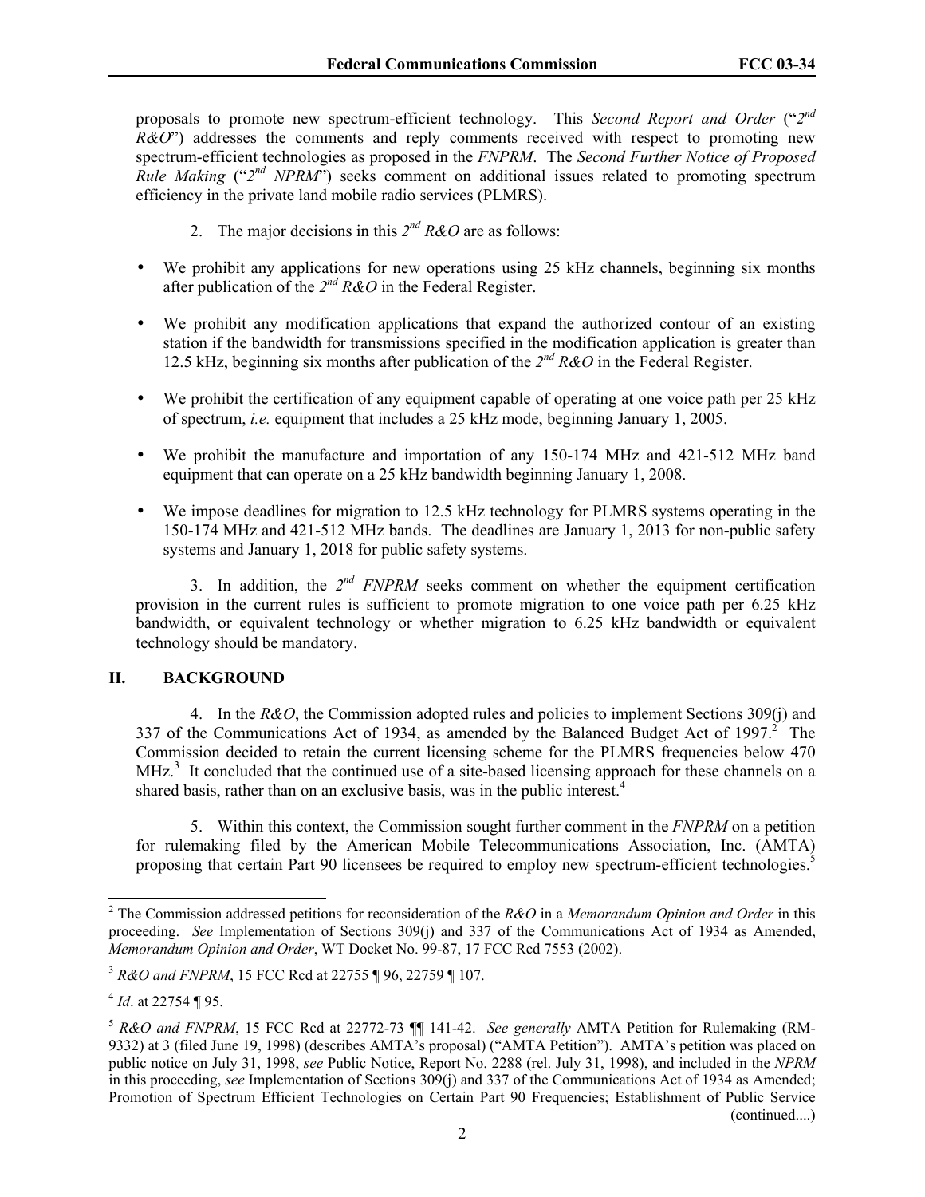proposals to promote new spectrum-efficient technology. This *Second Report and Order* ("*2nd R&O*") addresses the comments and reply comments received with respect to promoting new spectrum-efficient technologies as proposed in the *FNPRM*. The *Second Further Notice of Proposed Rule Making* ("*2nd NPRM*") seeks comment on additional issues related to promoting spectrum efficiency in the private land mobile radio services (PLMRS).

2. The major decisions in this *2nd R&O* are as follows:

- We prohibit any applications for new operations using 25 kHz channels, beginning six months after publication of the *2nd R&O* in the Federal Register.
- We prohibit any modification applications that expand the authorized contour of an existing station if the bandwidth for transmissions specified in the modification application is greater than 12.5 kHz, beginning six months after publication of the *2nd R&O* in the Federal Register.
- We prohibit the certification of any equipment capable of operating at one voice path per 25 kHz of spectrum, *i.e.* equipment that includes a 25 kHz mode, beginning January 1, 2005.
- We prohibit the manufacture and importation of any 150-174 MHz and 421-512 MHz band equipment that can operate on a 25 kHz bandwidth beginning January 1, 2008.
- We impose deadlines for migration to 12.5 kHz technology for PLMRS systems operating in the 150-174 MHz and 421-512 MHz bands. The deadlines are January 1, 2013 for non-public safety systems and January 1, 2018 for public safety systems.

3. In addition, the *2nd FNPRM* seeks comment on whether the equipment certification provision in the current rules is sufficient to promote migration to one voice path per 6.25 kHz bandwidth, or equivalent technology or whether migration to 6.25 kHz bandwidth or equivalent technology should be mandatory.

## II. BACKGROUND

4. In the *R&O*, the Commission adopted rules and policies to implement Sections 309(j) and 337 of the Communications Act of 1934, as amended by the Balanced Budget Act of 1997.[2] The Commission decided to retain the current licensing scheme for the PLMRS frequencies below 470 MHz.[3] It concluded that the continued use of a site-based licensing approach for these channels on a shared basis, rather than on an exclusive basis, was in the public interest.[4]

5. Within this context, the Commission sought further comment in the *FNPRM* on a petition for rulemaking filed by the American Mobile Telecommunications Association, Inc. (AMTA) proposing that certain Part 90 licensees be required to employ new spectrum-efficient technologies.[5]

---

[2] The Commission addressed petitions for reconsideration of the *R&O* in a *Memorandum Opinion and Order* in this proceeding. *See* Implementation of Sections 309(j) and 337 of the Communications Act of 1934 as Amended, *Memorandum Opinion and Order*, WT Docket No. 99-87, 17 FCC Rcd 7553 (2002).

[3] *R&O and FNPRM*, 15 FCC Rcd at 22755 ¶ 96, 22759 ¶ 107.

[4] *Id*. at 22754 ¶ 95.

[5] *R&O and FNPRM*, 15 FCC Rcd at 22772-73 ¶¶ 141-42. *See generally* AMTA Petition for Rulemaking (RM-9332) at 3 (filed June 19, 1998) (describes AMTA's proposal) ("AMTA Petition"). AMTA's petition was placed on public notice on July 31, 1998, *see* Public Notice, Report No. 2288 (rel. July 31, 1998), and included in the *NPRM* in this proceeding, *see* Implementation of Sections 309(j) and 337 of the Communications Act of 1934 as Amended; Promotion of Spectrum Efficient Technologies on Certain Part 90 Frequencies; Establishment of Public Service (continued....)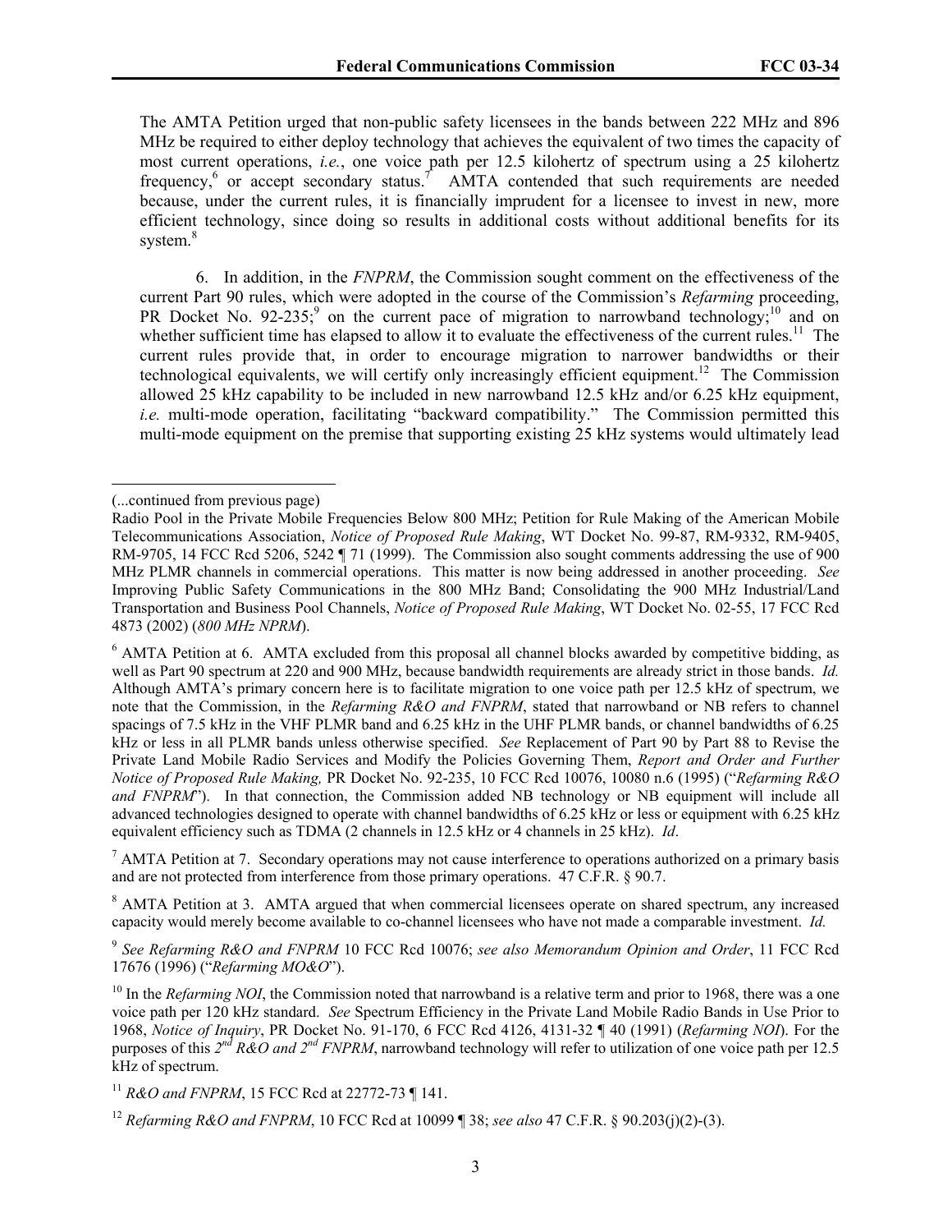The AMTA Petition urged that non-public safety licensees in the bands between 222 MHz and 896 MHz be required to either deploy technology that achieves the equivalent of two times the capacity of most current operations, *i.e.*, one voice path per 12.5 kilohertz of spectrum using a 25 kilohertz frequency,[6] or accept secondary status.[7] AMTA contended that such requirements are needed because, under the current rules, it is financially imprudent for a licensee to invest in new, more efficient technology, since doing so results in additional costs without additional benefits for its system.[8]

6. In addition, in the *FNPRM*, the Commission sought comment on the effectiveness of the current Part 90 rules, which were adopted in the course of the Commission's *Refarming* proceeding, PR Docket No. 92-235;[9] on the current pace of migration to narrowband technology;[10] and on whether sufficient time has elapsed to allow it to evaluate the effectiveness of the current rules.[11] The current rules provide that, in order to encourage migration to narrower bandwidths or their technological equivalents, we will certify only increasingly efficient equipment.[12] The Commission allowed 25 kHz capability to be included in new narrowband 12.5 kHz and/or 6.25 kHz equipment, *i.e.* multi-mode operation, facilitating "backward compatibility." The Commission permitted this multi-mode equipment on the premise that supporting existing 25 kHz systems would ultimately lead

---

(...continued from previous page)
Radio Pool in the Private Mobile Frequencies Below 800 MHz; Petition for Rule Making of the American Mobile Telecommunications Association, *Notice of Proposed Rule Making*, WT Docket No. 99-87, RM-9332, RM-9405, RM-9705, 14 FCC Rcd 5206, 5242 ¶ 71 (1999). The Commission also sought comments addressing the use of 900 MHz PLMR channels in commercial operations. This matter is now being addressed in another proceeding. *See* Improving Public Safety Communications in the 800 MHz Band; Consolidating the 900 MHz Industrial/Land Transportation and Business Pool Channels, *Notice of Proposed Rule Making*, WT Docket No. 02-55, 17 FCC Rcd 4873 (2002) (*800 MHz NPRM*).

[6] AMTA Petition at 6. AMTA excluded from this proposal all channel blocks awarded by competitive bidding, as well as Part 90 spectrum at 220 and 900 MHz, because bandwidth requirements are already strict in those bands. *Id.* Although AMTA's primary concern here is to facilitate migration to one voice path per 12.5 kHz of spectrum, we note that the Commission, in the *Refarming R&O and FNPRM*, stated that narrowband or NB refers to channel spacings of 7.5 kHz in the VHF PLMR band and 6.25 kHz in the UHF PLMR bands, or channel bandwidths of 6.25 kHz or less in all PLMR bands unless otherwise specified. *See* Replacement of Part 90 by Part 88 to Revise the Private Land Mobile Radio Services and Modify the Policies Governing Them, *Report and Order and Further Notice of Proposed Rule Making,* PR Docket No. 92-235, 10 FCC Rcd 10076, 10080 n.6 (1995) ("*Refarming R&O and FNPRM*"). In that connection, the Commission added NB technology or NB equipment will include all advanced technologies designed to operate with channel bandwidths of 6.25 kHz or less or equipment with 6.25 kHz equivalent efficiency such as TDMA (2 channels in 12.5 kHz or 4 channels in 25 kHz). *Id*.

[7] AMTA Petition at 7. Secondary operations may not cause interference to operations authorized on a primary basis and are not protected from interference from those primary operations. 47 C.F.R. § 90.7.

[8] AMTA Petition at 3. AMTA argued that when commercial licensees operate on shared spectrum, any increased capacity would merely become available to co-channel licensees who have not made a comparable investment. *Id.*

[9] *See Refarming R&O and FNPRM* 10 FCC Rcd 10076; *see also Memorandum Opinion and Order*, 11 FCC Rcd 17676 (1996) ("*Refarming MO&O*").

[10] In the *Refarming NOI*, the Commission noted that narrowband is a relative term and prior to 1968, there was a one voice path per 120 kHz standard. *See* Spectrum Efficiency in the Private Land Mobile Radio Bands in Use Prior to 1968, *Notice of Inquiry*, PR Docket No. 91-170, 6 FCC Rcd 4126, 4131-32 ¶ 40 (1991) (*Refarming NOI*). For the purposes of this *2nd R&O and 2nd FNPRM*, narrowband technology will refer to utilization of one voice path per 12.5 kHz of spectrum.

[11] *R&O and FNPRM*, 15 FCC Rcd at 22772-73 ¶ 141.

[12] *Refarming R&O and FNPRM*, 10 FCC Rcd at 10099 ¶ 38; *see also* 47 C.F.R. § 90.203(j)(2)-(3).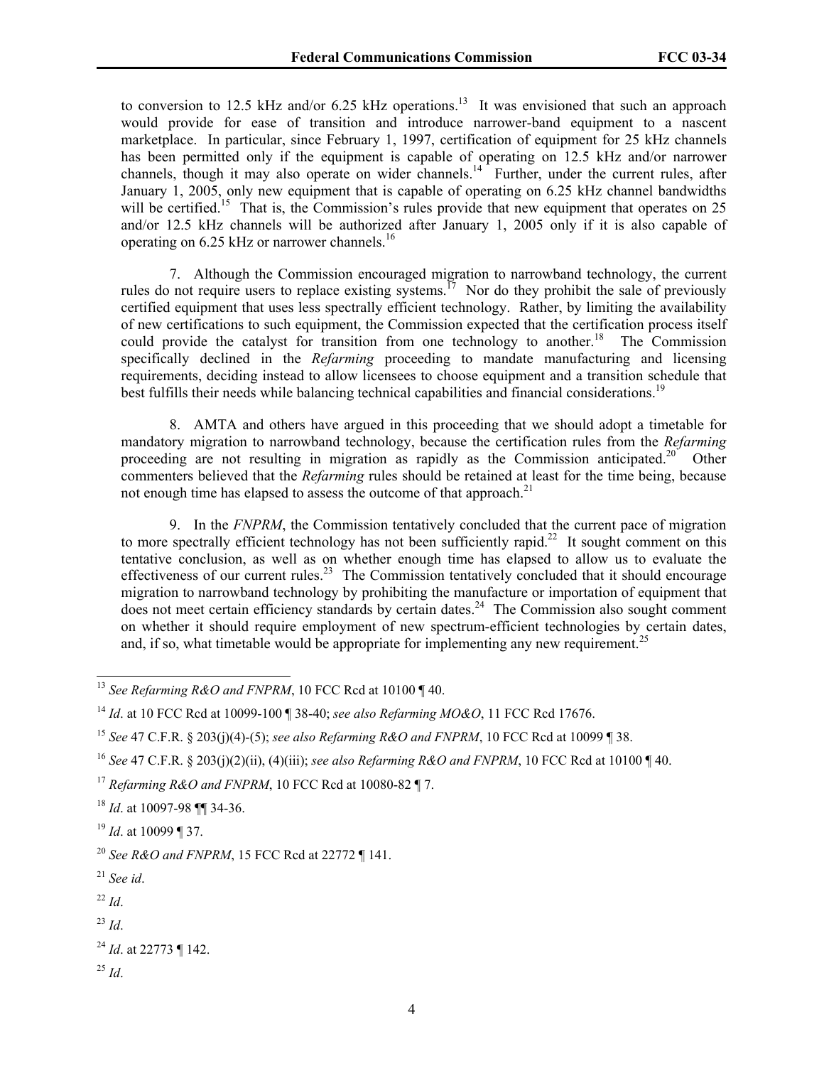to conversion to 12.5 kHz and/or 6.25 kHz operations.[13] It was envisioned that such an approach would provide for ease of transition and introduce narrower-band equipment to a nascent marketplace. In particular, since February 1, 1997, certification of equipment for 25 kHz channels has been permitted only if the equipment is capable of operating on 12.5 kHz and/or narrower channels, though it may also operate on wider channels.[14] Further, under the current rules, after January 1, 2005, only new equipment that is capable of operating on 6.25 kHz channel bandwidths will be certified.[15] That is, the Commission's rules provide that new equipment that operates on 25 and/or 12.5 kHz channels will be authorized after January 1, 2005 only if it is also capable of operating on 6.25 kHz or narrower channels.[16]

7. Although the Commission encouraged migration to narrowband technology, the current rules do not require users to replace existing systems.[17] Nor do they prohibit the sale of previously certified equipment that uses less spectrally efficient technology. Rather, by limiting the availability of new certifications to such equipment, the Commission expected that the certification process itself could provide the catalyst for transition from one technology to another.[18] The Commission specifically declined in the *Refarming* proceeding to mandate manufacturing and licensing requirements, deciding instead to allow licensees to choose equipment and a transition schedule that best fulfills their needs while balancing technical capabilities and financial considerations.[19]

8. AMTA and others have argued in this proceeding that we should adopt a timetable for mandatory migration to narrowband technology, because the certification rules from the *Refarming* proceeding are not resulting in migration as rapidly as the Commission anticipated.[20] Other commenters believed that the *Refarming* rules should be retained at least for the time being, because not enough time has elapsed to assess the outcome of that approach.[21]

9. In the *FNPRM*, the Commission tentatively concluded that the current pace of migration to more spectrally efficient technology has not been sufficiently rapid.[22] It sought comment on this tentative conclusion, as well as on whether enough time has elapsed to allow us to evaluate the effectiveness of our current rules.[23] The Commission tentatively concluded that it should encourage migration to narrowband technology by prohibiting the manufacture or importation of equipment that does not meet certain efficiency standards by certain dates.[24] The Commission also sought comment on whether it should require employment of new spectrum-efficient technologies by certain dates, and, if so, what timetable would be appropriate for implementing any new requirement.[25]

---

[13] *See Refarming R&O and FNPRM*, 10 FCC Rcd at 10100 ¶ 40.

[14] *Id*. at 10 FCC Rcd at 10099-100 ¶ 38-40; *see also Refarming MO&O*, 11 FCC Rcd 17676.

[15] *See* 47 C.F.R. § 203(j)(4)-(5); *see also Refarming R&O and FNPRM*, 10 FCC Rcd at 10099 ¶ 38.

[16] *See* 47 C.F.R. § 203(j)(2)(ii), (4)(iii); *see also Refarming R&O and FNPRM*, 10 FCC Rcd at 10100 ¶ 40.

[17] *Refarming R&O and FNPRM*, 10 FCC Rcd at 10080-82 ¶ 7.

[18] *Id*. at 10097-98 ¶¶ 34-36.

[19] *Id*. at 10099 ¶ 37.

[20] *See R&O and FNPRM*, 15 FCC Rcd at 22772 ¶ 141.

[21] *See id*.

[22] *Id*.

[23] *Id*.

[24] *Id*. at 22773 ¶ 142.

[25] *Id*.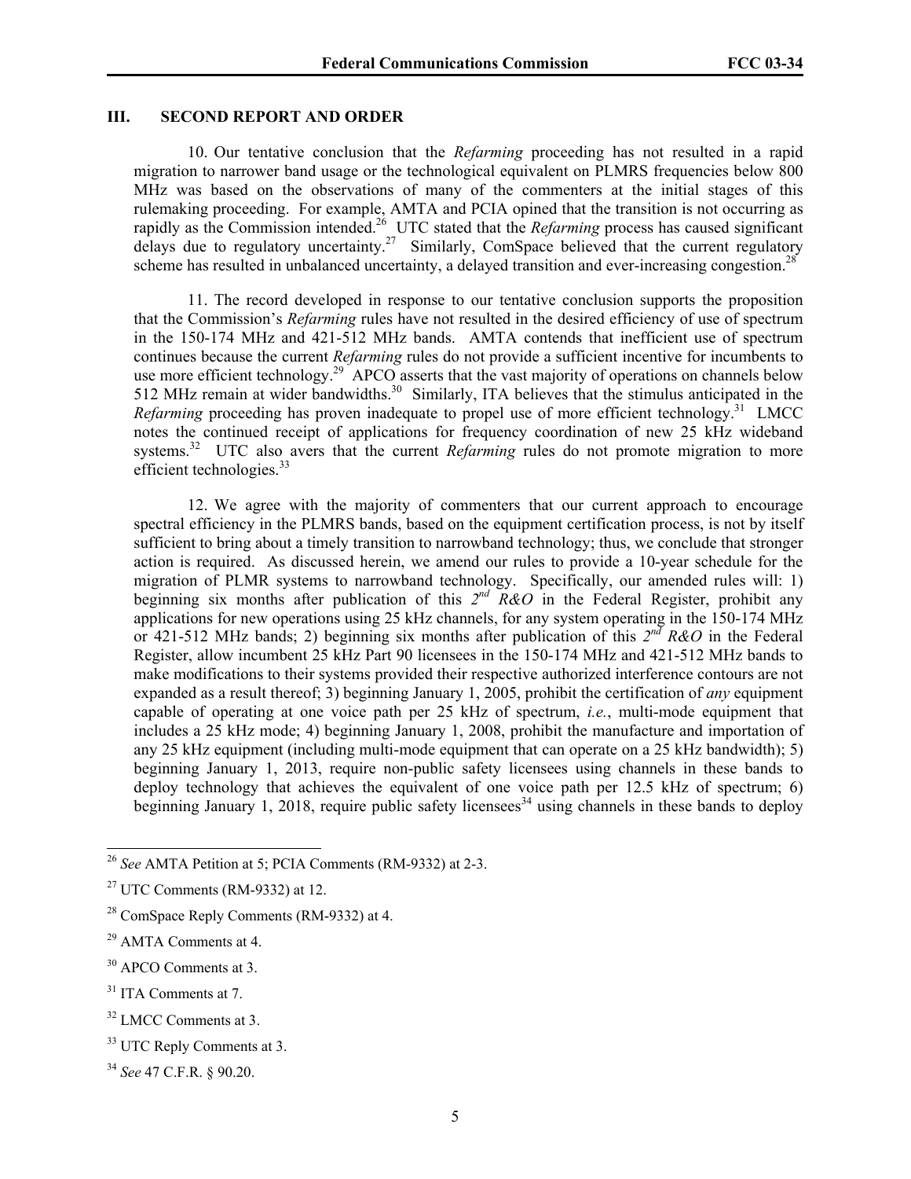## III. SECOND REPORT AND ORDER

10. Our tentative conclusion that the *Refarming* proceeding has not resulted in a rapid migration to narrower band usage or the technological equivalent on PLMRS frequencies below 800 MHz was based on the observations of many of the commenters at the initial stages of this rulemaking proceeding. For example, AMTA and PCIA opined that the transition is not occurring as rapidly as the Commission intended.[26] UTC stated that the *Refarming* process has caused significant delays due to regulatory uncertainty.[27] Similarly, ComSpace believed that the current regulatory scheme has resulted in unbalanced uncertainty, a delayed transition and ever-increasing congestion.[28]

11. The record developed in response to our tentative conclusion supports the proposition that the Commission's *Refarming* rules have not resulted in the desired efficiency of use of spectrum in the 150-174 MHz and 421-512 MHz bands. AMTA contends that inefficient use of spectrum continues because the current *Refarming* rules do not provide a sufficient incentive for incumbents to use more efficient technology.[29] APCO asserts that the vast majority of operations on channels below 512 MHz remain at wider bandwidths.[30] Similarly, ITA believes that the stimulus anticipated in the *Refarming* proceeding has proven inadequate to propel use of more efficient technology.[31] LMCC notes the continued receipt of applications for frequency coordination of new 25 kHz wideband systems.[32] UTC also avers that the current *Refarming* rules do not promote migration to more efficient technologies.[33]

12. We agree with the majority of commenters that our current approach to encourage spectral efficiency in the PLMRS bands, based on the equipment certification process, is not by itself sufficient to bring about a timely transition to narrowband technology; thus, we conclude that stronger action is required. As discussed herein, we amend our rules to provide a 10-year schedule for the migration of PLMR systems to narrowband technology. Specifically, our amended rules will: 1) beginning six months after publication of this *2nd R&O* in the Federal Register, prohibit any applications for new operations using 25 kHz channels, for any system operating in the 150-174 MHz or 421-512 MHz bands; 2) beginning six months after publication of this *2nd R&O* in the Federal Register, allow incumbent 25 kHz Part 90 licensees in the 150-174 MHz and 421-512 MHz bands to make modifications to their systems provided their respective authorized interference contours are not expanded as a result thereof; 3) beginning January 1, 2005, prohibit the certification of *any* equipment capable of operating at one voice path per 25 kHz of spectrum, *i.e.*, multi-mode equipment that includes a 25 kHz mode; 4) beginning January 1, 2008, prohibit the manufacture and importation of any 25 kHz equipment (including multi-mode equipment that can operate on a 25 kHz bandwidth); 5) beginning January 1, 2013, require non-public safety licensees using channels in these bands to deploy technology that achieves the equivalent of one voice path per 12.5 kHz of spectrum; 6) beginning January 1, 2018, require public safety licensees[34] using channels in these bands to deploy

---

[26] *See* AMTA Petition at 5; PCIA Comments (RM-9332) at 2-3.

[27] UTC Comments (RM-9332) at 12.

[28] ComSpace Reply Comments (RM-9332) at 4.

[29] AMTA Comments at 4.

[30] APCO Comments at 3.

[31] ITA Comments at 7.

[32] LMCC Comments at 3.

[33] UTC Reply Comments at 3.

[34] *See* 47 C.F.R. § 90.20.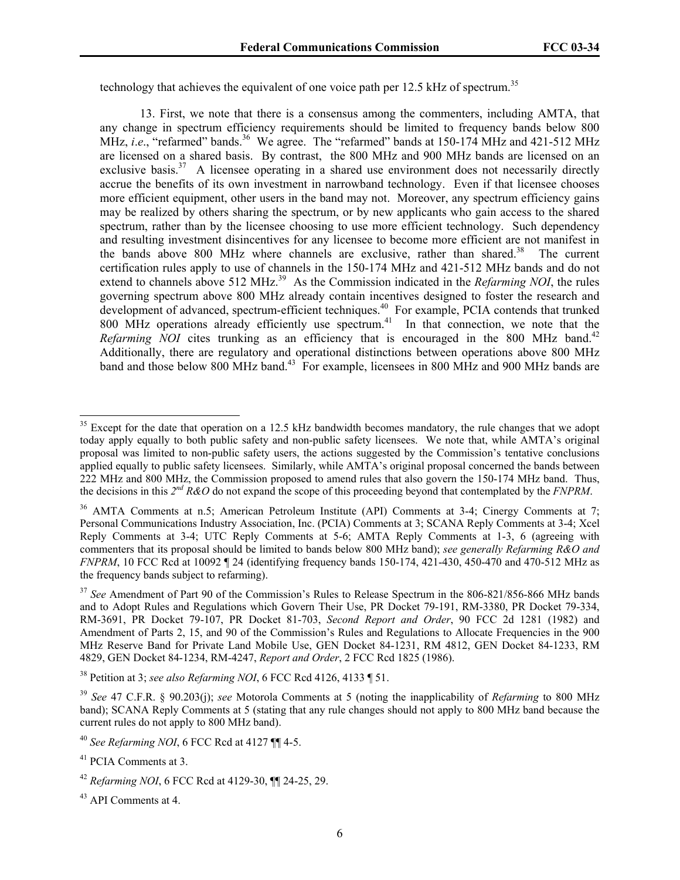technology that achieves the equivalent of one voice path per 12.5 kHz of spectrum.[35]

13. First, we note that there is a consensus among the commenters, including AMTA, that any change in spectrum efficiency requirements should be limited to frequency bands below 800 MHz, *i.e*., "refarmed" bands.[36] We agree. The "refarmed" bands at 150-174 MHz and 421-512 MHz are licensed on a shared basis. By contrast, the 800 MHz and 900 MHz bands are licensed on an exclusive basis.[37] A licensee operating in a shared use environment does not necessarily directly accrue the benefits of its own investment in narrowband technology. Even if that licensee chooses more efficient equipment, other users in the band may not. Moreover, any spectrum efficiency gains may be realized by others sharing the spectrum, or by new applicants who gain access to the shared spectrum, rather than by the licensee choosing to use more efficient technology. Such dependency and resulting investment disincentives for any licensee to become more efficient are not manifest in the bands above 800 MHz where channels are exclusive, rather than shared.[38] The current certification rules apply to use of channels in the 150-174 MHz and 421-512 MHz bands and do not extend to channels above 512 MHz.[39] As the Commission indicated in the *Refarming NOI*, the rules governing spectrum above 800 MHz already contain incentives designed to foster the research and development of advanced, spectrum-efficient techniques.[40] For example, PCIA contends that trunked 800 MHz operations already efficiently use spectrum.[41] In that connection, we note that the *Refarming NOI* cites trunking as an efficiency that is encouraged in the 800 MHz band.[42] Additionally, there are regulatory and operational distinctions between operations above 800 MHz band and those below 800 MHz band.[43] For example, licensees in 800 MHz and 900 MHz bands are

---

[35] Except for the date that operation on a 12.5 kHz bandwidth becomes mandatory, the rule changes that we adopt today apply equally to both public safety and non-public safety licensees. We note that, while AMTA's original proposal was limited to non-public safety users, the actions suggested by the Commission's tentative conclusions applied equally to public safety licensees. Similarly, while AMTA's original proposal concerned the bands between 222 MHz and 800 MHz, the Commission proposed to amend rules that also govern the 150-174 MHz band. Thus, the decisions in this *2nd R&O* do not expand the scope of this proceeding beyond that contemplated by the *FNPRM*.

[36] AMTA Comments at n.5; American Petroleum Institute (API) Comments at 3-4; Cinergy Comments at 7; Personal Communications Industry Association, Inc. (PCIA) Comments at 3; SCANA Reply Comments at 3-4; Xcel Reply Comments at 3-4; UTC Reply Comments at 5-6; AMTA Reply Comments at 1-3, 6 (agreeing with commenters that its proposal should be limited to bands below 800 MHz band); *see generally Refarming R&O and FNPRM*, 10 FCC Rcd at 10092 ¶ 24 (identifying frequency bands 150-174, 421-430, 450-470 and 470-512 MHz as the frequency bands subject to refarming).

[37] *See* Amendment of Part 90 of the Commission's Rules to Release Spectrum in the 806-821/856-866 MHz bands and to Adopt Rules and Regulations which Govern Their Use, PR Docket 79-191, RM-3380, PR Docket 79-334, RM-3691, PR Docket 79-107, PR Docket 81-703, *Second Report and Order*, 90 FCC 2d 1281 (1982) and Amendment of Parts 2, 15, and 90 of the Commission's Rules and Regulations to Allocate Frequencies in the 900 MHz Reserve Band for Private Land Mobile Use, GEN Docket 84-1231, RM 4812, GEN Docket 84-1233, RM 4829, GEN Docket 84-1234, RM-4247, *Report and Order*, 2 FCC Rcd 1825 (1986).

[38] Petition at 3; *see also Refarming NOI*, 6 FCC Rcd 4126, 4133 ¶ 51.

[39] *See* 47 C.F.R. § 90.203(j); *see* Motorola Comments at 5 (noting the inapplicability of *Refarming* to 800 MHz band); SCANA Reply Comments at 5 (stating that any rule changes should not apply to 800 MHz band because the current rules do not apply to 800 MHz band).

[40] *See Refarming NOI*, 6 FCC Rcd at 4127 ¶¶ 4-5.

[41] PCIA Comments at 3.

[42] *Refarming NOI*, 6 FCC Rcd at 4129-30, ¶¶ 24-25, 29.

[43] API Comments at 4.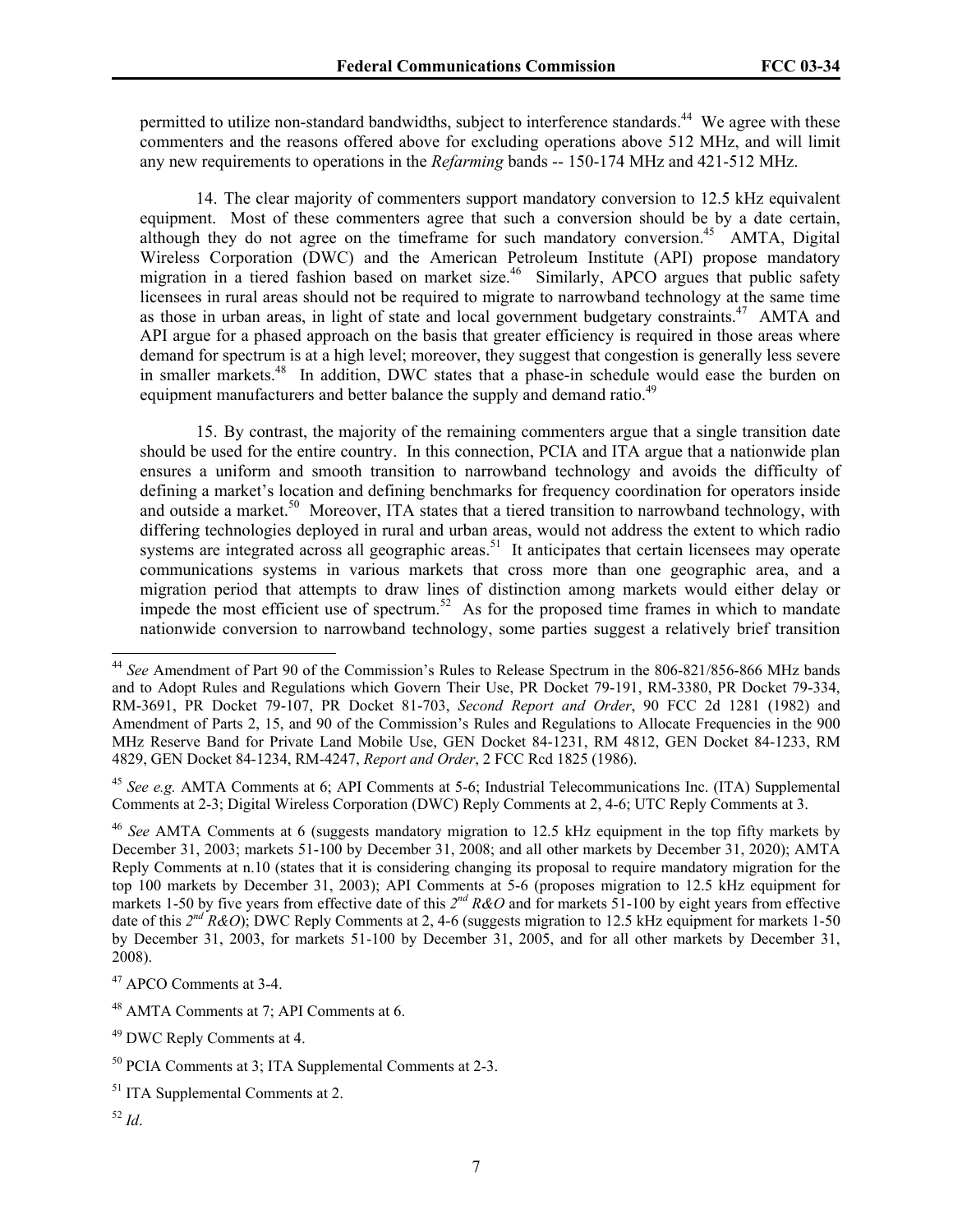permitted to utilize non-standard bandwidths, subject to interference standards.[44] We agree with these commenters and the reasons offered above for excluding operations above 512 MHz, and will limit any new requirements to operations in the *Refarming* bands -- 150-174 MHz and 421-512 MHz.

14. The clear majority of commenters support mandatory conversion to 12.5 kHz equivalent equipment. Most of these commenters agree that such a conversion should be by a date certain, although they do not agree on the timeframe for such mandatory conversion.[45] AMTA, Digital Wireless Corporation (DWC) and the American Petroleum Institute (API) propose mandatory migration in a tiered fashion based on market size.[46] Similarly, APCO argues that public safety licensees in rural areas should not be required to migrate to narrowband technology at the same time as those in urban areas, in light of state and local government budgetary constraints.[47] AMTA and API argue for a phased approach on the basis that greater efficiency is required in those areas where demand for spectrum is at a high level; moreover, they suggest that congestion is generally less severe in smaller markets.[48] In addition, DWC states that a phase-in schedule would ease the burden on equipment manufacturers and better balance the supply and demand ratio.[49]

15. By contrast, the majority of the remaining commenters argue that a single transition date should be used for the entire country. In this connection, PCIA and ITA argue that a nationwide plan ensures a uniform and smooth transition to narrowband technology and avoids the difficulty of defining a market's location and defining benchmarks for frequency coordination for operators inside and outside a market.[50] Moreover, ITA states that a tiered transition to narrowband technology, with differing technologies deployed in rural and urban areas, would not address the extent to which radio systems are integrated across all geographic areas.[51] It anticipates that certain licensees may operate communications systems in various markets that cross more than one geographic area, and a migration period that attempts to draw lines of distinction among markets would either delay or impede the most efficient use of spectrum.[52] As for the proposed time frames in which to mandate nationwide conversion to narrowband technology, some parties suggest a relatively brief transition

---

[44] *See* Amendment of Part 90 of the Commission's Rules to Release Spectrum in the 806-821/856-866 MHz bands and to Adopt Rules and Regulations which Govern Their Use, PR Docket 79-191, RM-3380, PR Docket 79-334, RM-3691, PR Docket 79-107, PR Docket 81-703, *Second Report and Order*, 90 FCC 2d 1281 (1982) and Amendment of Parts 2, 15, and 90 of the Commission's Rules and Regulations to Allocate Frequencies in the 900 MHz Reserve Band for Private Land Mobile Use, GEN Docket 84-1231, RM 4812, GEN Docket 84-1233, RM 4829, GEN Docket 84-1234, RM-4247, *Report and Order*, 2 FCC Rcd 1825 (1986).

[45] *See e.g.* AMTA Comments at 6; API Comments at 5-6; Industrial Telecommunications Inc. (ITA) Supplemental Comments at 2-3; Digital Wireless Corporation (DWC) Reply Comments at 2, 4-6; UTC Reply Comments at 3.

[46] *See* AMTA Comments at 6 (suggests mandatory migration to 12.5 kHz equipment in the top fifty markets by December 31, 2003; markets 51-100 by December 31, 2008; and all other markets by December 31, 2020); AMTA Reply Comments at n.10 (states that it is considering changing its proposal to require mandatory migration for the top 100 markets by December 31, 2003); API Comments at 5-6 (proposes migration to 12.5 kHz equipment for markets 1-50 by five years from effective date of this *2nd R&O* and for markets 51-100 by eight years from effective date of this *2nd R&O*); DWC Reply Comments at 2, 4-6 (suggests migration to 12.5 kHz equipment for markets 1-50 by December 31, 2003, for markets 51-100 by December 31, 2005, and for all other markets by December 31, 2008).

[47] APCO Comments at 3-4.

[48] AMTA Comments at 7; API Comments at 6.

[49] DWC Reply Comments at 4.

[50] PCIA Comments at 3; ITA Supplemental Comments at 2-3.

[51] ITA Supplemental Comments at 2.

[52] *Id*.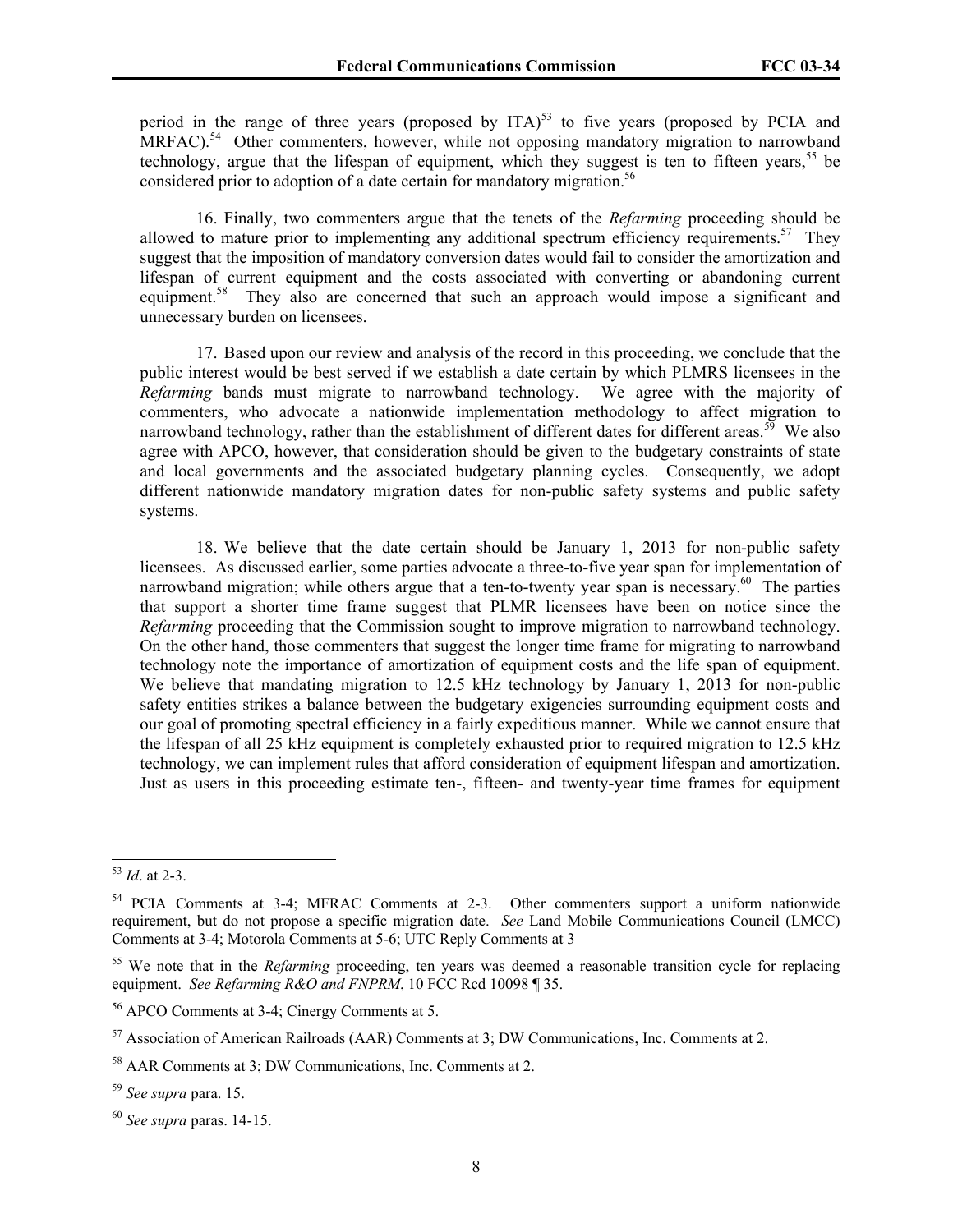period in the range of three years (proposed by ITA)[53] to five years (proposed by PCIA and MRFAC).[54] Other commenters, however, while not opposing mandatory migration to narrowband technology, argue that the lifespan of equipment, which they suggest is ten to fifteen years,[55] be considered prior to adoption of a date certain for mandatory migration.[56]

16. Finally, two commenters argue that the tenets of the *Refarming* proceeding should be allowed to mature prior to implementing any additional spectrum efficiency requirements.[57] They suggest that the imposition of mandatory conversion dates would fail to consider the amortization and lifespan of current equipment and the costs associated with converting or abandoning current equipment.[58] They also are concerned that such an approach would impose a significant and unnecessary burden on licensees.

17. Based upon our review and analysis of the record in this proceeding, we conclude that the public interest would be best served if we establish a date certain by which PLMRS licensees in the *Refarming* bands must migrate to narrowband technology. We agree with the majority of commenters, who advocate a nationwide implementation methodology to affect migration to narrowband technology, rather than the establishment of different dates for different areas.[59] We also agree with APCO, however, that consideration should be given to the budgetary constraints of state and local governments and the associated budgetary planning cycles. Consequently, we adopt different nationwide mandatory migration dates for non-public safety systems and public safety systems.

18. We believe that the date certain should be January 1, 2013 for non-public safety licensees. As discussed earlier, some parties advocate a three-to-five year span for implementation of narrowband migration; while others argue that a ten-to-twenty year span is necessary.[60] The parties that support a shorter time frame suggest that PLMR licensees have been on notice since the *Refarming* proceeding that the Commission sought to improve migration to narrowband technology. On the other hand, those commenters that suggest the longer time frame for migrating to narrowband technology note the importance of amortization of equipment costs and the life span of equipment. We believe that mandating migration to 12.5 kHz technology by January 1, 2013 for non-public safety entities strikes a balance between the budgetary exigencies surrounding equipment costs and our goal of promoting spectral efficiency in a fairly expeditious manner. While we cannot ensure that the lifespan of all 25 kHz equipment is completely exhausted prior to required migration to 12.5 kHz technology, we can implement rules that afford consideration of equipment lifespan and amortization. Just as users in this proceeding estimate ten-, fifteen- and twenty-year time frames for equipment

---

[53] *Id*. at 2-3.

[54] PCIA Comments at 3-4; MFRAC Comments at 2-3. Other commenters support a uniform nationwide requirement, but do not propose a specific migration date. *See* Land Mobile Communications Council (LMCC) Comments at 3-4; Motorola Comments at 5-6; UTC Reply Comments at 3

[55] We note that in the *Refarming* proceeding, ten years was deemed a reasonable transition cycle for replacing equipment. *See Refarming R&O and FNPRM*, 10 FCC Rcd 10098 ¶ 35.

[56] APCO Comments at 3-4; Cinergy Comments at 5.

[57] Association of American Railroads (AAR) Comments at 3; DW Communications, Inc. Comments at 2.

[58] AAR Comments at 3; DW Communications, Inc. Comments at 2.

[59] *See supra* para. 15.

[60] *See supra* paras. 14-15.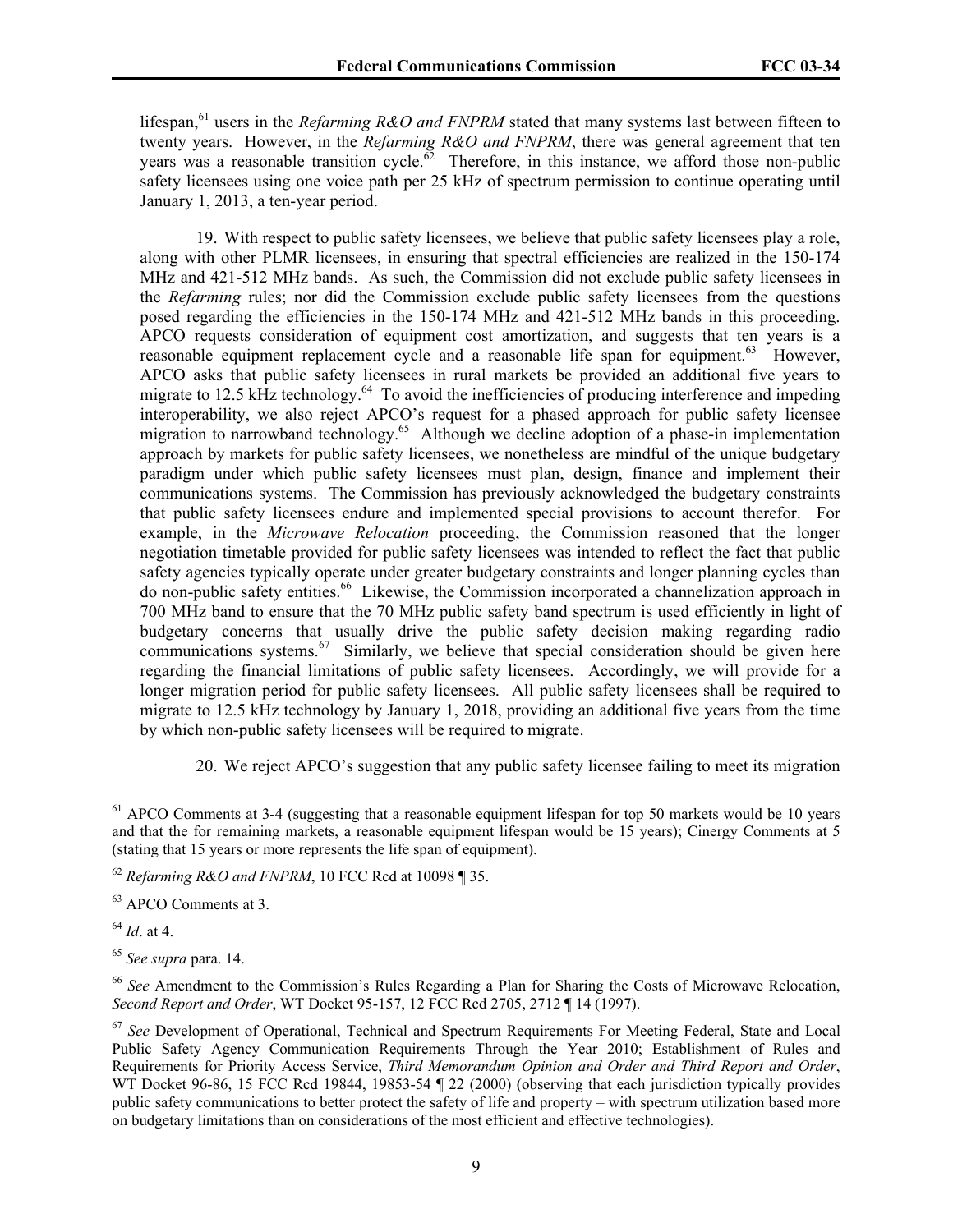lifespan,[61] users in the *Refarming R&O and FNPRM* stated that many systems last between fifteen to twenty years. However, in the *Refarming R&O and FNPRM*, there was general agreement that ten years was a reasonable transition cycle.[62] Therefore, in this instance, we afford those non-public safety licensees using one voice path per 25 kHz of spectrum permission to continue operating until January 1, 2013, a ten-year period.

19. With respect to public safety licensees, we believe that public safety licensees play a role, along with other PLMR licensees, in ensuring that spectral efficiencies are realized in the 150-174 MHz and 421-512 MHz bands. As such, the Commission did not exclude public safety licensees in the *Refarming* rules; nor did the Commission exclude public safety licensees from the questions posed regarding the efficiencies in the 150-174 MHz and 421-512 MHz bands in this proceeding. APCO requests consideration of equipment cost amortization, and suggests that ten years is a reasonable equipment replacement cycle and a reasonable life span for equipment.[63] However, APCO asks that public safety licensees in rural markets be provided an additional five years to migrate to 12.5 kHz technology.[64] To avoid the inefficiencies of producing interference and impeding interoperability, we also reject APCO's request for a phased approach for public safety licensee migration to narrowband technology.[65] Although we decline adoption of a phase-in implementation approach by markets for public safety licensees, we nonetheless are mindful of the unique budgetary paradigm under which public safety licensees must plan, design, finance and implement their communications systems. The Commission has previously acknowledged the budgetary constraints that public safety licensees endure and implemented special provisions to account therefor. For example, in the *Microwave Relocation* proceeding, the Commission reasoned that the longer negotiation timetable provided for public safety licensees was intended to reflect the fact that public safety agencies typically operate under greater budgetary constraints and longer planning cycles than do non-public safety entities.[66] Likewise, the Commission incorporated a channelization approach in 700 MHz band to ensure that the 70 MHz public safety band spectrum is used efficiently in light of budgetary concerns that usually drive the public safety decision making regarding radio communications systems.[67] Similarly, we believe that special consideration should be given here regarding the financial limitations of public safety licensees. Accordingly, we will provide for a longer migration period for public safety licensees. All public safety licensees shall be required to migrate to 12.5 kHz technology by January 1, 2018, providing an additional five years from the time by which non-public safety licensees will be required to migrate.

20. We reject APCO's suggestion that any public safety licensee failing to meet its migration

---

[61] APCO Comments at 3-4 (suggesting that a reasonable equipment lifespan for top 50 markets would be 10 years and that the for remaining markets, a reasonable equipment lifespan would be 15 years); Cinergy Comments at 5 (stating that 15 years or more represents the life span of equipment).

[62] *Refarming R&O and FNPRM*, 10 FCC Rcd at 10098 ¶ 35.

[63] APCO Comments at 3.

[64] *Id*. at 4.

[65] *See supra* para. 14.

[66] *See* Amendment to the Commission's Rules Regarding a Plan for Sharing the Costs of Microwave Relocation, *Second Report and Order*, WT Docket 95-157, 12 FCC Rcd 2705, 2712 ¶ 14 (1997).

[67] *See* Development of Operational, Technical and Spectrum Requirements For Meeting Federal, State and Local Public Safety Agency Communication Requirements Through the Year 2010; Establishment of Rules and Requirements for Priority Access Service, *Third Memorandum Opinion and Order and Third Report and Order*, WT Docket 96-86, 15 FCC Rcd 19844, 19853-54 ¶ 22 (2000) (observing that each jurisdiction typically provides public safety communications to better protect the safety of life and property – with spectrum utilization based more on budgetary limitations than on considerations of the most efficient and effective technologies).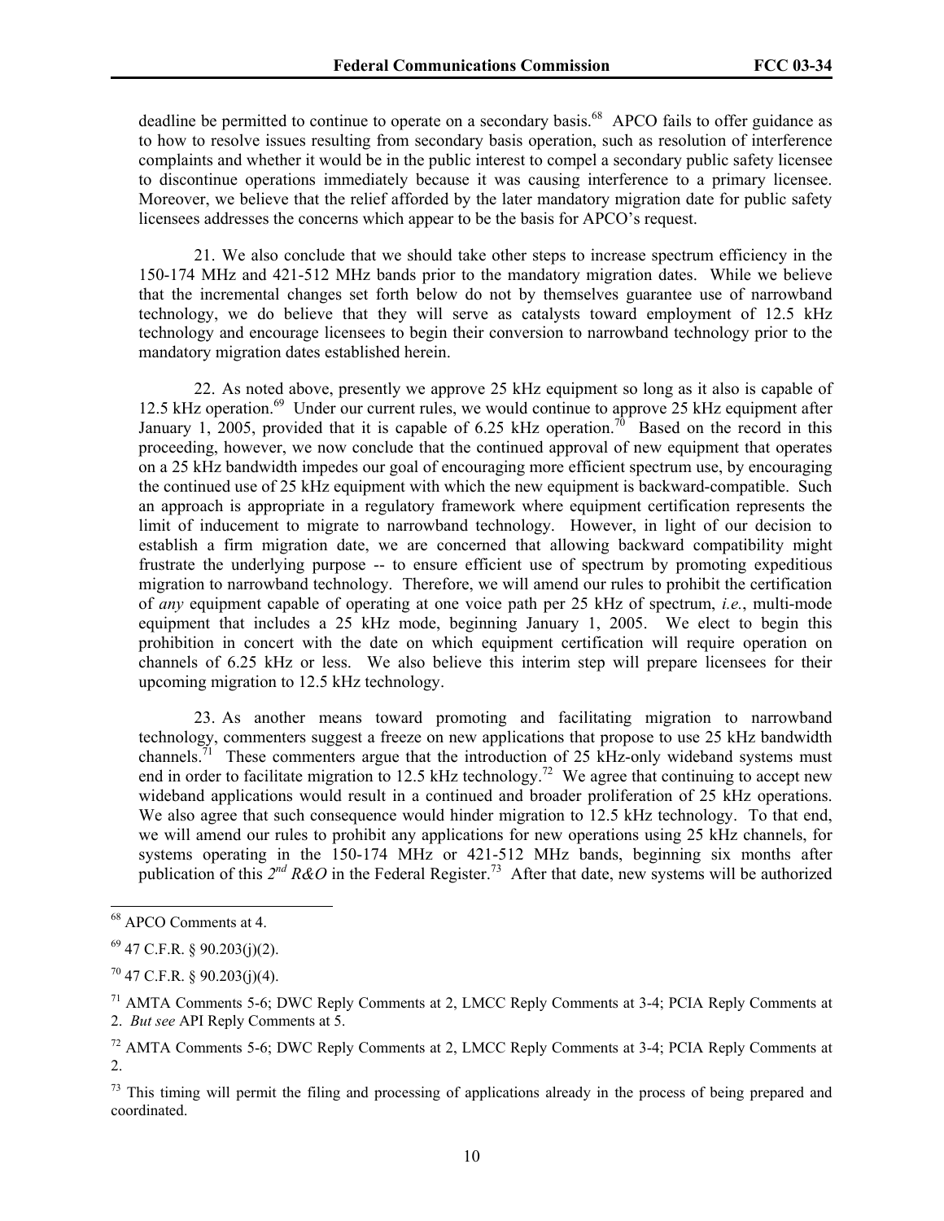deadline be permitted to continue to operate on a secondary basis.[68] APCO fails to offer guidance as to how to resolve issues resulting from secondary basis operation, such as resolution of interference complaints and whether it would be in the public interest to compel a secondary public safety licensee to discontinue operations immediately because it was causing interference to a primary licensee. Moreover, we believe that the relief afforded by the later mandatory migration date for public safety licensees addresses the concerns which appear to be the basis for APCO's request.

21. We also conclude that we should take other steps to increase spectrum efficiency in the 150-174 MHz and 421-512 MHz bands prior to the mandatory migration dates. While we believe that the incremental changes set forth below do not by themselves guarantee use of narrowband technology, we do believe that they will serve as catalysts toward employment of 12.5 kHz technology and encourage licensees to begin their conversion to narrowband technology prior to the mandatory migration dates established herein.

22. As noted above, presently we approve 25 kHz equipment so long as it also is capable of 12.5 kHz operation.[69] Under our current rules, we would continue to approve 25 kHz equipment after January 1, 2005, provided that it is capable of 6.25 kHz operation.[70] Based on the record in this proceeding, however, we now conclude that the continued approval of new equipment that operates on a 25 kHz bandwidth impedes our goal of encouraging more efficient spectrum use, by encouraging the continued use of 25 kHz equipment with which the new equipment is backward-compatible. Such an approach is appropriate in a regulatory framework where equipment certification represents the limit of inducement to migrate to narrowband technology. However, in light of our decision to establish a firm migration date, we are concerned that allowing backward compatibility might frustrate the underlying purpose -- to ensure efficient use of spectrum by promoting expeditious migration to narrowband technology. Therefore, we will amend our rules to prohibit the certification of *any* equipment capable of operating at one voice path per 25 kHz of spectrum, *i.e.*, multi-mode equipment that includes a 25 kHz mode, beginning January 1, 2005. We elect to begin this prohibition in concert with the date on which equipment certification will require operation on channels of 6.25 kHz or less. We also believe this interim step will prepare licensees for their upcoming migration to 12.5 kHz technology.

23. As another means toward promoting and facilitating migration to narrowband technology, commenters suggest a freeze on new applications that propose to use 25 kHz bandwidth channels.[71] These commenters argue that the introduction of 25 kHz-only wideband systems must end in order to facilitate migration to 12.5 kHz technology.[72] We agree that continuing to accept new wideband applications would result in a continued and broader proliferation of 25 kHz operations. We also agree that such consequence would hinder migration to 12.5 kHz technology. To that end, we will amend our rules to prohibit any applications for new operations using 25 kHz channels, for systems operating in the 150-174 MHz or 421-512 MHz bands, beginning six months after publication of this *2nd R&O* in the Federal Register.[73] After that date, new systems will be authorized

---

[68] APCO Comments at 4.

[69] 47 C.F.R. § 90.203(j)(2).

[70] 47 C.F.R. § 90.203(j)(4).

[71] AMTA Comments 5-6; DWC Reply Comments at 2, LMCC Reply Comments at 3-4; PCIA Reply Comments at 2. *But see* API Reply Comments at 5.

[72] AMTA Comments 5-6; DWC Reply Comments at 2, LMCC Reply Comments at 3-4; PCIA Reply Comments at 2.

[73] This timing will permit the filing and processing of applications already in the process of being prepared and coordinated.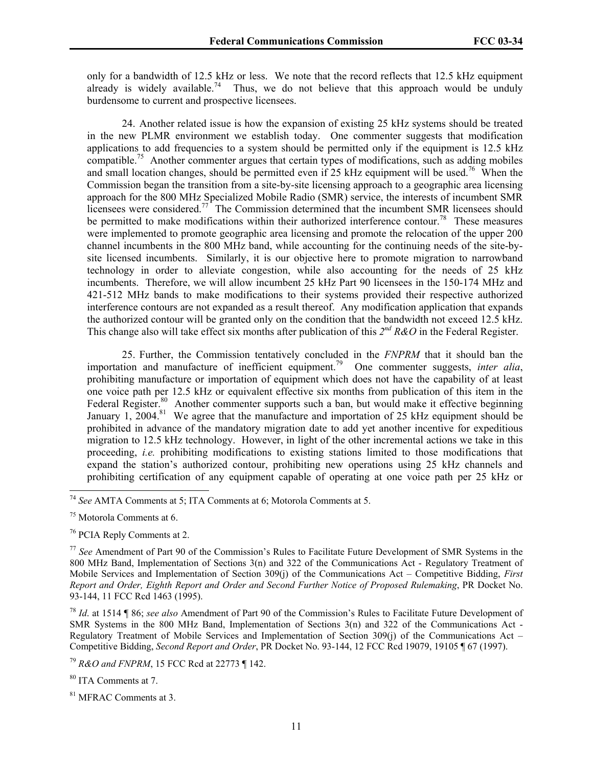only for a bandwidth of 12.5 kHz or less. We note that the record reflects that 12.5 kHz equipment already is widely available.[74] Thus, we do not believe that this approach would be unduly burdensome to current and prospective licensees.

24. Another related issue is how the expansion of existing 25 kHz systems should be treated in the new PLMR environment we establish today. One commenter suggests that modification applications to add frequencies to a system should be permitted only if the equipment is 12.5 kHz compatible.[75] Another commenter argues that certain types of modifications, such as adding mobiles and small location changes, should be permitted even if 25 kHz equipment will be used.[76] When the Commission began the transition from a site-by-site licensing approach to a geographic area licensing approach for the 800 MHz Specialized Mobile Radio (SMR) service, the interests of incumbent SMR licensees were considered.[77] The Commission determined that the incumbent SMR licensees should be permitted to make modifications within their authorized interference contour.[78] These measures were implemented to promote geographic area licensing and promote the relocation of the upper 200 channel incumbents in the 800 MHz band, while accounting for the continuing needs of the site-by-site licensed incumbents. Similarly, it is our objective here to promote migration to narrowband technology in order to alleviate congestion, while also accounting for the needs of 25 kHz incumbents. Therefore, we will allow incumbent 25 kHz Part 90 licensees in the 150-174 MHz and 421-512 MHz bands to make modifications to their systems provided their respective authorized interference contours are not expanded as a result thereof. Any modification application that expands the authorized contour will be granted only on the condition that the bandwidth not exceed 12.5 kHz. This change also will take effect six months after publication of this *2nd R&O* in the Federal Register.

25. Further, the Commission tentatively concluded in the *FNPRM* that it should ban the importation and manufacture of inefficient equipment.[79] One commenter suggests, *inter alia*, prohibiting manufacture or importation of equipment which does not have the capability of at least one voice path per 12.5 kHz or equivalent effective six months from publication of this item in the Federal Register.[80] Another commenter supports such a ban, but would make it effective beginning January 1, 2004.[81] We agree that the manufacture and importation of 25 kHz equipment should be prohibited in advance of the mandatory migration date to add yet another incentive for expeditious migration to 12.5 kHz technology. However, in light of the other incremental actions we take in this proceeding, *i.e.* prohibiting modifications to existing stations limited to those modifications that expand the station's authorized contour, prohibiting new operations using 25 kHz channels and prohibiting certification of any equipment capable of operating at one voice path per 25 kHz or

---

[74] *See* AMTA Comments at 5; ITA Comments at 6; Motorola Comments at 5.

[75] Motorola Comments at 6.

[76] PCIA Reply Comments at 2.

[77] *See* Amendment of Part 90 of the Commission's Rules to Facilitate Future Development of SMR Systems in the 800 MHz Band, Implementation of Sections 3(n) and 322 of the Communications Act - Regulatory Treatment of Mobile Services and Implementation of Section 309(j) of the Communications Act – Competitive Bidding, *First Report and Order, Eighth Report and Order and Second Further Notice of Proposed Rulemaking*, PR Docket No. 93-144, 11 FCC Rcd 1463 (1995).

[78] *Id.* at 1514 ¶ 86; *see also* Amendment of Part 90 of the Commission's Rules to Facilitate Future Development of SMR Systems in the 800 MHz Band, Implementation of Sections 3(n) and 322 of the Communications Act - Regulatory Treatment of Mobile Services and Implementation of Section 309(j) of the Communications Act – Competitive Bidding, *Second Report and Order*, PR Docket No. 93-144, 12 FCC Rcd 19079, 19105 ¶ 67 (1997).

[79] *R&O and FNPRM*, 15 FCC Rcd at 22773 ¶ 142.

[80] ITA Comments at 7.

[81] MFRAC Comments at 3.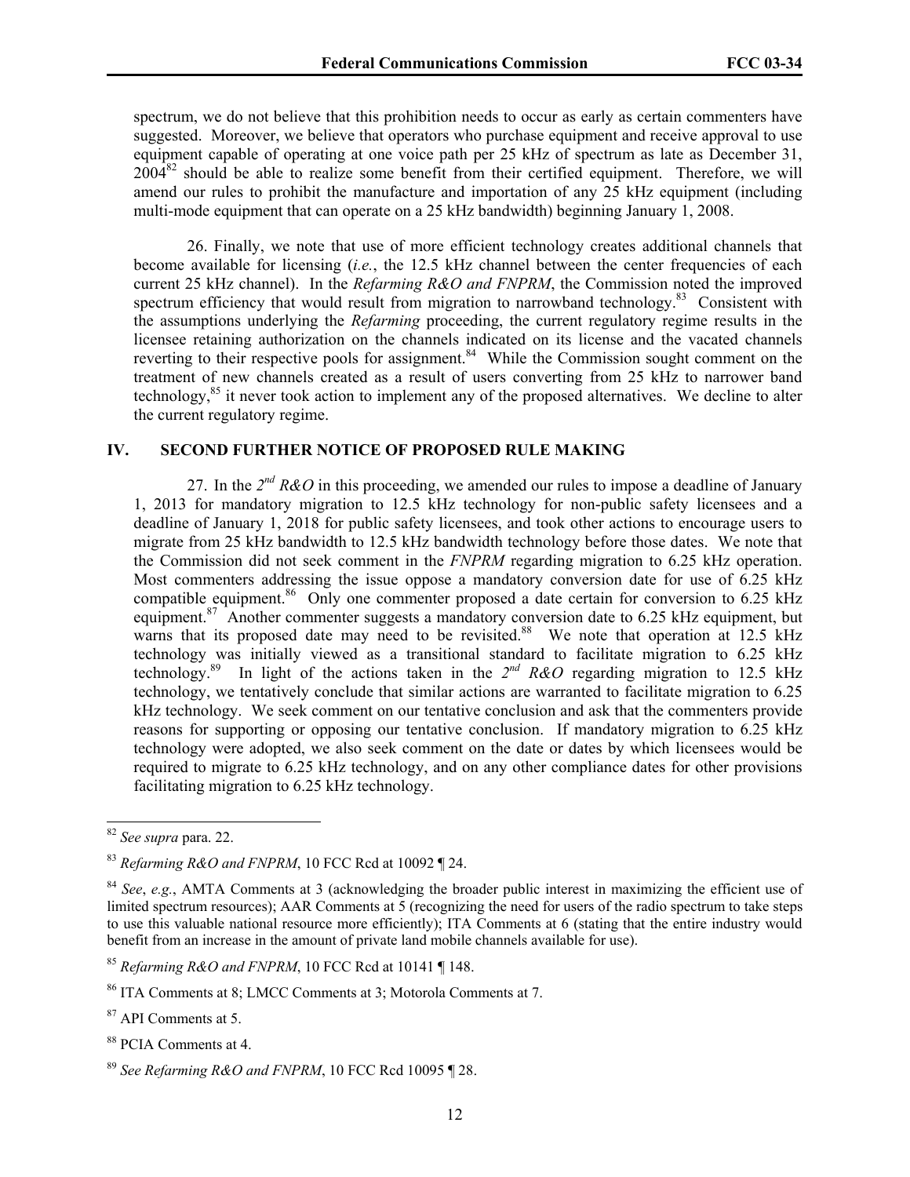spectrum, we do not believe that this prohibition needs to occur as early as certain commenters have suggested. Moreover, we believe that operators who purchase equipment and receive approval to use equipment capable of operating at one voice path per 25 kHz of spectrum as late as December 31, 2004[82] should be able to realize some benefit from their certified equipment. Therefore, we will amend our rules to prohibit the manufacture and importation of any 25 kHz equipment (including multi-mode equipment that can operate on a 25 kHz bandwidth) beginning January 1, 2008.

26. Finally, we note that use of more efficient technology creates additional channels that become available for licensing (*i.e.*, the 12.5 kHz channel between the center frequencies of each current 25 kHz channel). In the *Refarming R&O and FNPRM*, the Commission noted the improved spectrum efficiency that would result from migration to narrowband technology.[83] Consistent with the assumptions underlying the *Refarming* proceeding, the current regulatory regime results in the licensee retaining authorization on the channels indicated on its license and the vacated channels reverting to their respective pools for assignment.[84] While the Commission sought comment on the treatment of new channels created as a result of users converting from 25 kHz to narrower band technology,[85] it never took action to implement any of the proposed alternatives. We decline to alter the current regulatory regime.

## IV. SECOND FURTHER NOTICE OF PROPOSED RULE MAKING

27. In the *2nd R&O* in this proceeding, we amended our rules to impose a deadline of January 1, 2013 for mandatory migration to 12.5 kHz technology for non-public safety licensees and a deadline of January 1, 2018 for public safety licensees, and took other actions to encourage users to migrate from 25 kHz bandwidth to 12.5 kHz bandwidth technology before those dates. We note that the Commission did not seek comment in the *FNPRM* regarding migration to 6.25 kHz operation. Most commenters addressing the issue oppose a mandatory conversion date for use of 6.25 kHz compatible equipment.[86] Only one commenter proposed a date certain for conversion to 6.25 kHz equipment.[87] Another commenter suggests a mandatory conversion date to 6.25 kHz equipment, but warns that its proposed date may need to be revisited.[88] We note that operation at 12.5 kHz technology was initially viewed as a transitional standard to facilitate migration to 6.25 kHz technology.[89] In light of the actions taken in the *2nd R&O* regarding migration to 12.5 kHz technology, we tentatively conclude that similar actions are warranted to facilitate migration to 6.25 kHz technology. We seek comment on our tentative conclusion and ask that the commenters provide reasons for supporting or opposing our tentative conclusion. If mandatory migration to 6.25 kHz technology were adopted, we also seek comment on the date or dates by which licensees would be required to migrate to 6.25 kHz technology, and on any other compliance dates for other provisions facilitating migration to 6.25 kHz technology.

---

[82] *See supra* para. 22.

[83] *Refarming R&O and FNPRM*, 10 FCC Rcd at 10092 ¶ 24.

[84] *See*, *e.g.*, AMTA Comments at 3 (acknowledging the broader public interest in maximizing the efficient use of limited spectrum resources); AAR Comments at 5 (recognizing the need for users of the radio spectrum to take steps to use this valuable national resource more efficiently); ITA Comments at 6 (stating that the entire industry would benefit from an increase in the amount of private land mobile channels available for use).

[85] *Refarming R&O and FNPRM*, 10 FCC Rcd at 10141 ¶ 148.

[86] ITA Comments at 8; LMCC Comments at 3; Motorola Comments at 7.

[87] API Comments at 5.

[88] PCIA Comments at 4.

[89] *See Refarming R&O and FNPRM*, 10 FCC Rcd 10095 ¶ 28.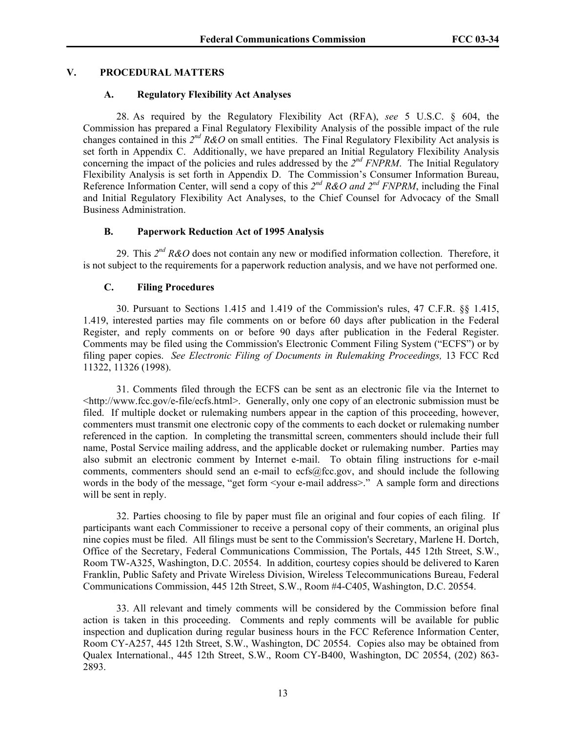## V. PROCEDURAL MATTERS

### A. Regulatory Flexibility Act Analyses

28. As required by the Regulatory Flexibility Act (RFA), *see* 5 U.S.C. § 604, the Commission has prepared a Final Regulatory Flexibility Analysis of the possible impact of the rule changes contained in this *2nd R&O* on small entities. The Final Regulatory Flexibility Act analysis is set forth in Appendix C. Additionally, we have prepared an Initial Regulatory Flexibility Analysis concerning the impact of the policies and rules addressed by the *2nd FNPRM*. The Initial Regulatory Flexibility Analysis is set forth in Appendix D. The Commission's Consumer Information Bureau, Reference Information Center, will send a copy of this *2nd R&O and 2nd FNPRM*, including the Final and Initial Regulatory Flexibility Act Analyses, to the Chief Counsel for Advocacy of the Small Business Administration.

### B. Paperwork Reduction Act of 1995 Analysis

29. This *2nd R&O* does not contain any new or modified information collection. Therefore, it is not subject to the requirements for a paperwork reduction analysis, and we have not performed one.

### C. Filing Procedures

30. Pursuant to Sections 1.415 and 1.419 of the Commission's rules, 47 C.F.R. §§ 1.415, 1.419, interested parties may file comments on or before 60 days after publication in the Federal Register, and reply comments on or before 90 days after publication in the Federal Register. Comments may be filed using the Commission's Electronic Comment Filing System ("ECFS") or by filing paper copies. *See Electronic Filing of Documents in Rulemaking Proceedings,* 13 FCC Rcd 11322, 11326 (1998).

31. Comments filed through the ECFS can be sent as an electronic file via the Internet to <http://www.fcc.gov/e-file/ecfs.html>. Generally, only one copy of an electronic submission must be filed. If multiple docket or rulemaking numbers appear in the caption of this proceeding, however, commenters must transmit one electronic copy of the comments to each docket or rulemaking number referenced in the caption. In completing the transmittal screen, commenters should include their full name, Postal Service mailing address, and the applicable docket or rulemaking number. Parties may also submit an electronic comment by Internet e-mail. To obtain filing instructions for e-mail comments, commenters should send an e-mail to ecfs@fcc.gov, and should include the following words in the body of the message, "get form <your e-mail address>." A sample form and directions will be sent in reply.

32. Parties choosing to file by paper must file an original and four copies of each filing. If participants want each Commissioner to receive a personal copy of their comments, an original plus nine copies must be filed. All filings must be sent to the Commission's Secretary, Marlene H. Dortch, Office of the Secretary, Federal Communications Commission, The Portals, 445 12th Street, S.W., Room TW-A325, Washington, D.C. 20554. In addition, courtesy copies should be delivered to Karen Franklin, Public Safety and Private Wireless Division, Wireless Telecommunications Bureau, Federal Communications Commission, 445 12th Street, S.W., Room #4-C405, Washington, D.C. 20554.

33. All relevant and timely comments will be considered by the Commission before final action is taken in this proceeding. Comments and reply comments will be available for public inspection and duplication during regular business hours in the FCC Reference Information Center, Room CY-A257, 445 12th Street, S.W., Washington, DC 20554. Copies also may be obtained from Qualex International., 445 12th Street, S.W., Room CY-B400, Washington, DC 20554, (202) 863-2893.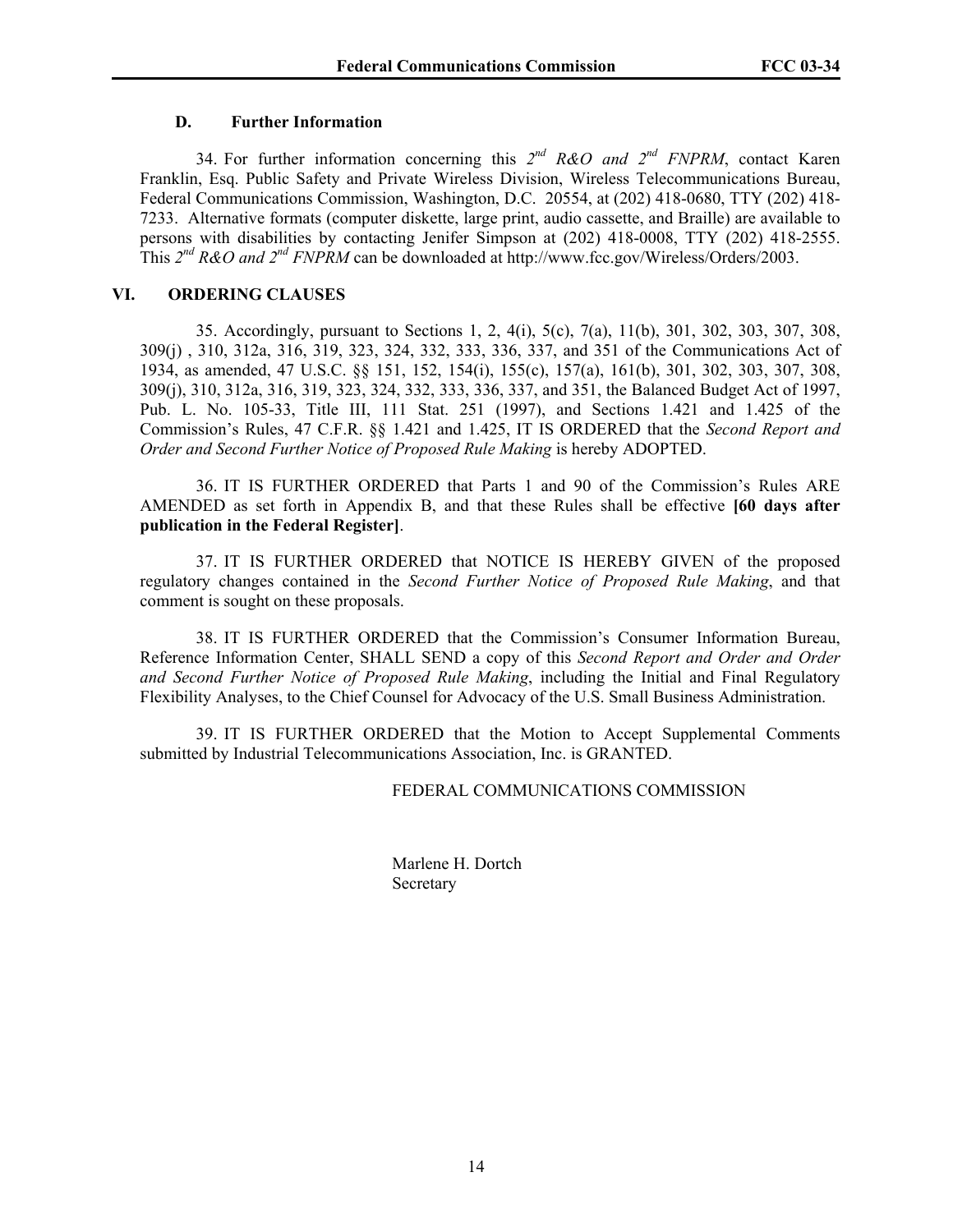### D. Further Information

34. For further information concerning this *2nd R&O and 2nd FNPRM*, contact Karen Franklin, Esq. Public Safety and Private Wireless Division, Wireless Telecommunications Bureau, Federal Communications Commission, Washington, D.C. 20554, at (202) 418-0680, TTY (202) 418-7233. Alternative formats (computer diskette, large print, audio cassette, and Braille) are available to persons with disabilities by contacting Jenifer Simpson at (202) 418-0008, TTY (202) 418-2555. This *2nd R&O and 2nd FNPRM* can be downloaded at http://www.fcc.gov/Wireless/Orders/2003.

## VI. ORDERING CLAUSES

35. Accordingly, pursuant to Sections 1, 2, 4(i), 5(c), 7(a), 11(b), 301, 302, 303, 307, 308, 309(j) , 310, 312a, 316, 319, 323, 324, 332, 333, 336, 337, and 351 of the Communications Act of 1934, as amended, 47 U.S.C. §§ 151, 152, 154(i), 155(c), 157(a), 161(b), 301, 302, 303, 307, 308, 309(j), 310, 312a, 316, 319, 323, 324, 332, 333, 336, 337, and 351, the Balanced Budget Act of 1997, Pub. L. No. 105-33, Title III, 111 Stat. 251 (1997), and Sections 1.421 and 1.425 of the Commission's Rules, 47 C.F.R. §§ 1.421 and 1.425, IT IS ORDERED that the *Second Report and Order and Second Further Notice of Proposed Rule Making* is hereby ADOPTED.

36. IT IS FURTHER ORDERED that Parts 1 and 90 of the Commission's Rules ARE AMENDED as set forth in Appendix B, and that these Rules shall be effective **[60 days after publication in the Federal Register]**.

37. IT IS FURTHER ORDERED that NOTICE IS HEREBY GIVEN of the proposed regulatory changes contained in the *Second Further Notice of Proposed Rule Making*, and that comment is sought on these proposals.

38. IT IS FURTHER ORDERED that the Commission's Consumer Information Bureau, Reference Information Center, SHALL SEND a copy of this *Second Report and Order and Order and Second Further Notice of Proposed Rule Making*, including the Initial and Final Regulatory Flexibility Analyses, to the Chief Counsel for Advocacy of the U.S. Small Business Administration.

39. IT IS FURTHER ORDERED that the Motion to Accept Supplemental Comments submitted by Industrial Telecommunications Association, Inc. is GRANTED.

FEDERAL COMMUNICATIONS COMMISSION

Marlene H. Dortch
Secretary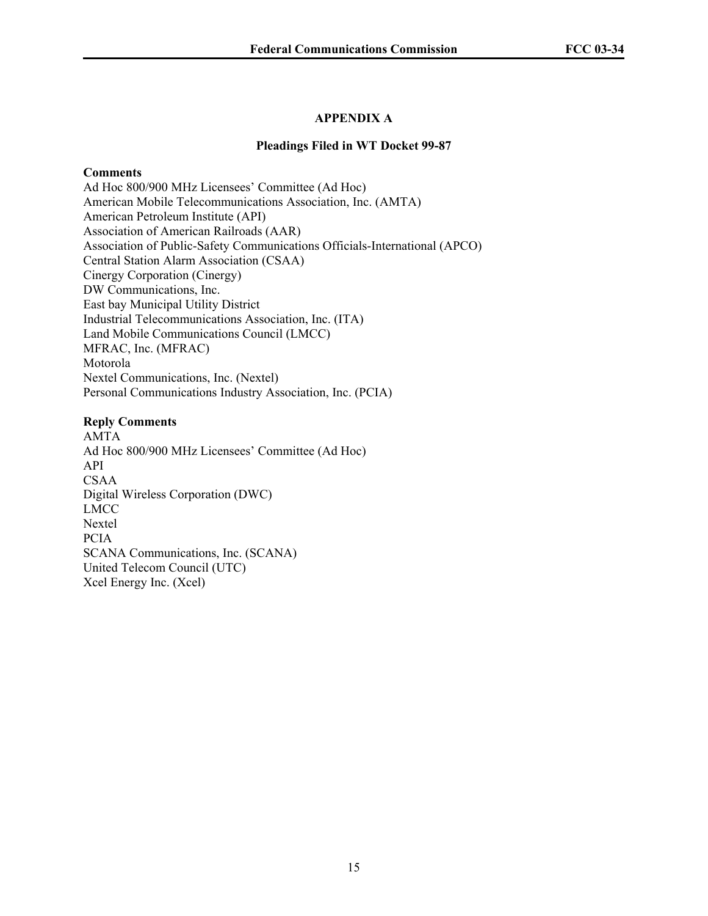# APPENDIX A

## Pleadings Filed in WT Docket 99-87

**Comments**

Ad Hoc 800/900 MHz Licensees' Committee (Ad Hoc)
American Mobile Telecommunications Association, Inc. (AMTA)
American Petroleum Institute (API)
Association of American Railroads (AAR)
Association of Public-Safety Communications Officials-International (APCO)
Central Station Alarm Association (CSAA)
Cinergy Corporation (Cinergy)
DW Communications, Inc.
East bay Municipal Utility District
Industrial Telecommunications Association, Inc. (ITA)
Land Mobile Communications Council (LMCC)
MFRAC, Inc. (MFRAC)
Motorola
Nextel Communications, Inc. (Nextel)
Personal Communications Industry Association, Inc. (PCIA)

**Reply Comments**

AMTA
Ad Hoc 800/900 MHz Licensees' Committee (Ad Hoc)
API
CSAA
Digital Wireless Corporation (DWC)
LMCC
Nextel
PCIA
SCANA Communications, Inc. (SCANA)
United Telecom Council (UTC)
Xcel Energy Inc. (Xcel)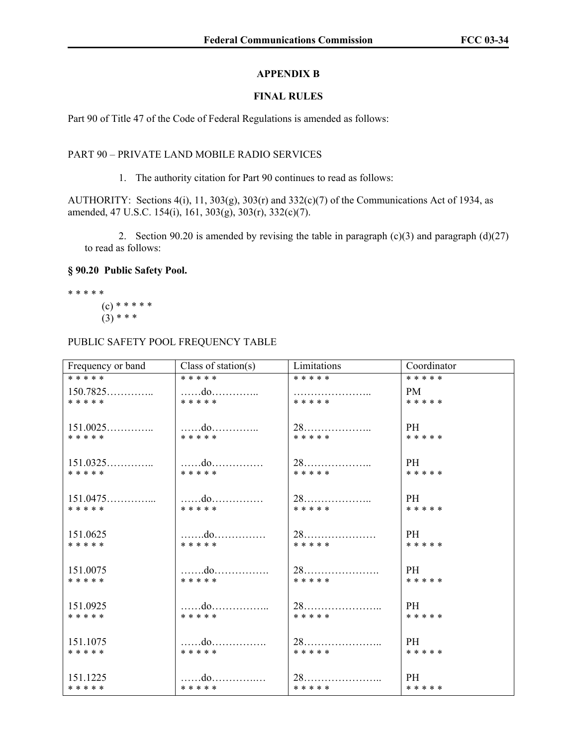## APPENDIX B

## FINAL RULES

Part 90 of Title 47 of the Code of Federal Regulations is amended as follows:

PART 90 – PRIVATE LAND MOBILE RADIO SERVICES

1. The authority citation for Part 90 continues to read as follows:

AUTHORITY: Sections 4(i), 11, 303(g), 303(r) and 332(c)(7) of the Communications Act of 1934, as amended, 47 U.S.C. 154(i), 161, 303(g), 303(r), 332(c)(7).

2. Section 90.20 is amended by revising the table in paragraph (c)(3) and paragraph (d)(27) to read as follows:

**§ 90.20 Public Safety Pool.**

* * * * *

(c) * * * * *

(3) * * *

PUBLIC SAFETY POOL FREQUENCY TABLE

| Frequency or band | Class of station(s) | Limitations | Coordinator |
|---|---|---|---|
| * * * * * | * * * * * | * * * * * | * * * * * |
| 150.7825………….. | ……do………….. | ………………….. | PM |
| * * * * * | * * * * * | * * * * * | * * * * * |
| 151.0025………….. | ……do………….. | 28……………….. | PH |
| * * * * * | * * * * * | * * * * * | * * * * * |
| 151.0325………….. | ……do…………… | 28……………….. | PH |
| * * * * * | * * * * * | * * * * * | * * * * * |
| 151.0475…………... | ……do…………… | 28……………….. | PH |
| * * * * * | * * * * * | * * * * * | * * * * * |
| 151.0625 | …….do…………… | 28………………… | PH |
| * * * * * | * * * * * | * * * * * | * * * * * |
| 151.0075 | …….do……………. | 28…………………. | PH |
| * * * * * | * * * * * | * * * * * | * * * * * |
| 151.0925 | ……do…………….. | 28………………….. | PH |
| * * * * * | * * * * * | * * * * * | * * * * * |
| 151.1075 | ……do……………. | 28………………….. | PH |
| * * * * * | * * * * * | * * * * * | * * * * * |
| 151.1225 | ……do………….… | 28………………….. | PH |
| * * * * * | * * * * * | * * * * * | * * * * * |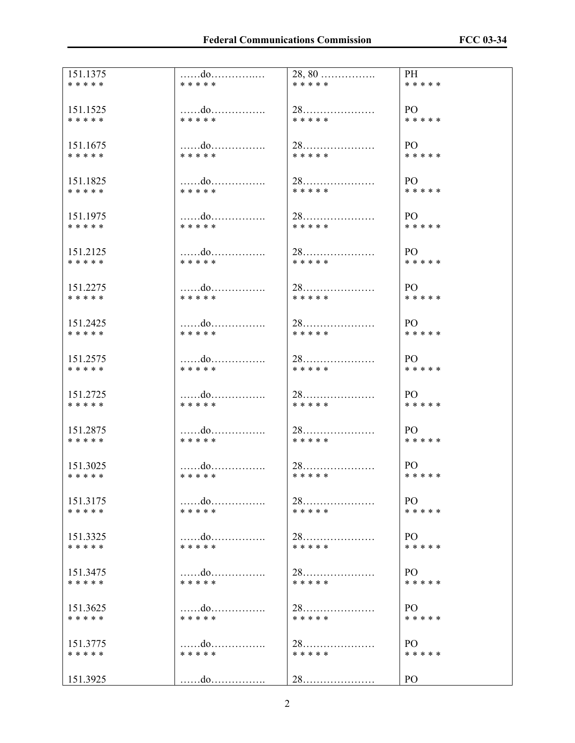| 151.1375 | ……do…………..… | 28, 80 ……………. | PH |
|---|---|---|---|
| * * * * * | * * * * * | * * * * * | * * * * * |
| 151.1525 | ……do……………. | 28………………… | PO |
| * * * * * | * * * * * | * * * * * | * * * * * |
| 151.1675 | ……do……………. | 28………………… | PO |
| * * * * * | * * * * * | * * * * * | * * * * * |
| 151.1825 | ……do……………. | 28………………… | PO |
| * * * * * | * * * * * | * * * * * | * * * * * |
| 151.1975 | ……do……………. | 28………………… | PO |
| * * * * * | * * * * * | * * * * * | * * * * * |
| 151.2125 | ……do……………. | 28………………… | PO |
| * * * * * | * * * * * | * * * * * | * * * * * |
| 151.2275 | ……do……………. | 28………………… | PO |
| * * * * * | * * * * * | * * * * * | * * * * * |
| 151.2425 | ……do……………. | 28………………… | PO |
| * * * * * | * * * * * | * * * * * | * * * * * |
| 151.2575 | ……do……………. | 28………………… | PO |
| * * * * * | * * * * * | * * * * * | * * * * * |
| 151.2725 | ……do……………. | 28………………… | PO |
| * * * * * | * * * * * | * * * * * | * * * * * |
| 151.2875 | ……do……………. | 28………………… | PO |
| * * * * * | * * * * * | * * * * * | * * * * * |
| 151.3025 | ……do……………. | 28………………… | PO |
| * * * * * | * * * * * | * * * * * | * * * * * |
| 151.3175 | ……do……………. | 28………………… | PO |
| * * * * * | * * * * * | * * * * * | * * * * * |
| 151.3325 | ……do……………. | 28………………… | PO |
| * * * * * | * * * * * | * * * * * | * * * * * |
| 151.3475 | ……do……………. | 28………………… | PO |
| * * * * * | * * * * * | * * * * * | * * * * * |
| 151.3625 | ……do……………. | 28………………… | PO |
| * * * * * | * * * * * | * * * * * | * * * * * |
| 151.3775 | ……do……………. | 28………………… | PO |
| * * * * * | * * * * * | * * * * * | * * * * * |
| 151.3925 | ……do……………. | 28………………… | PO |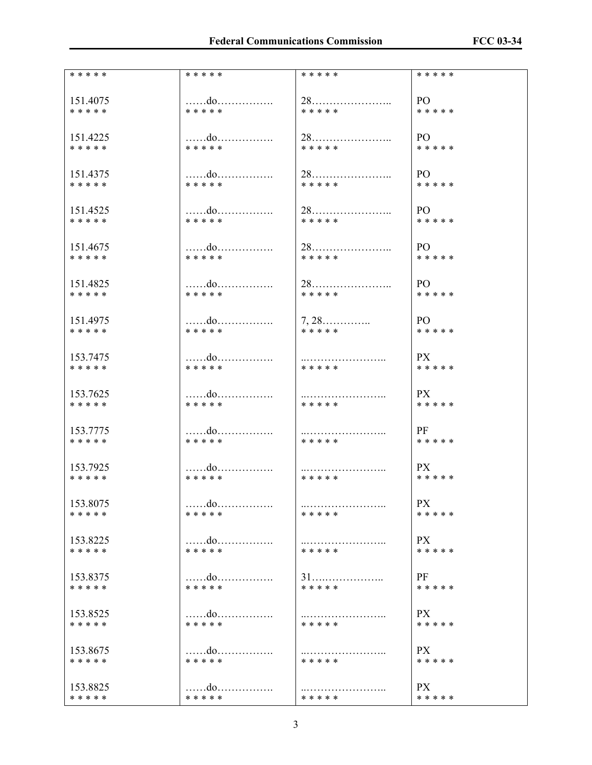| * * * * * | * * * * * | * * * * * | * * * * * |
|---|---|---|---|
| 151.4075 | ……do……………. | 28………………….. | PO |
| * * * * * | * * * * * | * * * * * | * * * * * |
| 151.4225 | ……do……………. | 28………………….. | PO |
| * * * * * | * * * * * | * * * * * | * * * * * |
| 151.4375 | ……do……………. | 28………………….. | PO |
| * * * * * | * * * * * | * * * * * | * * * * * |
| 151.4525 | ……do……………. | 28………………….. | PO |
| * * * * * | * * * * * | * * * * * | * * * * * |
| 151.4675 | ……do……………. | 28………………….. | PO |
| * * * * * | * * * * * | * * * * * | * * * * * |
| 151.4825 | ……do……………. | 28………………….. | PO |
| * * * * * | * * * * * | * * * * * | * * * * * |
| 151.4975 | ……do……………. | 7, 28………….. | PO |
| * * * * * | * * * * * | * * * * * | * * * * * |
| 153.7475 | ……do……………. | ..………………….. | PX |
| * * * * * | * * * * * | * * * * * | * * * * * |
| 153.7625 | ……do……………. | ..………………….. | PX |
| * * * * * | * * * * * | * * * * * | * * * * * |
| 153.7775 | ……do……………. | ..………………….. | PF |
| * * * * * | * * * * * | * * * * * | * * * * * |
| 153.7925 | ……do……………. | ..………………….. | PX |
| * * * * * | * * * * * | * * * * * | * * * * * |
| 153.8075 | ……do……………. | ..………………….. | PX |
| * * * * * | * * * * * | * * * * * | * * * * * |
| 153.8225 | ……do……………. | ..………………….. | PX |
| * * * * * | * * * * * | * * * * * | * * * * * |
| 153.8375 | ……do……………. | 31….…………….. | PF |
| * * * * * | * * * * * | * * * * * | * * * * * |
| 153.8525 | ……do……………. | ..………………….. | PX |
| * * * * * | * * * * * | * * * * * | * * * * * |
| 153.8675 | ……do……………. | ..………………….. | PX |
| * * * * * | * * * * * | * * * * * | * * * * * |
| 153.8825 | ……do……………. | ..………………….. | PX |
| * * * * * | * * * * * | * * * * * | * * * * * |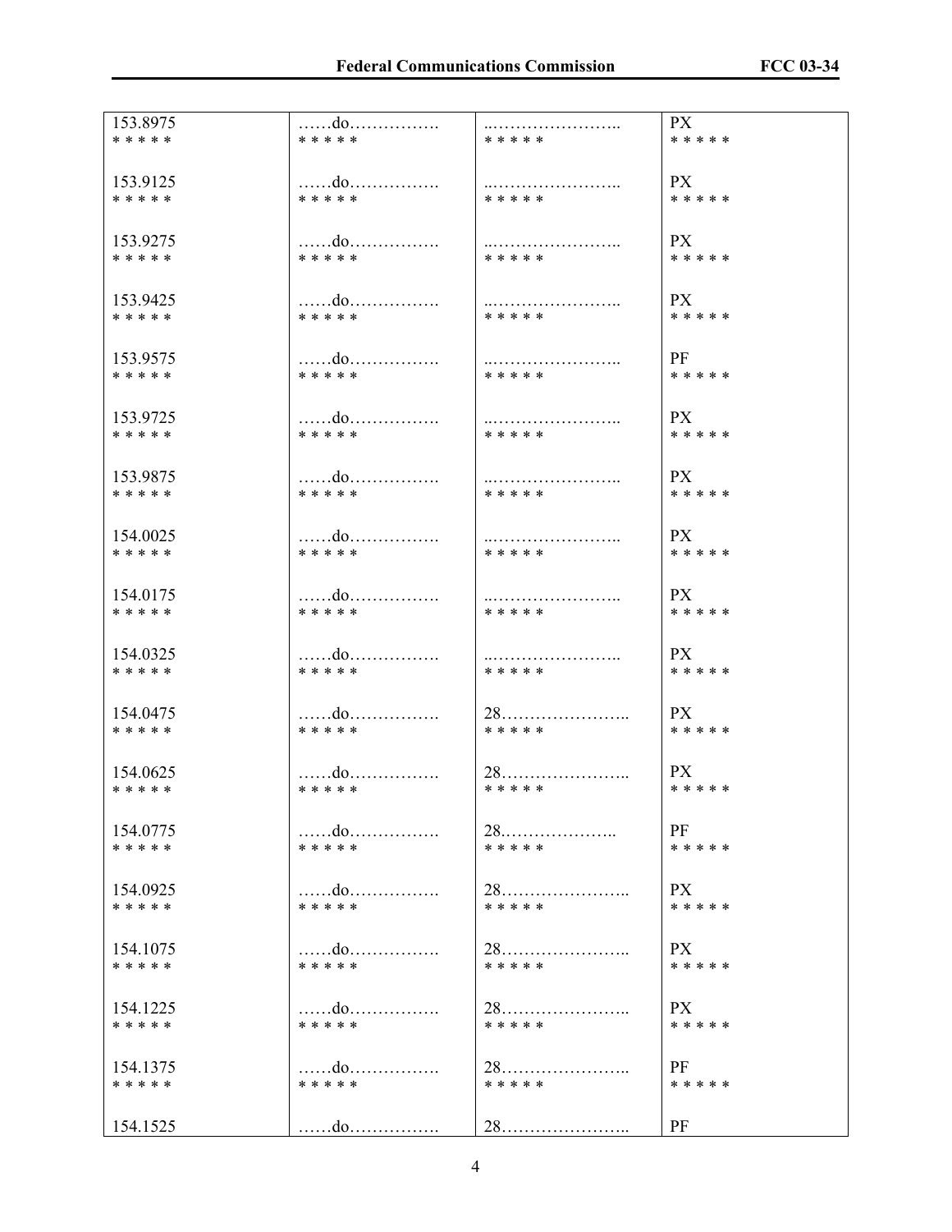| | | | |
|---|---|---|---|
| 153.8975<br>* * * * * | ……do…………….<br>* * * * * | ..…………………..<br>* * * * * | PX<br>* * * * * |
| 153.9125<br>* * * * * | ……do…………….<br>* * * * * | ..…………………..<br>* * * * * | PX<br>* * * * * |
| 153.9275<br>* * * * * | ……do…………….<br>* * * * * | ..…………………..<br>* * * * * | PX<br>* * * * * |
| 153.9425<br>* * * * * | ……do…………….<br>* * * * * | ..…………………..<br>* * * * * | PX<br>* * * * * |
| 153.9575<br>* * * * * | ……do…………….<br>* * * * * | ..…………………..<br>* * * * * | PF<br>* * * * * |
| 153.9725<br>* * * * * | ……do…………….<br>* * * * * | ..…………………..<br>* * * * * | PX<br>* * * * * |
| 153.9875<br>* * * * * | ……do…………….<br>* * * * * | ..…………………..<br>* * * * * | PX<br>* * * * * |
| 154.0025<br>* * * * * | ……do…………….<br>* * * * * | ..…………………..<br>* * * * * | PX<br>* * * * * |
| 154.0175<br>* * * * * | ……do…………….<br>* * * * * | ..…………………..<br>* * * * * | PX<br>* * * * * |
| 154.0325<br>* * * * * | ……do…………….<br>* * * * * | ..…………………..<br>* * * * * | PX<br>* * * * * |
| 154.0475<br>* * * * * | ……do…………….<br>* * * * * | 28…………………..<br>* * * * * | PX<br>* * * * * |
| 154.0625<br>* * * * * | ……do…………….<br>* * * * * | 28…………………..<br>* * * * * | PX<br>* * * * * |
| 154.0775<br>* * * * * | ……do…………….<br>* * * * * | 28.………………..<br>* * * * * | PF<br>* * * * * |
| 154.0925<br>* * * * * | ……do…………….<br>* * * * * | 28…………………..<br>* * * * * | PX<br>* * * * * |
| 154.1075<br>* * * * * | ……do…………….<br>* * * * * | 28…………………..<br>* * * * * | PX<br>* * * * * |
| 154.1225<br>* * * * * | ……do…………….<br>* * * * * | 28…………………..<br>* * * * * | PX<br>* * * * * |
| 154.1375<br>* * * * * | ……do…………….<br>* * * * * | 28…………………..<br>* * * * * | PF<br>* * * * * |
| 154.1525 | ……do……………. | 28………………….. | PF |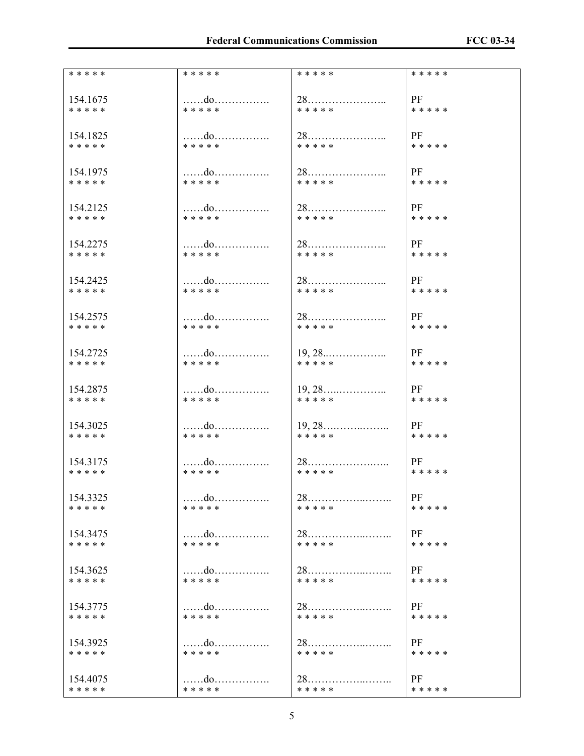| * * * * * | * * * * * | * * * * * | * * * * * |
|---|---|---|---|
| 154.1675 | ……do……………. | 28………………….. | PF |
| * * * * * | * * * * * | * * * * * | * * * * * |
| 154.1825 | ……do……………. | 28………………….. | PF |
| * * * * * | * * * * * | * * * * * | * * * * * |
| 154.1975 | ……do……………. | 28………………….. | PF |
| * * * * * | * * * * * | * * * * * | * * * * * |
| 154.2125 | ……do……………. | 28………………….. | PF |
| * * * * * | * * * * * | * * * * * | * * * * * |
| 154.2275 | ……do……………. | 28………………….. | PF |
| * * * * * | * * * * * | * * * * * | * * * * * |
| 154.2425 | ……do……………. | 28………………….. | PF |
| * * * * * | * * * * * | * * * * * | * * * * * |
| 154.2575 | ……do……………. | 28………………….. | PF |
| * * * * * | * * * * * | * * * * * | * * * * * |
| 154.2725 | ……do……………. | 19, 28..…………….. | PF |
| * * * * * | * * * * * | * * * * * | * * * * * |
| 154.2875 | ……do……………. | 19, 28…..………….. | PF |
| * * * * * | * * * * * | * * * * * | * * * * * |
| 154.3025 | ……do……………. | 19, 28….……..…….. | PF |
| * * * * * | * * * * * | * * * * * | * * * * * |
| 154.3175 | ……do……………. | 28………………..….. | PF |
| * * * * * | * * * * * | * * * * * | * * * * * |
| 154.3325 | ……do……………. | 28……………..…….. | PF |
| * * * * * | * * * * * | * * * * * | * * * * * |
| 154.3475 | ……do……………. | 28……………..…….. | PF |
| * * * * * | * * * * * | * * * * * | * * * * * |
| 154.3625 | ……do……………. | 28……………..…….. | PF |
| * * * * * | * * * * * | * * * * * | * * * * * |
| 154.3775 | ……do……………. | 28……………..…….. | PF |
| * * * * * | * * * * * | * * * * * | * * * * * |
| 154.3925 | ……do……………. | 28……………..…….. | PF |
| * * * * * | * * * * * | * * * * * | * * * * * |
| 154.4075 | ……do……………. | 28……………..…….. | PF |
| * * * * * | * * * * * | * * * * * | * * * * * |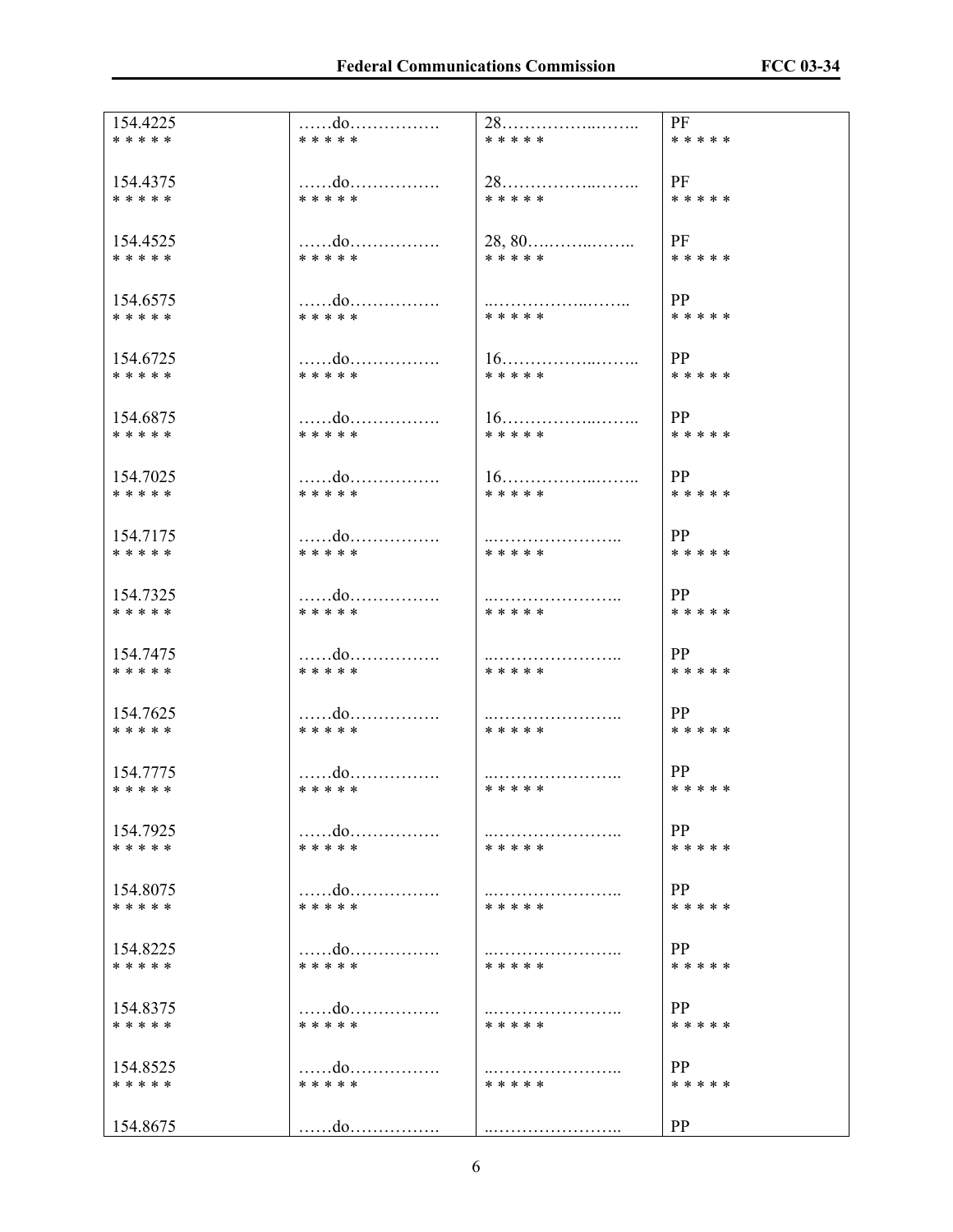| | | | |
|---|---|---|---|
| 154.4225<br>* * * * * | ……do…………….<br>* * * * * | 28……………..……..<br>* * * * * | PF<br>* * * * * |
| 154.4375<br>* * * * * | ……do…………….<br>* * * * * | 28……………..……..<br>* * * * * | PF<br>* * * * * |
| 154.4525<br>* * * * * | ……do…………….<br>* * * * * | 28, 80….……..……..<br>* * * * * | PF<br>* * * * * |
| 154.6575<br>* * * * * | ……do…………….<br>* * * * * | ..……………..……..<br>* * * * * | PP<br>* * * * * |
| 154.6725<br>* * * * * | ……do…………….<br>* * * * * | 16……………..……..<br>* * * * * | PP<br>* * * * * |
| 154.6875<br>* * * * * | ……do…………….<br>* * * * * | 16……………..……..<br>* * * * * | PP<br>* * * * * |
| 154.7025<br>* * * * * | ……do…………….<br>* * * * * | 16……………..……..<br>* * * * * | PP<br>* * * * * |
| 154.7175<br>* * * * * | ……do…………….<br>* * * * * | ..…………………..<br>* * * * * | PP<br>* * * * * |
| 154.7325<br>* * * * * | ……do…………….<br>* * * * * | ..…………………..<br>* * * * * | PP<br>* * * * * |
| 154.7475<br>* * * * * | ……do…………….<br>* * * * * | ..…………………..<br>* * * * * | PP<br>* * * * * |
| 154.7625<br>* * * * * | ……do…………….<br>* * * * * | ..…………………..<br>* * * * * | PP<br>* * * * * |
| 154.7775<br>* * * * * | ……do…………….<br>* * * * * | ..…………………..<br>* * * * * | PP<br>* * * * * |
| 154.7925<br>* * * * * | ……do…………….<br>* * * * * | ..…………………..<br>* * * * * | PP<br>* * * * * |
| 154.8075<br>* * * * * | ……do…………….<br>* * * * * | ..…………………..<br>* * * * * | PP<br>* * * * * |
| 154.8225<br>* * * * * | ……do…………….<br>* * * * * | ..…………………..<br>* * * * * | PP<br>* * * * * |
| 154.8375<br>* * * * * | ……do…………….<br>* * * * * | ..…………………..<br>* * * * * | PP<br>* * * * * |
| 154.8525<br>* * * * * | ……do…………….<br>* * * * * | ..…………………..<br>* * * * * | PP<br>* * * * * |
| 154.8675 | ……do……………. | ..………………….. | PP |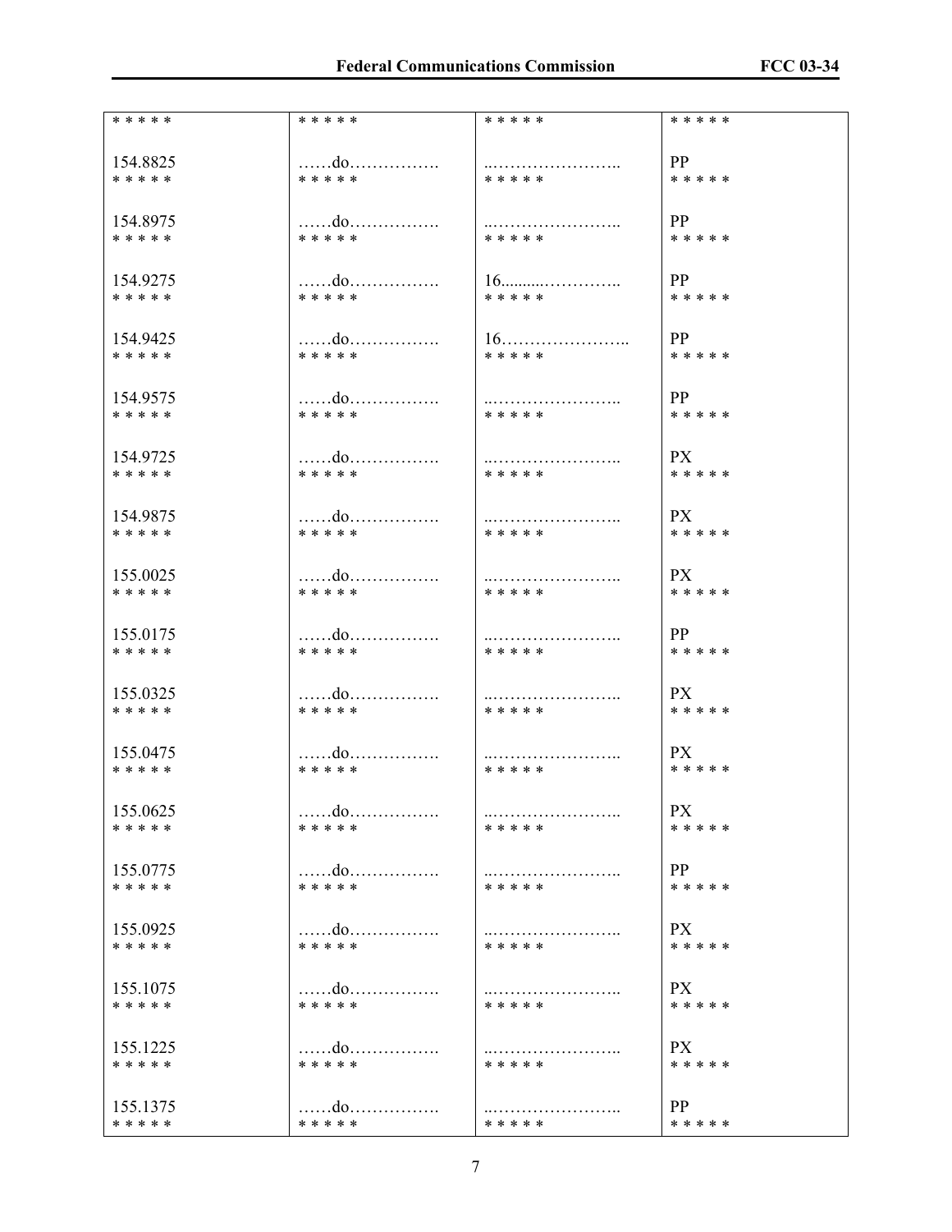| * * * * * | * * * * * | * * * * * | * * * * * |
|---|---|---|---|
| 154.8825 | ……do……………. | ..………………….. | PP |
| * * * * * | * * * * * | * * * * * | * * * * * |
| 154.8975 | ……do……………. | ..………………….. | PP |
| * * * * * | * * * * * | * * * * * | * * * * * |
| 154.9275 | ……do……………. | 16..........………….. | PP |
| * * * * * | * * * * * | * * * * * | * * * * * |
| 154.9425 | ……do……………. | 16………………….. | PP |
| * * * * * | * * * * * | * * * * * | * * * * * |
| 154.9575 | ……do……………. | ..………………….. | PP |
| * * * * * | * * * * * | * * * * * | * * * * * |
| 154.9725 | ……do……………. | ..………………….. | PX |
| * * * * * | * * * * * | * * * * * | * * * * * |
| 154.9875 | ……do……………. | ..………………….. | PX |
| * * * * * | * * * * * | * * * * * | * * * * * |
| 155.0025 | ……do……………. | ..………………….. | PX |
| * * * * * | * * * * * | * * * * * | * * * * * |
| 155.0175 | ……do……………. | ..………………….. | PP |
| * * * * * | * * * * * | * * * * * | * * * * * |
| 155.0325 | ……do……………. | ..………………….. | PX |
| * * * * * | * * * * * | * * * * * | * * * * * |
| 155.0475 | ……do……………. | ..………………….. | PX |
| * * * * * | * * * * * | * * * * * | * * * * * |
| 155.0625 | ……do……………. | ..………………….. | PX |
| * * * * * | * * * * * | * * * * * | * * * * * |
| 155.0775 | ……do……………. | ..………………….. | PP |
| * * * * * | * * * * * | * * * * * | * * * * * |
| 155.0925 | ……do……………. | ..………………….. | PX |
| * * * * * | * * * * * | * * * * * | * * * * * |
| 155.1075 | ……do……………. | ..………………….. | PX |
| * * * * * | * * * * * | * * * * * | * * * * * |
| 155.1225 | ……do……………. | ..………………….. | PX |
| * * * * * | * * * * * | * * * * * | * * * * * |
| 155.1375 | ……do……………. | ..………………….. | PP |
| * * * * * | * * * * * | * * * * * | * * * * * |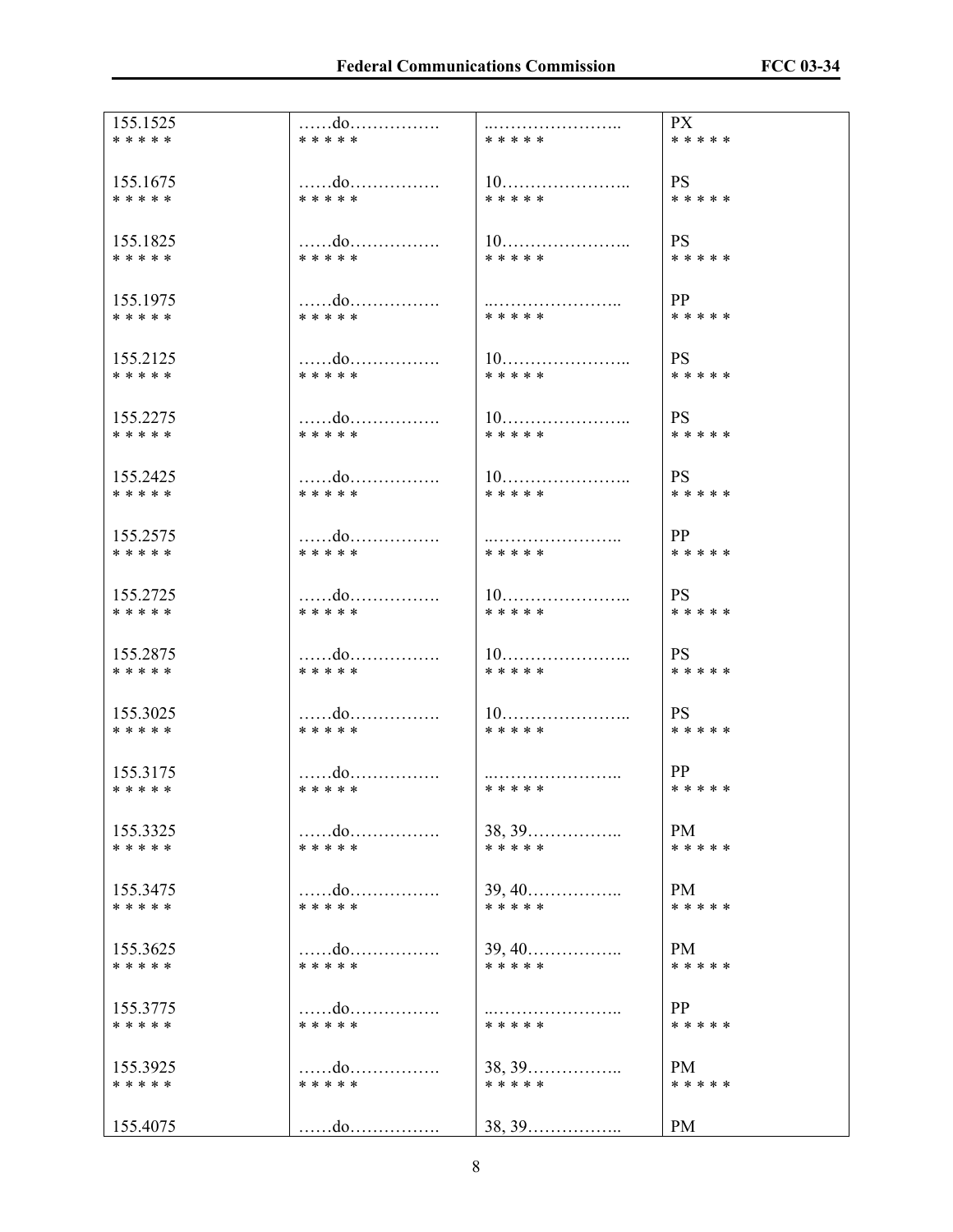| 155.1525 | ……do……………. | ..………………….. | PX |
|---|---|---|---|
| * * * * * | * * * * * | * * * * * | * * * * * |
| 155.1675 | ……do……………. | 10………………….. | PS |
| * * * * * | * * * * * | * * * * * | * * * * * |
| 155.1825 | ……do……………. | 10………………….. | PS |
| * * * * * | * * * * * | * * * * * | * * * * * |
| 155.1975 | ……do……………. | ..………………….. | PP |
| * * * * * | * * * * * | * * * * * | * * * * * |
| 155.2125 | ……do……………. | 10………………….. | PS |
| * * * * * | * * * * * | * * * * * | * * * * * |
| 155.2275 | ……do……………. | 10………………….. | PS |
| * * * * * | * * * * * | * * * * * | * * * * * |
| 155.2425 | ……do……………. | 10………………….. | PS |
| * * * * * | * * * * * | * * * * * | * * * * * |
| 155.2575 | ……do……………. | ..………………….. | PP |
| * * * * * | * * * * * | * * * * * | * * * * * |
| 155.2725 | ……do……………. | 10………………….. | PS |
| * * * * * | * * * * * | * * * * * | * * * * * |
| 155.2875 | ……do……………. | 10………………….. | PS |
| * * * * * | * * * * * | * * * * * | * * * * * |
| 155.3025 | ……do……………. | 10………………….. | PS |
| * * * * * | * * * * * | * * * * * | * * * * * |
| 155.3175 | ……do……………. | ..………………….. | PP |
| * * * * * | * * * * * | * * * * * | * * * * * |
| 155.3325 | ……do……………. | 38, 39…………….. | PM |
| * * * * * | * * * * * | * * * * * | * * * * * |
| 155.3475 | ……do……………. | 39, 40…………….. | PM |
| * * * * * | * * * * * | * * * * * | * * * * * |
| 155.3625 | ……do……………. | 39, 40…………….. | PM |
| * * * * * | * * * * * | * * * * * | * * * * * |
| 155.3775 | ……do……………. | ..………………….. | PP |
| * * * * * | * * * * * | * * * * * | * * * * * |
| 155.3925 | ……do……………. | 38, 39…………….. | PM |
| * * * * * | * * * * * | * * * * * | * * * * * |
| 155.4075 | ……do……………. | 38, 39…………….. | PM |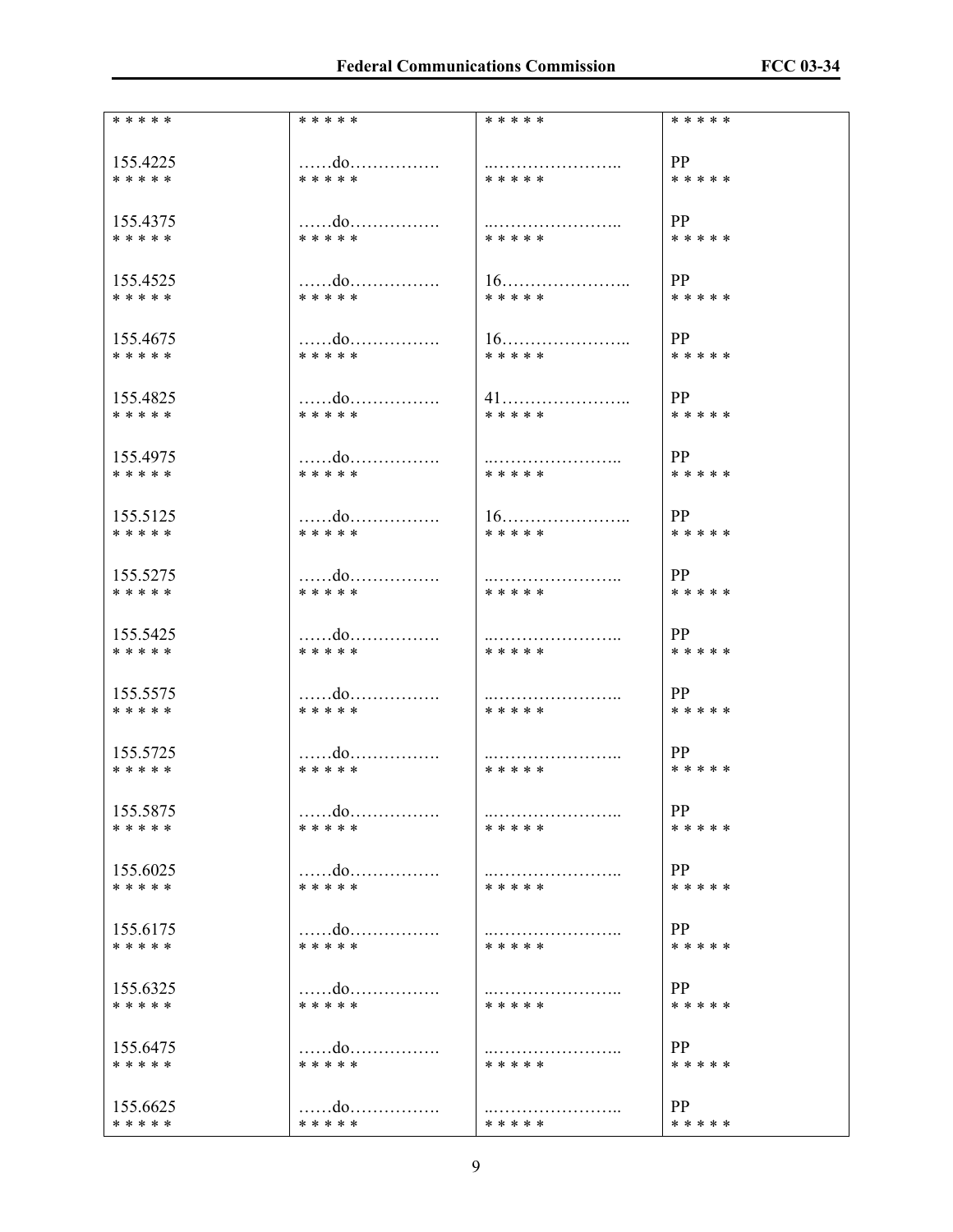| * * * * * | * * * * * | * * * * * | * * * * * |
|---|---|---|---|
| 155.4225 | ……do……………. | ..………………….. | PP |
| * * * * * | * * * * * | * * * * * | * * * * * |
| 155.4375 | ……do……………. | ..………………….. | PP |
| * * * * * | * * * * * | * * * * * | * * * * * |
| 155.4525 | ……do……………. | 16………………….. | PP |
| * * * * * | * * * * * | * * * * * | * * * * * |
| 155.4675 | ……do……………. | 16………………….. | PP |
| * * * * * | * * * * * | * * * * * | * * * * * |
| 155.4825 | ……do……………. | 41………………….. | PP |
| * * * * * | * * * * * | * * * * * | * * * * * |
| 155.4975 | ……do……………. | ..………………….. | PP |
| * * * * * | * * * * * | * * * * * | * * * * * |
| 155.5125 | ……do……………. | 16………………….. | PP |
| * * * * * | * * * * * | * * * * * | * * * * * |
| 155.5275 | ……do……………. | ..………………….. | PP |
| * * * * * | * * * * * | * * * * * | * * * * * |
| 155.5425 | ……do……………. | ..………………….. | PP |
| * * * * * | * * * * * | * * * * * | * * * * * |
| 155.5575 | ……do……………. | ..………………….. | PP |
| * * * * * | * * * * * | * * * * * | * * * * * |
| 155.5725 | ……do……………. | ..………………….. | PP |
| * * * * * | * * * * * | * * * * * | * * * * * |
| 155.5875 | ……do……………. | ..………………….. | PP |
| * * * * * | * * * * * | * * * * * | * * * * * |
| 155.6025 | ……do……………. | ..………………….. | PP |
| * * * * * | * * * * * | * * * * * | * * * * * |
| 155.6175 | ……do……………. | ..………………….. | PP |
| * * * * * | * * * * * | * * * * * | * * * * * |
| 155.6325 | ……do……………. | ..………………….. | PP |
| * * * * * | * * * * * | * * * * * | * * * * * |
| 155.6475 | ……do……………. | ..………………….. | PP |
| * * * * * | * * * * * | * * * * * | * * * * * |
| 155.6625 | ……do……………. | ..………………….. | PP |
| * * * * * | * * * * * | * * * * * | * * * * * |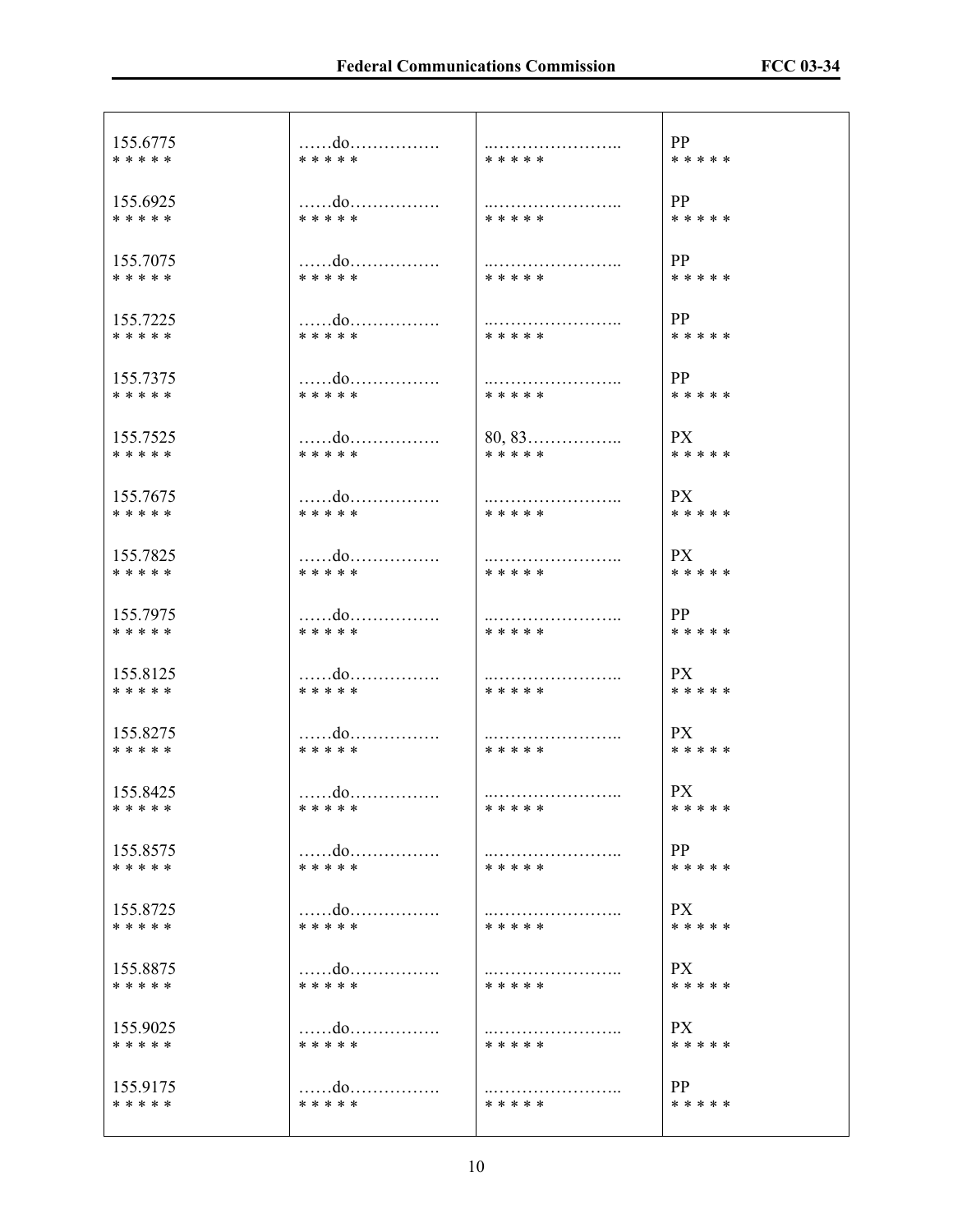| | | | |
|---|---|---|---|
| 155.6775<br>* * * * * | ……do……………<br>* * * * * | ..…………………..<br>* * * * * | PP<br>* * * * * |
| 155.6925<br>* * * * * | ……do……………<br>* * * * * | ..…………………..<br>* * * * * | PP<br>* * * * * |
| 155.7075<br>* * * * * | ……do……………<br>* * * * * | ..…………………..<br>* * * * * | PP<br>* * * * * |
| 155.7225<br>* * * * * | ……do……………<br>* * * * * | ..…………………..<br>* * * * * | PP<br>* * * * * |
| 155.7375<br>* * * * * | ……do……………<br>* * * * * | ..…………………..<br>* * * * * | PP<br>* * * * * |
| 155.7525<br>* * * * * | ……do……………<br>* * * * * | 80, 83……………..<br>* * * * * | PX<br>* * * * * |
| 155.7675<br>* * * * * | ……do……………<br>* * * * * | ..…………………..<br>* * * * * | PX<br>* * * * * |
| 155.7825<br>* * * * * | ……do……………<br>* * * * * | ..…………………..<br>* * * * * | PX<br>* * * * * |
| 155.7975<br>* * * * * | ……do……………<br>* * * * * | ..…………………..<br>* * * * * | PP<br>* * * * * |
| 155.8125<br>* * * * * | ……do……………<br>* * * * * | ..…………………..<br>* * * * * | PX<br>* * * * * |
| 155.8275<br>* * * * * | ……do……………<br>* * * * * | ..…………………..<br>* * * * * | PX<br>* * * * * |
| 155.8425<br>* * * * * | ……do……………<br>* * * * * | ..…………………..<br>* * * * * | PX<br>* * * * * |
| 155.8575<br>* * * * * | ……do……………<br>* * * * * | ..…………………..<br>* * * * * | PP<br>* * * * * |
| 155.8725<br>* * * * * | ……do……………<br>* * * * * | ..…………………..<br>* * * * * | PX<br>* * * * * |
| 155.8875<br>* * * * * | ……do……………<br>* * * * * | ..…………………..<br>* * * * * | PX<br>* * * * * |
| 155.9025<br>* * * * * | ……do……………<br>* * * * * | ..…………………..<br>* * * * * | PX<br>* * * * * |
| 155.9175<br>* * * * * | ……do……………<br>* * * * * | ..…………………..<br>* * * * * | PP<br>* * * * * |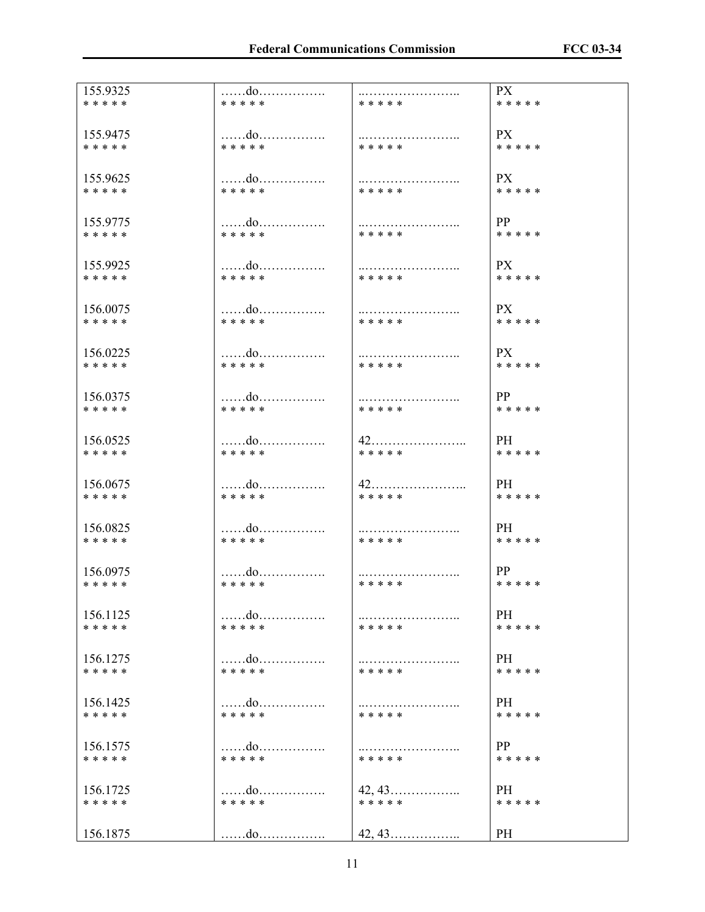| | | | |
|---|---|---|---|
| 155.9325 | ……do……………. | ..………………….. | PX |
| * * * * * | * * * * * | * * * * * | * * * * * |
| 155.9475 | ……do……………. | ..………………….. | PX |
| * * * * * | * * * * * | * * * * * | * * * * * |
| 155.9625 | ……do……………. | ..………………….. | PX |
| * * * * * | * * * * * | * * * * * | * * * * * |
| 155.9775 | ……do……………. | ..………………….. | PP |
| * * * * * | * * * * * | * * * * * | * * * * * |
| 155.9925 | ……do……………. | ..………………….. | PX |
| * * * * * | * * * * * | * * * * * | * * * * * |
| 156.0075 | ……do……………. | ..………………….. | PX |
| * * * * * | * * * * * | * * * * * | * * * * * |
| 156.0225 | ……do……………. | ..………………….. | PX |
| * * * * * | * * * * * | * * * * * | * * * * * |
| 156.0375 | ……do……………. | ..………………….. | PP |
| * * * * * | * * * * * | * * * * * | * * * * * |
| 156.0525 | ……do……………. | 42………………….. | PH |
| * * * * * | * * * * * | * * * * * | * * * * * |
| 156.0675 | ……do……………. | 42………………….. | PH |
| * * * * * | * * * * * | * * * * * | * * * * * |
| 156.0825 | ……do……………. | ..………………….. | PH |
| * * * * * | * * * * * | * * * * * | * * * * * |
| 156.0975 | ……do……………. | ..………………….. | PP |
| * * * * * | * * * * * | * * * * * | * * * * * |
| 156.1125 | ……do……………. | ..………………….. | PH |
| * * * * * | * * * * * | * * * * * | * * * * * |
| 156.1275 | ……do……………. | ..………………….. | PH |
| * * * * * | * * * * * | * * * * * | * * * * * |
| 156.1425 | ……do……………. | ..………………….. | PH |
| * * * * * | * * * * * | * * * * * | * * * * * |
| 156.1575 | ……do……………. | ..………………….. | PP |
| * * * * * | * * * * * | * * * * * | * * * * * |
| 156.1725 | ……do……………. | 42, 43…………….. | PH |
| * * * * * | * * * * * | * * * * * | * * * * * |
| 156.1875 | ……do……………. | 42, 43…………….. | PH |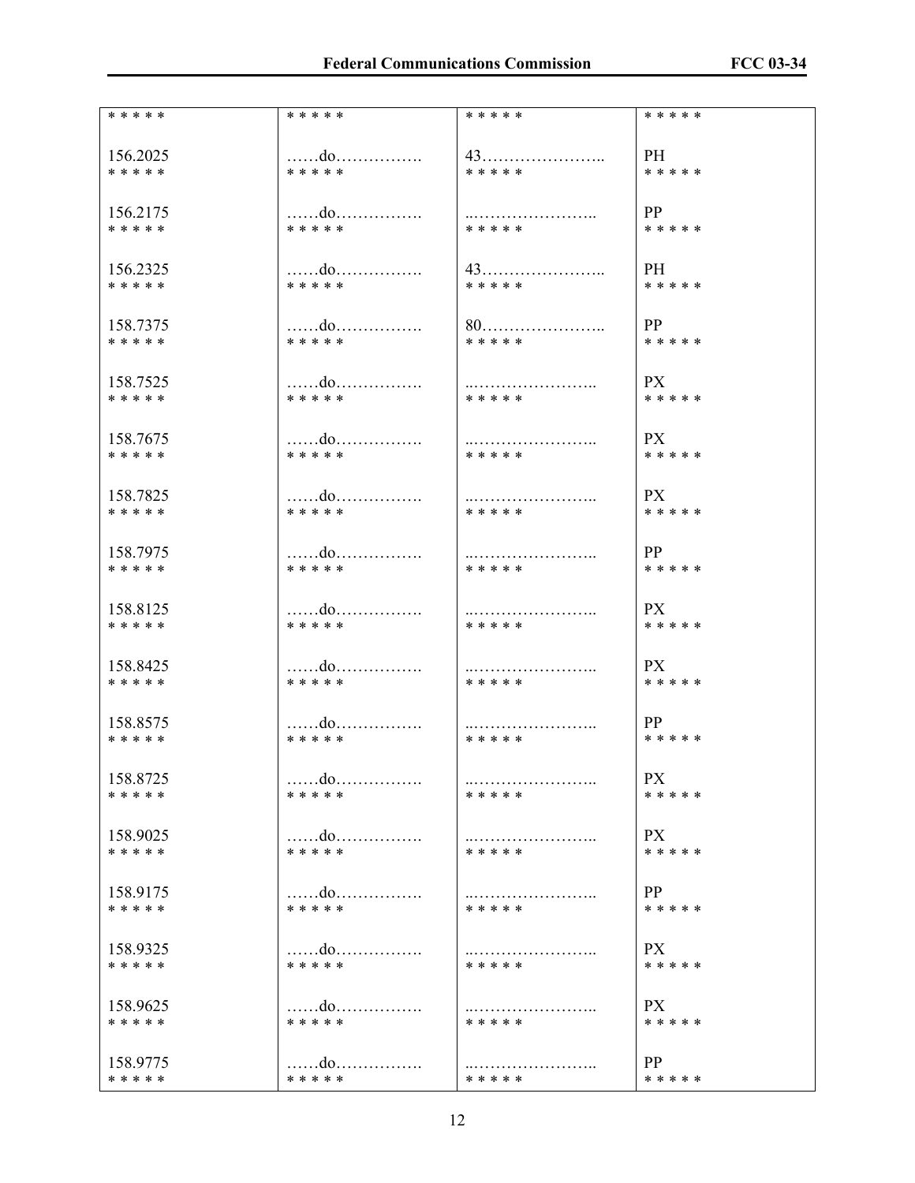| * * * * * | * * * * * | * * * * * | * * * * * |
|---|---|---|---|
| 156.2025 | ……do……………. | 43………………….. | PH |
| * * * * * | * * * * * | * * * * * | * * * * * |
| 156.2175 | ……do……………. | ..………………….. | PP |
| * * * * * | * * * * * | * * * * * | * * * * * |
| 156.2325 | ……do……………. | 43………………….. | PH |
| * * * * * | * * * * * | * * * * * | * * * * * |
| 158.7375 | ……do……………. | 80………………….. | PP |
| * * * * * | * * * * * | * * * * * | * * * * * |
| 158.7525 | ……do……………. | ..………………….. | PX |
| * * * * * | * * * * * | * * * * * | * * * * * |
| 158.7675 | ……do……………. | ..………………….. | PX |
| * * * * * | * * * * * | * * * * * | * * * * * |
| 158.7825 | ……do……………. | ..………………….. | PX |
| * * * * * | * * * * * | * * * * * | * * * * * |
| 158.7975 | ……do……………. | ..………………….. | PP |
| * * * * * | * * * * * | * * * * * | * * * * * |
| 158.8125 | ……do……………. | ..………………….. | PX |
| * * * * * | * * * * * | * * * * * | * * * * * |
| 158.8425 | ……do……………. | ..………………….. | PX |
| * * * * * | * * * * * | * * * * * | * * * * * |
| 158.8575 | ……do……………. | ..………………….. | PP |
| * * * * * | * * * * * | * * * * * | * * * * * |
| 158.8725 | ……do……………. | ..………………….. | PX |
| * * * * * | * * * * * | * * * * * | * * * * * |
| 158.9025 | ……do……………. | ..………………….. | PX |
| * * * * * | * * * * * | * * * * * | * * * * * |
| 158.9175 | ……do……………. | ..………………….. | PP |
| * * * * * | * * * * * | * * * * * | * * * * * |
| 158.9325 | ……do……………. | ..………………….. | PX |
| * * * * * | * * * * * | * * * * * | * * * * * |
| 158.9625 | ……do……………. | ..………………….. | PX |
| * * * * * | * * * * * | * * * * * | * * * * * |
| 158.9775 | ……do……………. | ..………………….. | PP |
| * * * * * | * * * * * | * * * * * | * * * * * |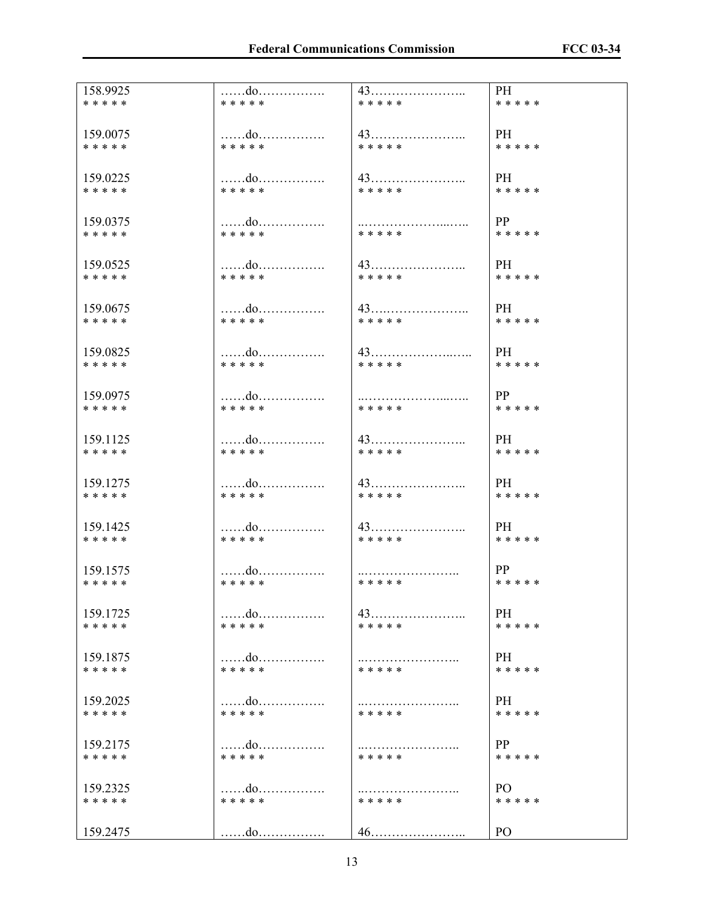| | | | |
|---|---|---|---|
| 158.9925<br>* * * * * | ……do…………….<br>* * * * * | 43…………………..<br>* * * * * | PH<br>* * * * * |
| 159.0075<br>* * * * * | ……do…………….<br>* * * * * | 43…………………..<br>* * * * * | PH<br>* * * * * |
| 159.0225<br>* * * * * | ……do…………….<br>* * * * * | 43…………………..<br>* * * * * | PH<br>* * * * * |
| 159.0375<br>* * * * * | ……do…………….<br>* * * * * | ..………………...…..<br>* * * * * | PP<br>* * * * * |
| 159.0525<br>* * * * * | ……do…………….<br>* * * * * | 43…………………..<br>* * * * * | PH<br>* * * * * |
| 159.0675<br>* * * * * | ……do…………….<br>* * * * * | 43…………………..<br>* * * * * | PH<br>* * * * * |
| 159.0825<br>* * * * * | ……do…………….<br>* * * * * | 43………………..…..<br>* * * * * | PH<br>* * * * * |
| 159.0975<br>* * * * * | ……do…………….<br>* * * * * | ..………………...…..<br>* * * * * | PP<br>* * * * * |
| 159.1125<br>* * * * * | ……do…………….<br>* * * * * | 43…………………..<br>* * * * * | PH<br>* * * * * |
| 159.1275<br>* * * * * | ……do…………….<br>* * * * * | 43…………………..<br>* * * * * | PH<br>* * * * * |
| 159.1425<br>* * * * * | ……do…………….<br>* * * * * | 43…………………..<br>* * * * * | PH<br>* * * * * |
| 159.1575<br>* * * * * | ……do…………….<br>* * * * * | ..…………………..<br>* * * * * | PP<br>* * * * * |
| 159.1725<br>* * * * * | ……do…………….<br>* * * * * | 43…………………..<br>* * * * * | PH<br>* * * * * |
| 159.1875<br>* * * * * | ……do…………….<br>* * * * * | ..…………………..<br>* * * * * | PH<br>* * * * * |
| 159.2025<br>* * * * * | ……do…………….<br>* * * * * | ..…………………..<br>* * * * * | PH<br>* * * * * |
| 159.2175<br>* * * * * | ……do…………….<br>* * * * * | ..…………………..<br>* * * * * | PP<br>* * * * * |
| 159.2325<br>* * * * * | ……do…………….<br>* * * * * | ..…………………..<br>* * * * * | PO<br>* * * * * |
| 159.2475 | ……do……………. | 46………………….. | PO |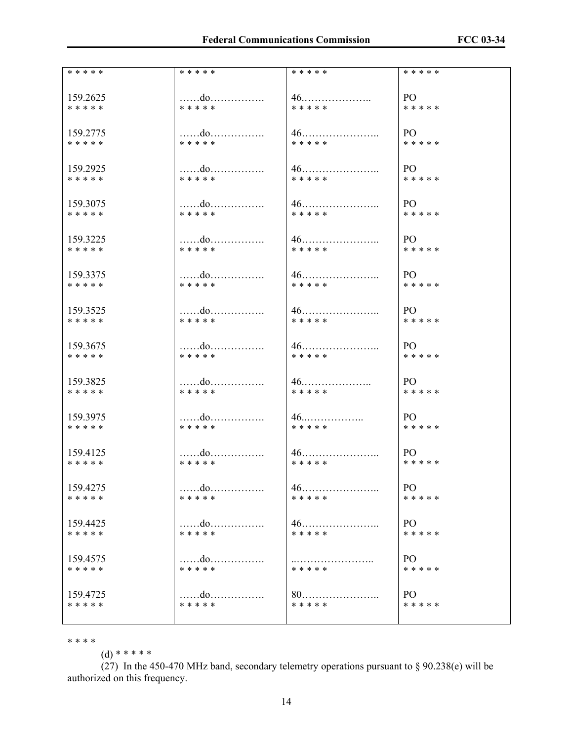| * * * * * | * * * * * | * * * * * | * * * * * |
|---|---|---|---|
| 159.2625 | ……do……………. | 46.……………….. | PO |
| * * * * * | * * * * * | * * * * * | * * * * * |
| 159.2775 | ……do……………. | 46………………….. | PO |
| * * * * * | * * * * * | * * * * * | * * * * * |
| 159.2925 | ……do……………. | 46………………….. | PO |
| * * * * * | * * * * * | * * * * * | * * * * * |
| 159.3075 | ……do……………. | 46………………….. | PO |
| * * * * * | * * * * * | * * * * * | * * * * * |
| 159.3225 | ……do……………. | 46………………….. | PO |
| * * * * * | * * * * * | * * * * * | * * * * * |
| 159.3375 | ……do……………. | 46………………….. | PO |
| * * * * * | * * * * * | * * * * * | * * * * * |
| 159.3525 | ……do……………. | 46………………….. | PO |
| * * * * * | * * * * * | * * * * * | * * * * * |
| 159.3675 | ……do……………. | 46………………….. | PO |
| * * * * * | * * * * * | * * * * * | * * * * * |
| 159.3825 | ……do……………. | 46.……………….. | PO |
| * * * * * | * * * * * | * * * * * | * * * * * |
| 159.3975 | ……do……………. | 46..…………….. | PO |
| * * * * * | * * * * * | * * * * * | * * * * * |
| 159.4125 | ……do……………. | 46………………….. | PO |
| * * * * * | * * * * * | * * * * * | * * * * * |
| 159.4275 | ……do……………. | 46………………….. | PO |
| * * * * * | * * * * * | * * * * * | * * * * * |
| 159.4425 | ……do……………. | 46………………….. | PO |
| * * * * * | * * * * * | * * * * * | * * * * * |
| 159.4575 | ……do……………. | ..………………….. | PO |
| * * * * * | * * * * * | * * * * * | * * * * * |
| 159.4725 | ……do……………. | 80………………….. | PO |
| * * * * * | * * * * * | * * * * * | * * * * * |

* * * *

(d) * * * * *

(27) In the 450-470 MHz band, secondary telemetry operations pursuant to § 90.238(e) will be authorized on this frequency.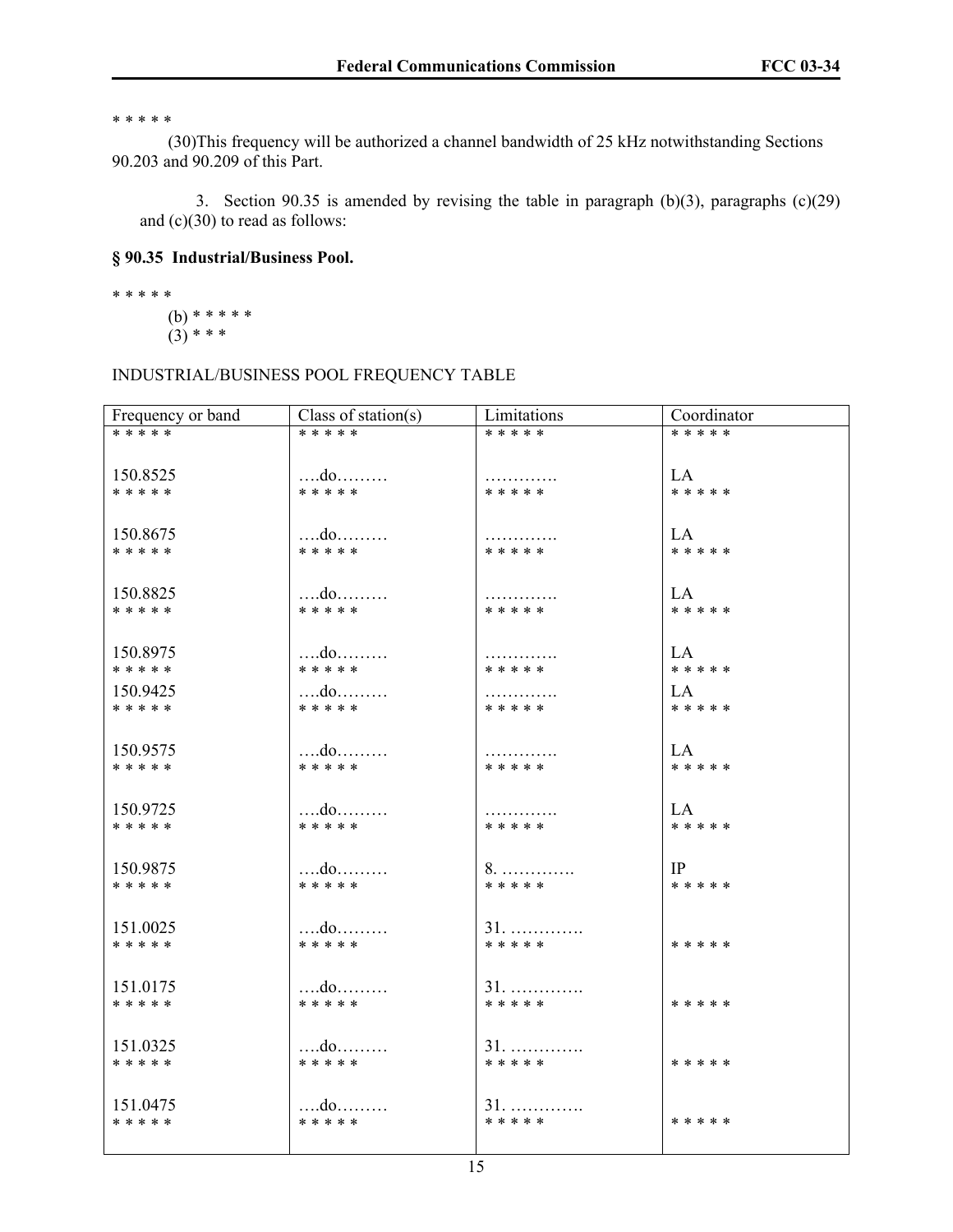* * * * *

(30)This frequency will be authorized a channel bandwidth of 25 kHz notwithstanding Sections 90.203 and 90.209 of this Part.

3. Section 90.35 is amended by revising the table in paragraph (b)(3), paragraphs (c)(29) and (c)(30) to read as follows:

**§ 90.35 Industrial/Business Pool.**

* * * * *

(b) * * * * *

(3) * * *

INDUSTRIAL/BUSINESS POOL FREQUENCY TABLE

| Frequency or band | Class of station(s) | Limitations | Coordinator |
|---|---|---|---|
| * * * * * | * * * * * | * * * * * | * * * * * |
| 150.8525 | ….do……… | …………. | LA |
| * * * * * | * * * * * | * * * * * | * * * * * |
| 150.8675 | ….do……… | …………. | LA |
| * * * * * | * * * * * | * * * * * | * * * * * |
| 150.8825 | ….do……… | …………. | LA |
| * * * * * | * * * * * | * * * * * | * * * * * |
| 150.8975 | ….do……… | …………. | LA |
| * * * * * | * * * * * | * * * * * | * * * * * |
| 150.9425 | ….do……… | …………. | LA |
| * * * * * | * * * * * | * * * * * | * * * * * |
| 150.9575 | ….do……… | …………. | LA |
| * * * * * | * * * * * | * * * * * | * * * * * |
| 150.9725 | ….do……… | …………. | LA |
| * * * * * | * * * * * | * * * * * | * * * * * |
| 150.9875 | ….do……… | 8. …………. | IP |
| * * * * * | * * * * * | * * * * * | * * * * * |
| 151.0025 | ….do……… | 31. …………. | |
| * * * * * | * * * * * | * * * * * | * * * * * |
| 151.0175 | ….do……… | 31. …………. | |
| * * * * * | * * * * * | * * * * * | * * * * * |
| 151.0325 | ….do……… | 31. …………. | |
| * * * * * | * * * * * | * * * * * | * * * * * |
| 151.0475 | ….do……… | 31. …………. | |
| * * * * * | * * * * * | * * * * * | * * * * * |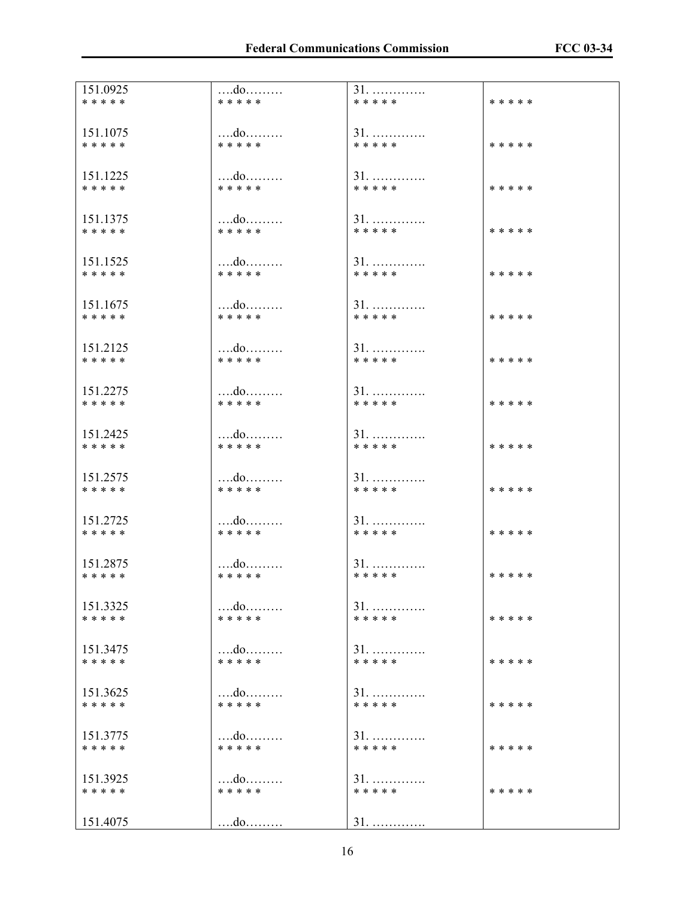| | | | |
|---|---|---|---|
| 151.0925<br>* * * * * | ….do………<br>* * * * * | 31. ………….<br>* * * * * | * * * * * |
| 151.1075<br>* * * * * | ….do………<br>* * * * * | 31. ………….<br>* * * * * | * * * * * |
| 151.1225<br>* * * * * | ….do………<br>* * * * * | 31. ………….<br>* * * * * | * * * * * |
| 151.1375<br>* * * * * | ….do………<br>* * * * * | 31. ………….<br>* * * * * | * * * * * |
| 151.1525<br>* * * * * | ….do………<br>* * * * * | 31. ………….<br>* * * * * | * * * * * |
| 151.1675<br>* * * * * | ….do………<br>* * * * * | 31. ………….<br>* * * * * | * * * * * |
| 151.2125<br>* * * * * | ….do………<br>* * * * * | 31. ………….<br>* * * * * | * * * * * |
| 151.2275<br>* * * * * | ….do………<br>* * * * * | 31. ………….<br>* * * * * | * * * * * |
| 151.2425<br>* * * * * | ….do………<br>* * * * * | 31. ………….<br>* * * * * | * * * * * |
| 151.2575<br>* * * * * | ….do………<br>* * * * * | 31. ………….<br>* * * * * | * * * * * |
| 151.2725<br>* * * * * | ….do………<br>* * * * * | 31. ………….<br>* * * * * | * * * * * |
| 151.2875<br>* * * * * | ….do………<br>* * * * * | 31. ………….<br>* * * * * | * * * * * |
| 151.3325<br>* * * * * | ….do………<br>* * * * * | 31. ………….<br>* * * * * | * * * * * |
| 151.3475<br>* * * * * | ….do………<br>* * * * * | 31. ………….<br>* * * * * | * * * * * |
| 151.3625<br>* * * * * | ….do………<br>* * * * * | 31. ………….<br>* * * * * | * * * * * |
| 151.3775<br>* * * * * | ….do………<br>* * * * * | 31. ………….<br>* * * * * | * * * * * |
| 151.3925<br>* * * * * | ….do………<br>* * * * * | 31. ………….<br>* * * * * | * * * * * |
| 151.4075 | ….do……… | 31. …………. | |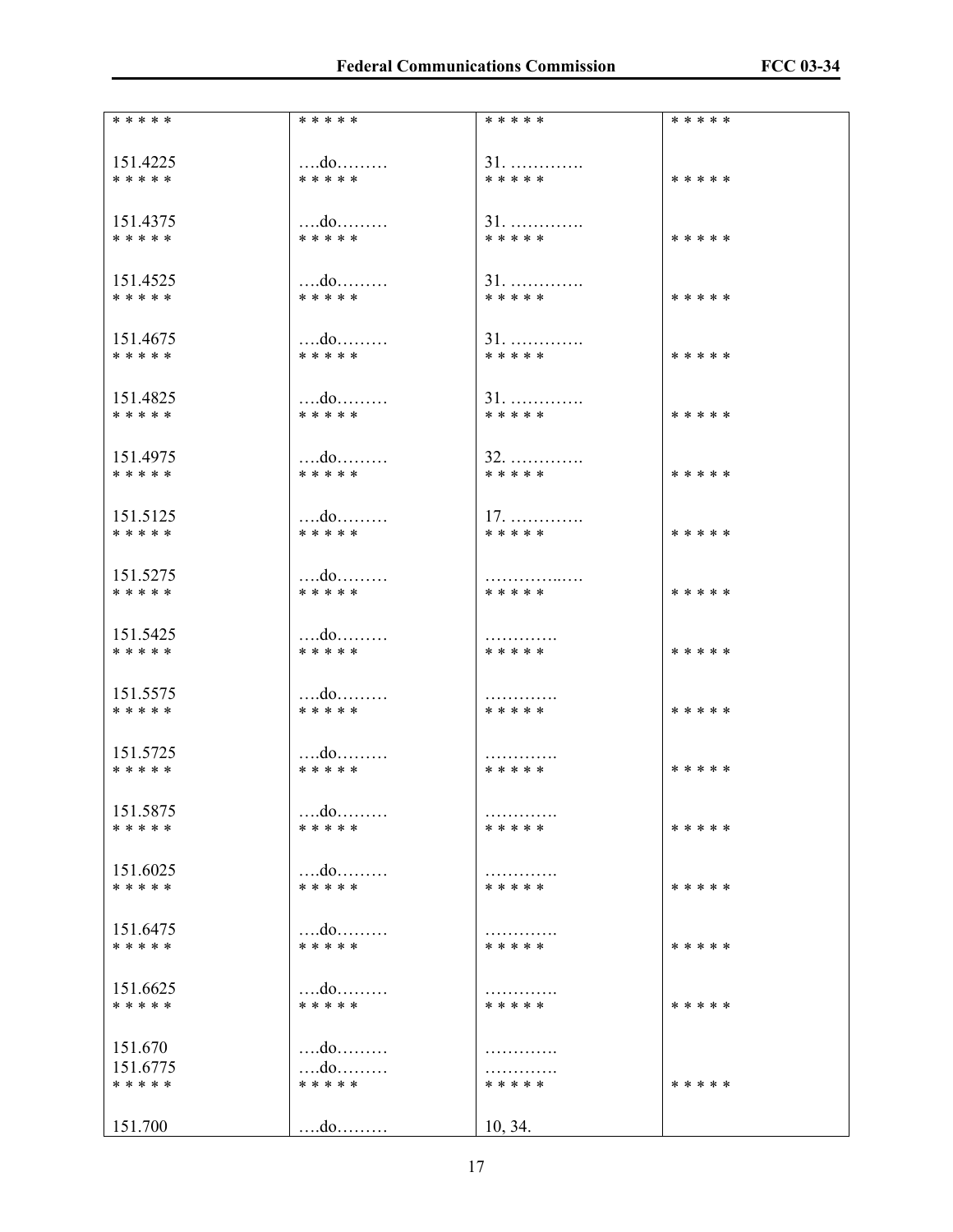| * * * * * | * * * * * | * * * * * | * * * * * |
|---|---|---|---|
| 151.4225 | ….do……… | 31. …………. | |
| * * * * * | * * * * * | * * * * * | * * * * * |
| 151.4375 | ….do……… | 31. …………. | |
| * * * * * | * * * * * | * * * * * | * * * * * |
| 151.4525 | ….do……… | 31. …………. | |
| * * * * * | * * * * * | * * * * * | * * * * * |
| 151.4675 | ….do……… | 31. …………. | |
| * * * * * | * * * * * | * * * * * | * * * * * |
| 151.4825 | ….do……… | 31. …………. | |
| * * * * * | * * * * * | * * * * * | * * * * * |
| 151.4975 | ….do……… | 32. …………. | |
| * * * * * | * * * * * | * * * * * | * * * * * |
| 151.5125 | ….do……… | 17. …………. | |
| * * * * * | * * * * * | * * * * * | * * * * * |
| 151.5275 | ….do……… | …………..…. | |
| * * * * * | * * * * * | * * * * * | * * * * * |
| 151.5425 | ….do……… | …………. | |
| * * * * * | * * * * * | * * * * * | * * * * * |
| 151.5575 | ….do……… | …………. | |
| * * * * * | * * * * * | * * * * * | * * * * * |
| 151.5725 | ….do……… | …………. | |
| * * * * * | * * * * * | * * * * * | * * * * * |
| 151.5875 | ….do……… | …………. | |
| * * * * * | * * * * * | * * * * * | * * * * * |
| 151.6025 | ….do……… | …………. | |
| * * * * * | * * * * * | * * * * * | * * * * * |
| 151.6475 | ….do……… | …………. | |
| * * * * * | * * * * * | * * * * * | * * * * * |
| 151.6625 | ….do……… | …………. | |
| * * * * * | * * * * * | * * * * * | * * * * * |
| 151.670 | ….do……… | …………. | |
| 151.6775 | ….do……… | …………. | |
| * * * * * | * * * * * | * * * * * | * * * * * |
| 151.700 | ….do……… | 10, 34. | |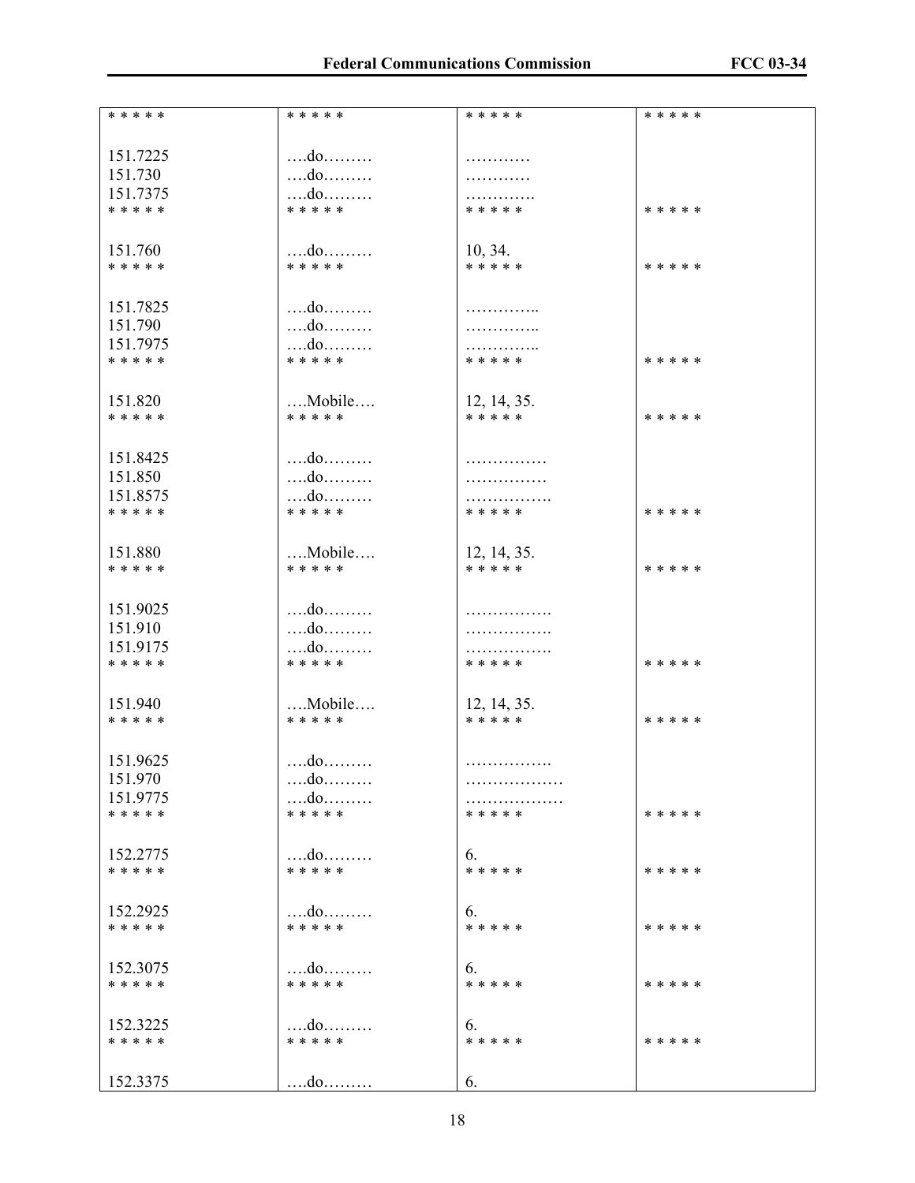| | | | |
|---|---|---|---|
| * * * * * | * * * * * | * * * * * | * * * * * |
| 151.7225 | ….do……… | ………… | |
| 151.730 | ….do……… | ………… | |
| 151.7375 | ….do……… | …………. | |
| * * * * * | * * * * * | * * * * * | * * * * * |
| 151.760 | ….do……… | 10, 34. | |
| * * * * * | * * * * * | * * * * * | * * * * * |
| 151.7825 | ….do……… | ………….. | |
| 151.790 | ….do……… | ………….. | |
| 151.7975 | ….do……… | ………….. | |
| * * * * * | * * * * * | * * * * * | * * * * * |
| 151.820 | ….Mobile…. | 12, 14, 35. | |
| * * * * * | * * * * * | * * * * * | * * * * * |
| 151.8425 | ….do……… | …………… | |
| 151.850 | ….do……… | …………… | |
| 151.8575 | ….do……… | ……………. | |
| * * * * * | * * * * * | * * * * * | * * * * * |
| 151.880 | ….Mobile…. | 12, 14, 35. | |
| * * * * * | * * * * * | * * * * * | * * * * * |
| 151.9025 | ….do……… | ……………. | |
| 151.910 | ….do……… | ……………. | |
| 151.9175 | ….do……… | ……………. | |
| * * * * * | * * * * * | * * * * * | * * * * * |
| 151.940 | ….Mobile…. | 12, 14, 35. | |
| * * * * * | * * * * * | * * * * * | * * * * * |
| 151.9625 | ….do……… | ……………. | |
| 151.970 | ….do……… | ……………… | |
| 151.9775 | ….do……… | ……………… | |
| * * * * * | * * * * * | * * * * * | * * * * * |
| 152.2775 | ….do……… | 6. | |
| * * * * * | * * * * * | * * * * * | * * * * * |
| 152.2925 | ….do……… | 6. | |
| * * * * * | * * * * * | * * * * * | * * * * * |
| 152.3075 | ….do……… | 6. | |
| * * * * * | * * * * * | * * * * * | * * * * * |
| 152.3225 | ….do……… | 6. | |
| * * * * * | * * * * * | * * * * * | * * * * * |
| 152.3375 | ….do……… | 6. | |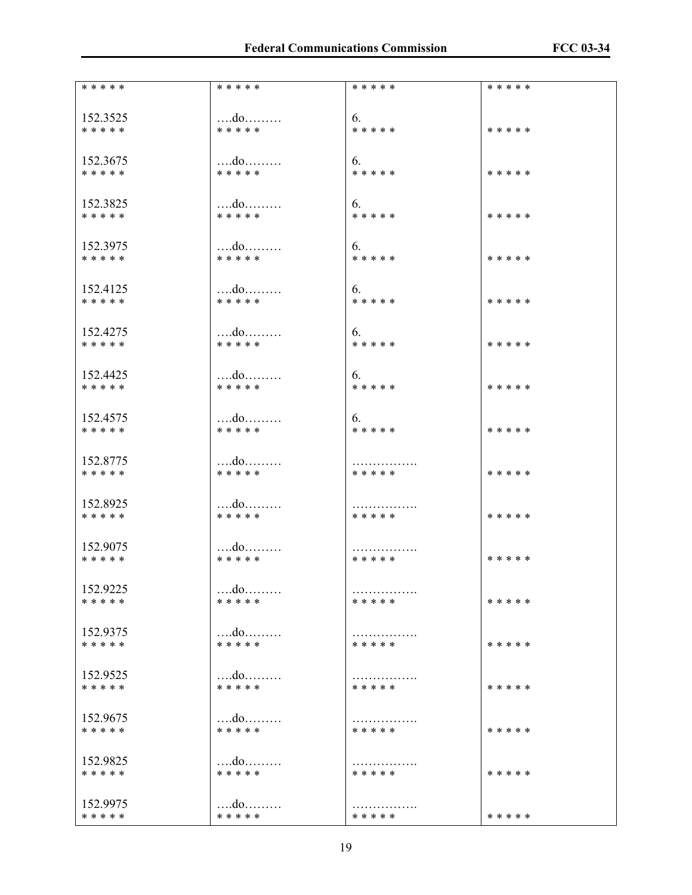| * * * * * | * * * * * | * * * * * | * * * * * |
|---|---|---|---|
| 152.3525<br>* * * * * | ….do………<br>* * * * * | 6.<br>* * * * * | * * * * * |
| 152.3675<br>* * * * * | ….do………<br>* * * * * | 6.<br>* * * * * | * * * * * |
| 152.3825<br>* * * * * | ….do………<br>* * * * * | 6.<br>* * * * * | * * * * * |
| 152.3975<br>* * * * * | ….do………<br>* * * * * | 6.<br>* * * * * | * * * * * |
| 152.4125<br>* * * * * | ….do………<br>* * * * * | 6.<br>* * * * * | * * * * * |
| 152.4275<br>* * * * * | ….do………<br>* * * * * | 6.<br>* * * * * | * * * * * |
| 152.4425<br>* * * * * | ….do………<br>* * * * * | 6.<br>* * * * * | * * * * * |
| 152.4575<br>* * * * * | ….do………<br>* * * * * | 6.<br>* * * * * | * * * * * |
| 152.8775<br>* * * * * | ….do………<br>* * * * * | …………….<br>* * * * * | * * * * * |
| 152.8925<br>* * * * * | ….do………<br>* * * * * | …………….<br>* * * * * | * * * * * |
| 152.9075<br>* * * * * | ….do………<br>* * * * * | …………….<br>* * * * * | * * * * * |
| 152.9225<br>* * * * * | ….do………<br>* * * * * | …………….<br>* * * * * | * * * * * |
| 152.9375<br>* * * * * | ….do………<br>* * * * * | …………….<br>* * * * * | * * * * * |
| 152.9525<br>* * * * * | ….do………<br>* * * * * | …………….<br>* * * * * | * * * * * |
| 152.9675<br>* * * * * | ….do………<br>* * * * * | …………….<br>* * * * * | * * * * * |
| 152.9825<br>* * * * * | ….do………<br>* * * * * | …………….<br>* * * * * | * * * * * |
| 152.9975<br>* * * * * | ….do………<br>* * * * * | …………….<br>* * * * * | * * * * * |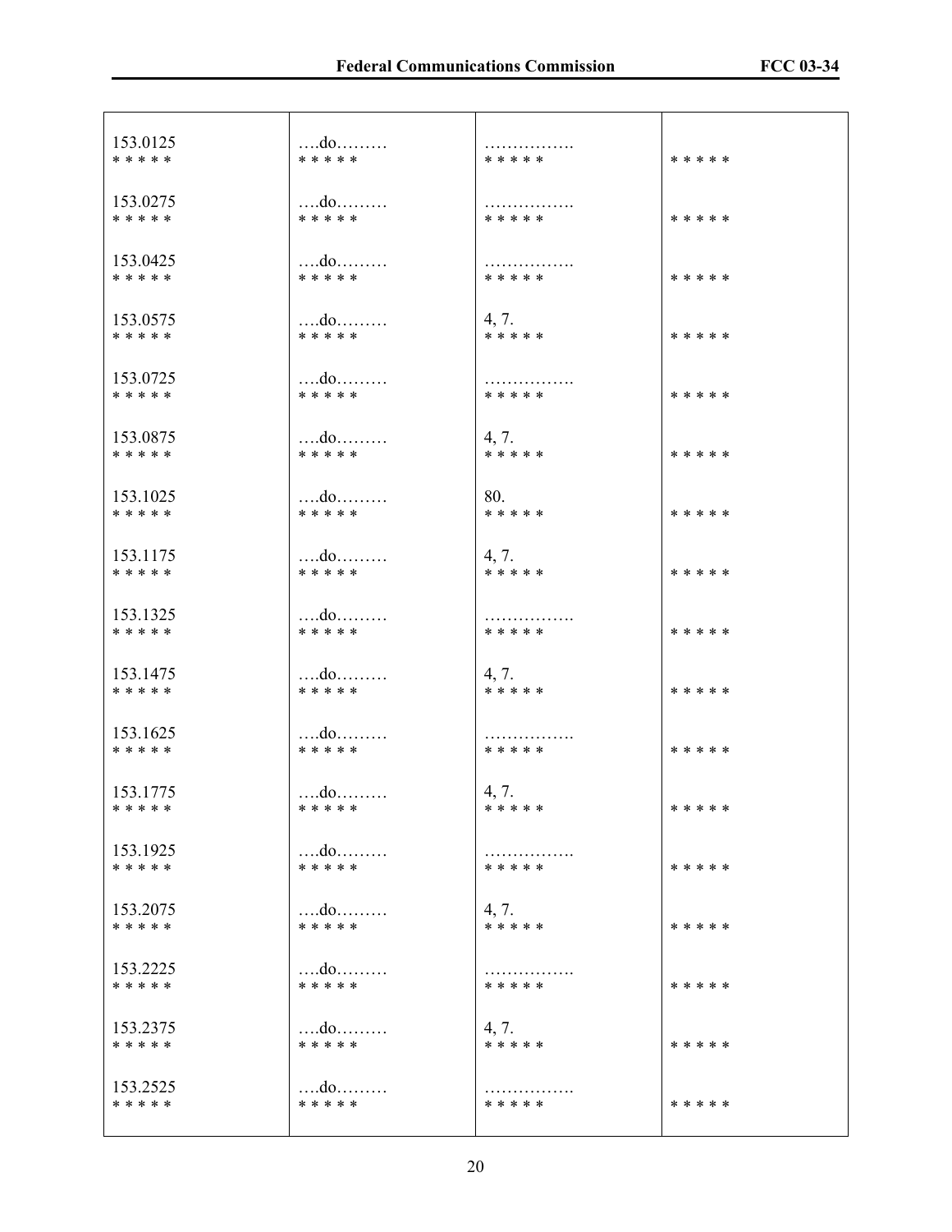| | | | |
|---|---|---|---|
| 153.0125<br>* * * * * | ….do………<br>* * * * * | …………….<br>* * * * * | * * * * * |
| 153.0275<br>* * * * * | ….do………<br>* * * * * | …………….<br>* * * * * | * * * * * |
| 153.0425<br>* * * * * | ….do………<br>* * * * * | …………….<br>* * * * * | * * * * * |
| 153.0575<br>* * * * * | ….do………<br>* * * * * | 4, 7.<br>* * * * * | * * * * * |
| 153.0725<br>* * * * * | ….do………<br>* * * * * | …………….<br>* * * * * | * * * * * |
| 153.0875<br>* * * * * | ….do………<br>* * * * * | 4, 7.<br>* * * * * | * * * * * |
| 153.1025<br>* * * * * | ….do………<br>* * * * * | 80.<br>* * * * * | * * * * * |
| 153.1175<br>* * * * * | ….do………<br>* * * * * | 4, 7.<br>* * * * * | * * * * * |
| 153.1325<br>* * * * * | ….do………<br>* * * * * | …………….<br>* * * * * | * * * * * |
| 153.1475<br>* * * * * | ….do………<br>* * * * * | 4, 7.<br>* * * * * | * * * * * |
| 153.1625<br>* * * * * | ….do………<br>* * * * * | …………….<br>* * * * * | * * * * * |
| 153.1775<br>* * * * * | ….do………<br>* * * * * | 4, 7.<br>* * * * * | * * * * * |
| 153.1925<br>* * * * * | ….do………<br>* * * * * | …………….<br>* * * * * | * * * * * |
| 153.2075<br>* * * * * | ….do………<br>* * * * * | 4, 7.<br>* * * * * | * * * * * |
| 153.2225<br>* * * * * | ….do………<br>* * * * * | …………….<br>* * * * * | * * * * * |
| 153.2375<br>* * * * * | ….do………<br>* * * * * | 4, 7.<br>* * * * * | * * * * * |
| 153.2525<br>* * * * * | ….do………<br>* * * * * | …………….<br>* * * * * | * * * * * |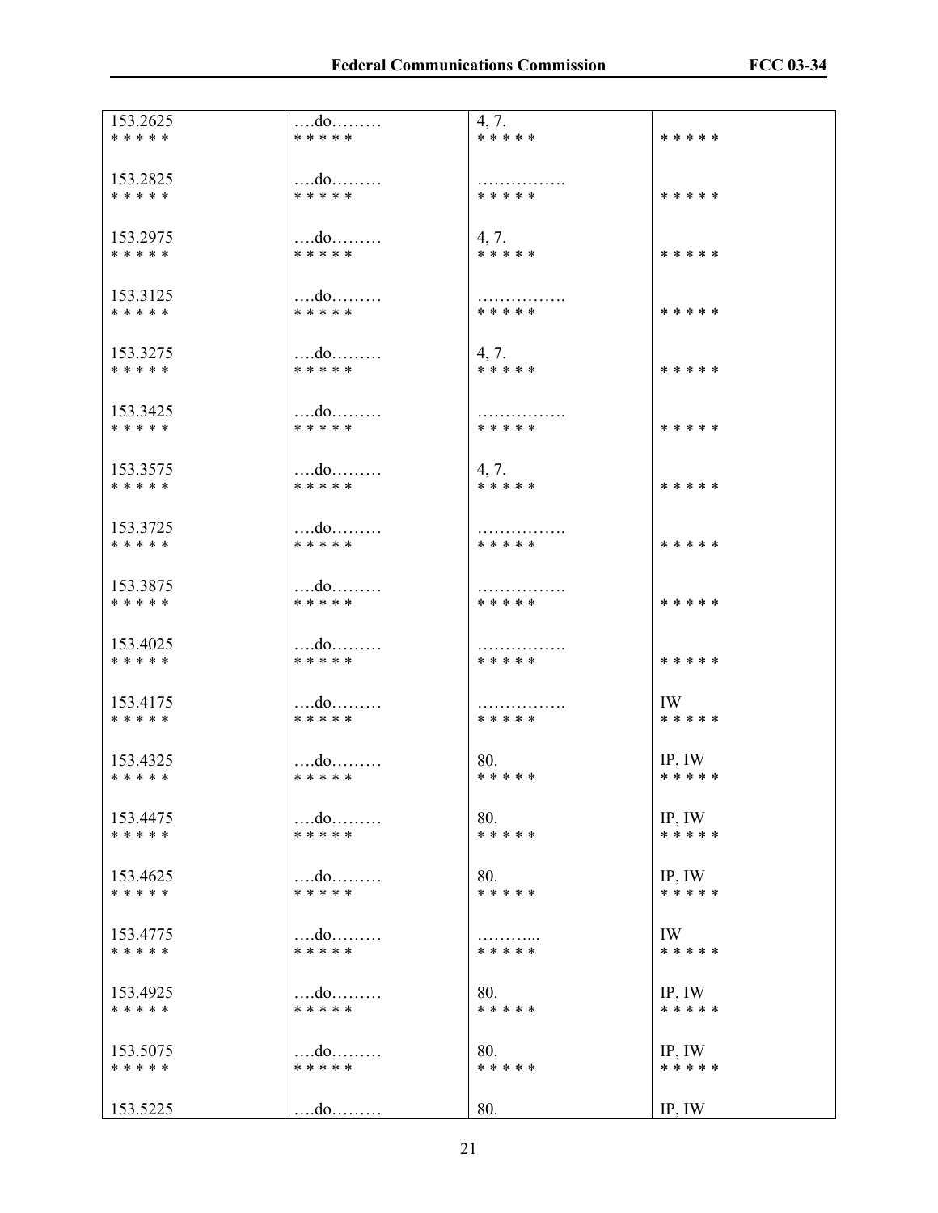| | | | |
|---|---|---|---|
| 153.2625 | ….do……… | 4, 7. | |
| * * * * * | * * * * * | * * * * * | * * * * * |
| 153.2825 | ….do……… | ……………. | |
| * * * * * | * * * * * | * * * * * | * * * * * |
| 153.2975 | ….do……… | 4, 7. | |
| * * * * * | * * * * * | * * * * * | * * * * * |
| 153.3125 | ….do……… | ……………. | |
| * * * * * | * * * * * | * * * * * | * * * * * |
| 153.3275 | ….do……… | 4, 7. | |
| * * * * * | * * * * * | * * * * * | * * * * * |
| 153.3425 | ….do……… | ……………. | |
| * * * * * | * * * * * | * * * * * | * * * * * |
| 153.3575 | ….do……… | 4, 7. | |
| * * * * * | * * * * * | * * * * * | * * * * * |
| 153.3725 | ….do……… | ……………. | |
| * * * * * | * * * * * | * * * * * | * * * * * |
| 153.3875 | ….do……… | ……………. | |
| * * * * * | * * * * * | * * * * * | * * * * * |
| 153.4025 | ….do……… | ……………. | |
| * * * * * | * * * * * | * * * * * | * * * * * |
| 153.4175 | ….do……… | ……………. | IW |
| * * * * * | * * * * * | * * * * * | * * * * * |
| 153.4325 | ….do……… | 80. | IP, IW |
| * * * * * | * * * * * | * * * * * | * * * * * |
| 153.4475 | ….do……… | 80. | IP, IW |
| * * * * * | * * * * * | * * * * * | * * * * * |
| 153.4625 | ….do……… | 80. | IP, IW |
| * * * * * | * * * * * | * * * * * | * * * * * |
| 153.4775 | ….do……… | ……….... | IW |
| * * * * * | * * * * * | * * * * * | * * * * * |
| 153.4925 | ….do……… | 80. | IP, IW |
| * * * * * | * * * * * | * * * * * | * * * * * |
| 153.5075 | ….do……… | 80. | IP, IW |
| * * * * * | * * * * * | * * * * * | * * * * * |
| 153.5225 | ….do……… | 80. | IP, IW |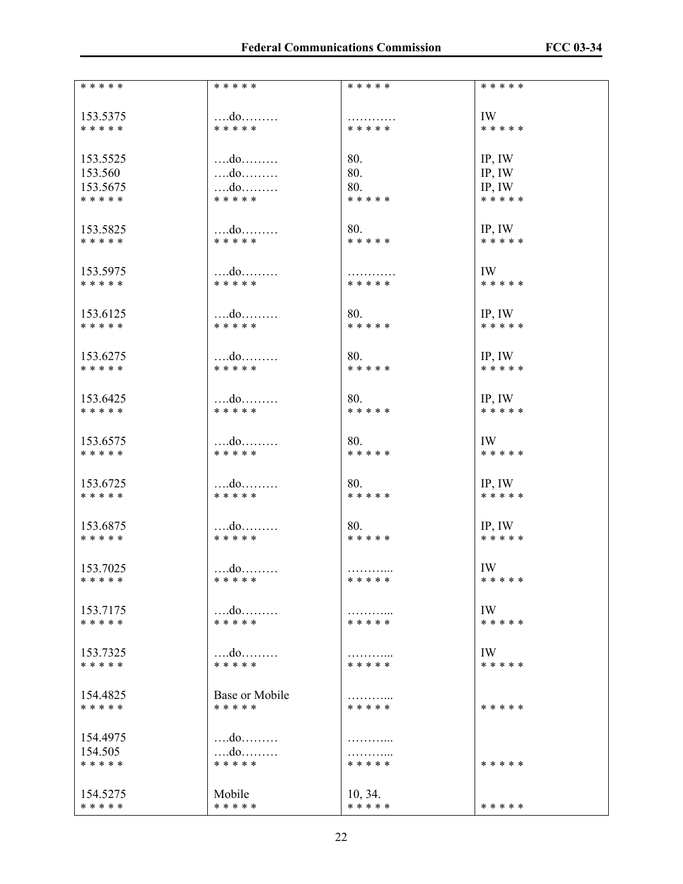| * * * * * | * * * * * | * * * * * | * * * * * |
|---|---|---|---|
| 153.5375 | ….do……… | ………… | IW |
| * * * * * | * * * * * | * * * * * | * * * * * |
| 153.5525 | ….do……… | 80. | IP, IW |
| 153.560 | ….do……… | 80. | IP, IW |
| 153.5675 | ….do……… | 80. | IP, IW |
| * * * * * | * * * * * | * * * * * | * * * * * |
| 153.5825 | ….do……… | 80. | IP, IW |
| * * * * * | * * * * * | * * * * * | * * * * * |
| 153.5975 | ….do……… | ………… | IW |
| * * * * * | * * * * * | * * * * * | * * * * * |
| 153.6125 | ….do……… | 80. | IP, IW |
| * * * * * | * * * * * | * * * * * | * * * * * |
| 153.6275 | ….do……… | 80. | IP, IW |
| * * * * * | * * * * * | * * * * * | * * * * * |
| 153.6425 | ….do……… | 80. | IP, IW |
| * * * * * | * * * * * | * * * * * | * * * * * |
| 153.6575 | ….do……… | 80. | IW |
| * * * * * | * * * * * | * * * * * | * * * * * |
| 153.6725 | ….do……… | 80. | IP, IW |
| * * * * * | * * * * * | * * * * * | * * * * * |
| 153.6875 | ….do……… | 80. | IP, IW |
| * * * * * | * * * * * | * * * * * | * * * * * |
| 153.7025 | ….do……… | ……….... | IW |
| * * * * * | * * * * * | * * * * * | * * * * * |
| 153.7175 | ….do……… | ……….... | IW |
| * * * * * | * * * * * | * * * * * | * * * * * |
| 153.7325 | ….do……… | ……….... | IW |
| * * * * * | * * * * * | * * * * * | * * * * * |
| 154.4825 | Base or Mobile | ……….... | |
| * * * * * | * * * * * | * * * * * | * * * * * |
| 154.4975 | ….do……… | ……….... | |
| 154.505 | ….do……… | ……….... | |
| * * * * * | * * * * * | * * * * * | * * * * * |
| 154.5275 | Mobile | 10, 34. | |
| * * * * * | * * * * * | * * * * * | * * * * * |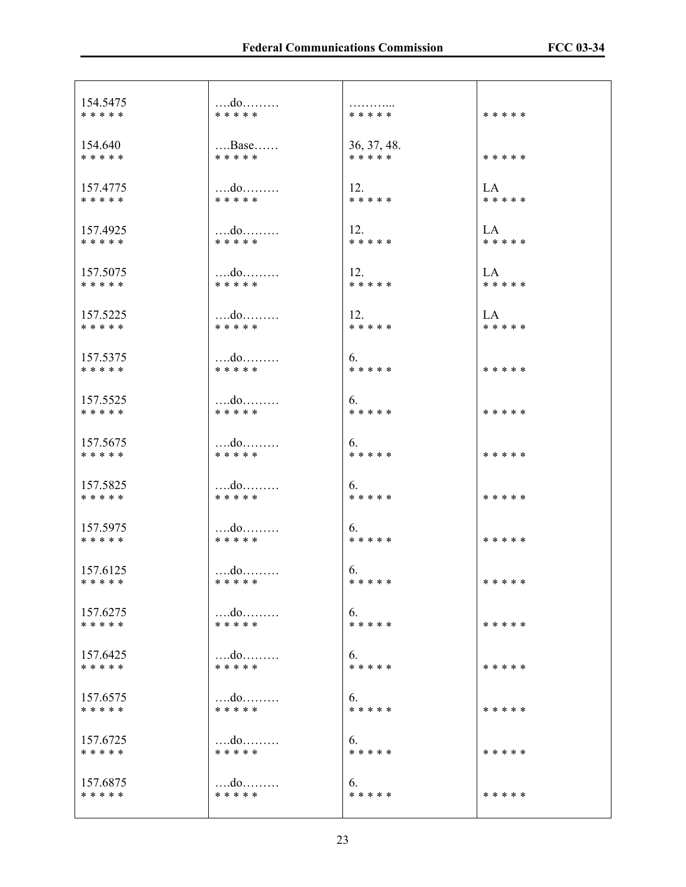| | | | |
|---|---|---|---|
| 154.5475<br>* * * * * | ….do………<br>* * * * * | ………...<br>* * * * * | * * * * * |
| 154.640<br>* * * * * | ….Base……<br>* * * * * | 36, 37, 48.<br>* * * * * | * * * * * |
| 157.4775<br>* * * * * | ….do………<br>* * * * * | 12.<br>* * * * * | LA<br>* * * * * |
| 157.4925<br>* * * * * | ….do………<br>* * * * * | 12.<br>* * * * * | LA<br>* * * * * |
| 157.5075<br>* * * * * | ….do………<br>* * * * * | 12.<br>* * * * * | LA<br>* * * * * |
| 157.5225<br>* * * * * | ….do………<br>* * * * * | 12.<br>* * * * * | LA<br>* * * * * |
| 157.5375<br>* * * * * | ….do………<br>* * * * * | 6.<br>* * * * * | * * * * * |
| 157.5525<br>* * * * * | ….do………<br>* * * * * | 6.<br>* * * * * | * * * * * |
| 157.5675<br>* * * * * | ….do………<br>* * * * * | 6.<br>* * * * * | * * * * * |
| 157.5825<br>* * * * * | ….do………<br>* * * * * | 6.<br>* * * * * | * * * * * |
| 157.5975<br>* * * * * | ….do………<br>* * * * * | 6.<br>* * * * * | * * * * * |
| 157.6125<br>* * * * * | ….do………<br>* * * * * | 6.<br>* * * * * | * * * * * |
| 157.6275<br>* * * * * | ….do………<br>* * * * * | 6.<br>* * * * * | * * * * * |
| 157.6425<br>* * * * * | ….do………<br>* * * * * | 6.<br>* * * * * | * * * * * |
| 157.6575<br>* * * * * | ….do………<br>* * * * * | 6.<br>* * * * * | * * * * * |
| 157.6725<br>* * * * * | ….do………<br>* * * * * | 6.<br>* * * * * | * * * * * |
| 157.6875<br>* * * * * | ….do………<br>* * * * * | 6.<br>* * * * * | * * * * * |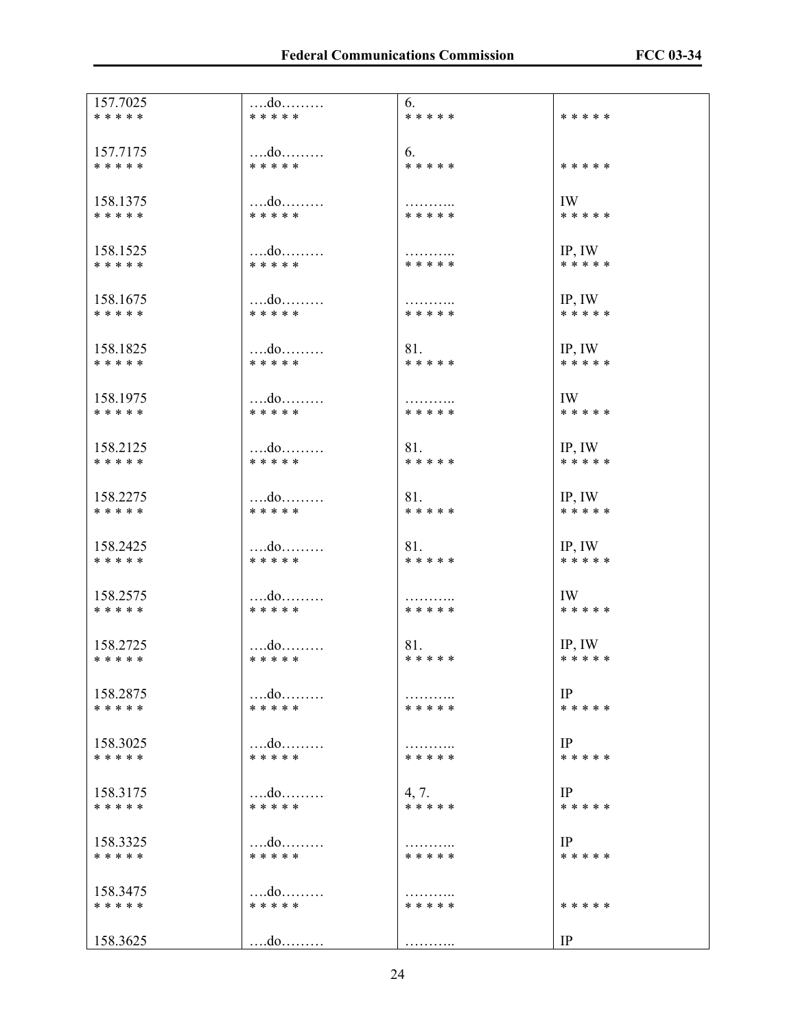| | | | |
|---|---|---|---|
| 157.7025<br>* * * * * | ….do………<br>* * * * * | 6.<br>* * * * * | <br>* * * * * |
| 157.7175<br>* * * * * | ….do………<br>* * * * * | 6.<br>* * * * * | <br>* * * * * |
| 158.1375<br>* * * * * | ….do………<br>* * * * * | ………..<br>* * * * * | IW<br>* * * * * |
| 158.1525<br>* * * * * | ….do………<br>* * * * * | ………..<br>* * * * * | IP, IW<br>* * * * * |
| 158.1675<br>* * * * * | ….do………<br>* * * * * | ………..<br>* * * * * | IP, IW<br>* * * * * |
| 158.1825<br>* * * * * | ….do………<br>* * * * * | 81.<br>* * * * * | IP, IW<br>* * * * * |
| 158.1975<br>* * * * * | ….do………<br>* * * * * | ………..<br>* * * * * | IW<br>* * * * * |
| 158.2125<br>* * * * * | ….do………<br>* * * * * | 81.<br>* * * * * | IP, IW<br>* * * * * |
| 158.2275<br>* * * * * | ….do………<br>* * * * * | 81.<br>* * * * * | IP, IW<br>* * * * * |
| 158.2425<br>* * * * * | ….do………<br>* * * * * | 81.<br>* * * * * | IP, IW<br>* * * * * |
| 158.2575<br>* * * * * | ….do………<br>* * * * * | ………..<br>* * * * * | IW<br>* * * * * |
| 158.2725<br>* * * * * | ….do………<br>* * * * * | 81.<br>* * * * * | IP, IW<br>* * * * * |
| 158.2875<br>* * * * * | ….do………<br>* * * * * | ………..<br>* * * * * | IP<br>* * * * * |
| 158.3025<br>* * * * * | ….do………<br>* * * * * | ………..<br>* * * * * | IP<br>* * * * * |
| 158.3175<br>* * * * * | ….do………<br>* * * * * | 4, 7.<br>* * * * * | IP<br>* * * * * |
| 158.3325<br>* * * * * | ….do………<br>* * * * * | ………..<br>* * * * * | IP<br>* * * * * |
| 158.3475<br>* * * * * | ….do………<br>* * * * * | ………..<br>* * * * * | <br>* * * * * |
| 158.3625 | ….do……… | ……….. | IP |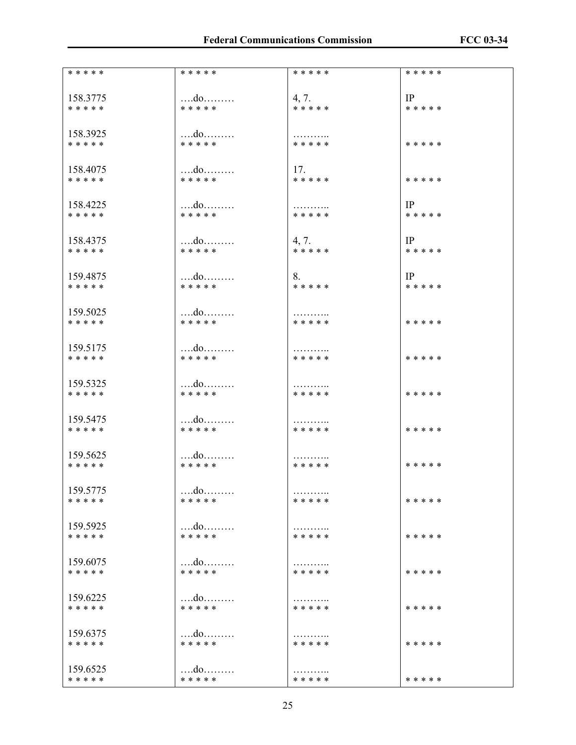| * * * * * | * * * * * | * * * * * | * * * * * |
|---|---|---|---|
| 158.3775<br>* * * * * | ….do………<br>* * * * * | 4, 7.<br>* * * * * | IP<br>* * * * * |
| 158.3925<br>* * * * * | ….do………<br>* * * * * | ………..<br>* * * * * | * * * * * |
| 158.4075<br>* * * * * | ….do………<br>* * * * * | 17.<br>* * * * * | * * * * * |
| 158.4225<br>* * * * * | ….do………<br>* * * * * | ………..<br>* * * * * | IP<br>* * * * * |
| 158.4375<br>* * * * * | ….do………<br>* * * * * | 4, 7.<br>* * * * * | IP<br>* * * * * |
| 159.4875<br>* * * * * | ….do………<br>* * * * * | 8.<br>* * * * * | IP<br>* * * * * |
| 159.5025<br>* * * * * | ….do………<br>* * * * * | ………..<br>* * * * * | * * * * * |
| 159.5175<br>* * * * * | ….do………<br>* * * * * | ………..<br>* * * * * | * * * * * |
| 159.5325<br>* * * * * | ….do………<br>* * * * * | ………..<br>* * * * * | * * * * * |
| 159.5475<br>* * * * * | ….do………<br>* * * * * | ………..<br>* * * * * | * * * * * |
| 159.5625<br>* * * * * | ….do………<br>* * * * * | ………..<br>* * * * * | * * * * * |
| 159.5775<br>* * * * * | ….do………<br>* * * * * | ………..<br>* * * * * | * * * * * |
| 159.5925<br>* * * * * | ….do………<br>* * * * * | ………..<br>* * * * * | * * * * * |
| 159.6075<br>* * * * * | ….do………<br>* * * * * | ………..<br>* * * * * | * * * * * |
| 159.6225<br>* * * * * | ….do………<br>* * * * * | ………..<br>* * * * * | * * * * * |
| 159.6375<br>* * * * * | ….do………<br>* * * * * | ………..<br>* * * * * | * * * * * |
| 159.6525<br>* * * * * | ….do………<br>* * * * * | ………..<br>* * * * * | * * * * * |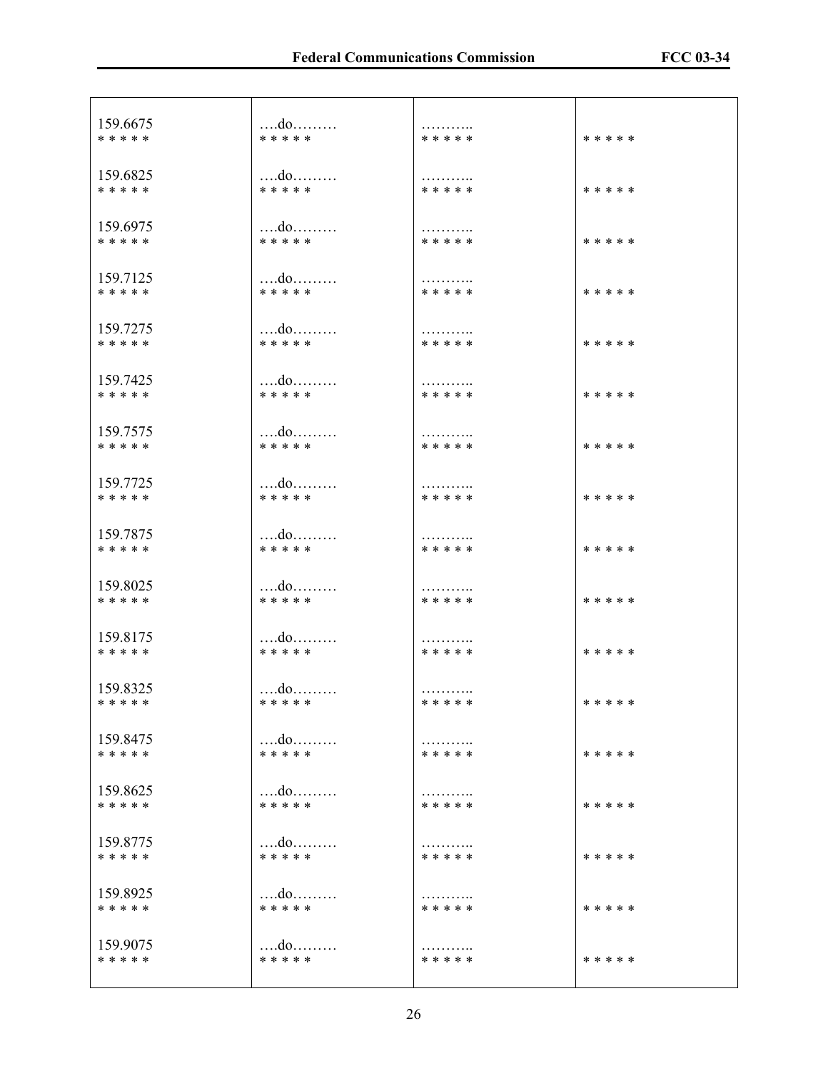| | | | |
|---|---|---|---|
| 159.6675<br>* * * * * | ….do………<br>* * * * * | ………..<br>* * * * * | * * * * * |
| 159.6825<br>* * * * * | ….do………<br>* * * * * | ………..<br>* * * * * | * * * * * |
| 159.6975<br>* * * * * | ….do………<br>* * * * * | ………..<br>* * * * * | * * * * * |
| 159.7125<br>* * * * * | ….do………<br>* * * * * | ………..<br>* * * * * | * * * * * |
| 159.7275<br>* * * * * | ….do………<br>* * * * * | ………..<br>* * * * * | * * * * * |
| 159.7425<br>* * * * * | ….do………<br>* * * * * | ………..<br>* * * * * | * * * * * |
| 159.7575<br>* * * * * | ….do………<br>* * * * * | ………..<br>* * * * * | * * * * * |
| 159.7725<br>* * * * * | ….do………<br>* * * * * | ………..<br>* * * * * | * * * * * |
| 159.7875<br>* * * * * | ….do………<br>* * * * * | ………..<br>* * * * * | * * * * * |
| 159.8025<br>* * * * * | ….do………<br>* * * * * | ………..<br>* * * * * | * * * * * |
| 159.8175<br>* * * * * | ….do………<br>* * * * * | ………..<br>* * * * * | * * * * * |
| 159.8325<br>* * * * * | ….do………<br>* * * * * | ………..<br>* * * * * | * * * * * |
| 159.8475<br>* * * * * | ….do………<br>* * * * * | ………..<br>* * * * * | * * * * * |
| 159.8625<br>* * * * * | ….do………<br>* * * * * | ………..<br>* * * * * | * * * * * |
| 159.8775<br>* * * * * | ….do………<br>* * * * * | ………..<br>* * * * * | * * * * * |
| 159.8925<br>* * * * * | ….do………<br>* * * * * | ………..<br>* * * * * | * * * * * |
| 159.9075<br>* * * * * | ….do………<br>* * * * * | ………..<br>* * * * * | * * * * * |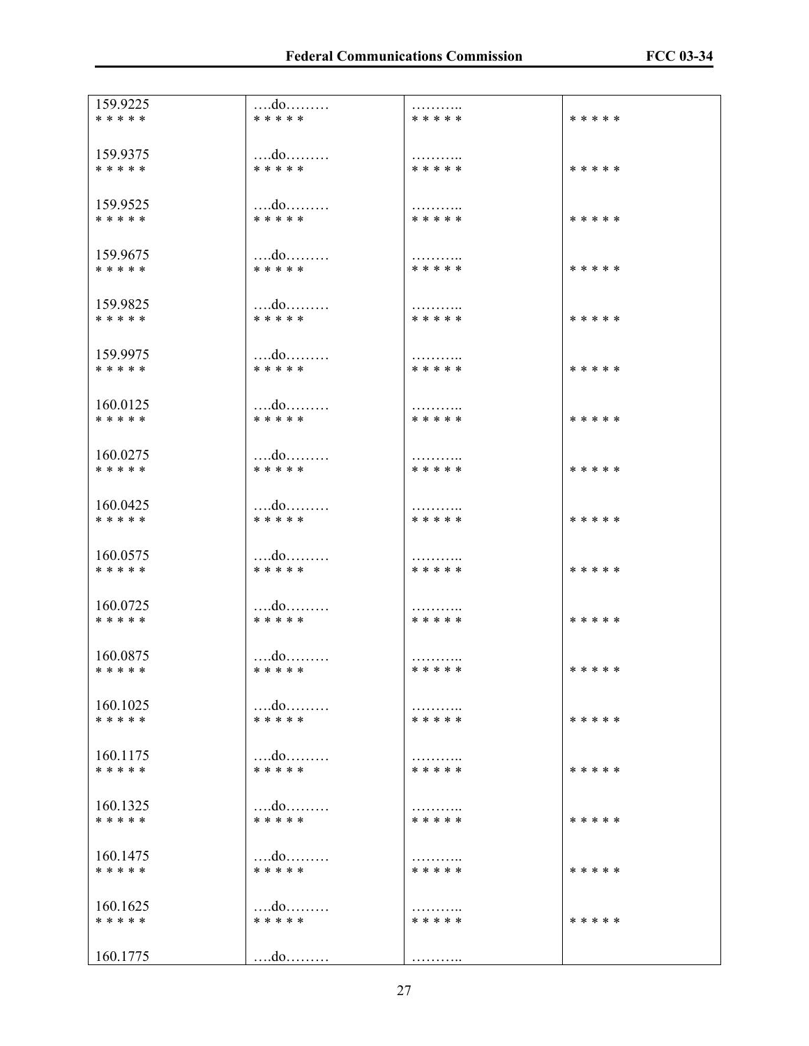| | | | |
|---|---|---|---|
| 159.9225<br>* * * * * | ….do………<br>* * * * * | ………..<br>* * * * * | * * * * * |
| 159.9375<br>* * * * * | ….do………<br>* * * * * | ………..<br>* * * * * | * * * * * |
| 159.9525<br>* * * * * | ….do………<br>* * * * * | ………..<br>* * * * * | * * * * * |
| 159.9675<br>* * * * * | ….do………<br>* * * * * | ………..<br>* * * * * | * * * * * |
| 159.9825<br>* * * * * | ….do………<br>* * * * * | ………..<br>* * * * * | * * * * * |
| 159.9975<br>* * * * * | ….do………<br>* * * * * | ………..<br>* * * * * | * * * * * |
| 160.0125<br>* * * * * | ….do………<br>* * * * * | ………..<br>* * * * * | * * * * * |
| 160.0275<br>* * * * * | ….do………<br>* * * * * | ………..<br>* * * * * | * * * * * |
| 160.0425<br>* * * * * | ….do………<br>* * * * * | ………..<br>* * * * * | * * * * * |
| 160.0575<br>* * * * * | ….do………<br>* * * * * | ………..<br>* * * * * | * * * * * |
| 160.0725<br>* * * * * | ….do………<br>* * * * * | ………..<br>* * * * * | * * * * * |
| 160.0875<br>* * * * * | ….do………<br>* * * * * | ………..<br>* * * * * | * * * * * |
| 160.1025<br>* * * * * | ….do………<br>* * * * * | ………..<br>* * * * * | * * * * * |
| 160.1175<br>* * * * * | ….do………<br>* * * * * | ………..<br>* * * * * | * * * * * |
| 160.1325<br>* * * * * | ….do………<br>* * * * * | ………..<br>* * * * * | * * * * * |
| 160.1475<br>* * * * * | ….do………<br>* * * * * | ………..<br>* * * * * | * * * * * |
| 160.1625<br>* * * * * | ….do………<br>* * * * * | ………..<br>* * * * * | * * * * * |
| 160.1775 | ….do……… | ……….. | |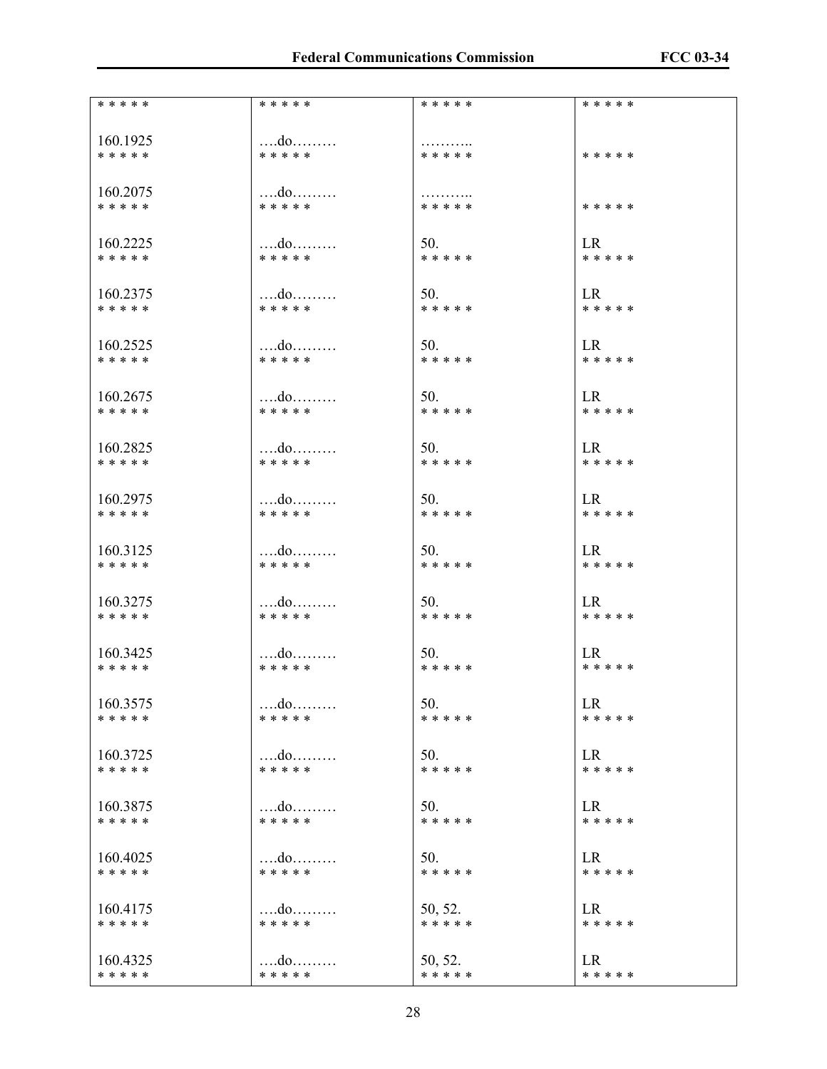| * * * * * | * * * * * | * * * * * | * * * * * |
|---|---|---|---|
| 160.1925 | ….do……… | ……….. | |
| * * * * * | * * * * * | * * * * * | * * * * * |
| 160.2075 | ….do……… | ……….. | |
| * * * * * | * * * * * | * * * * * | * * * * * |
| 160.2225 | ….do……… | 50. | LR |
| * * * * * | * * * * * | * * * * * | * * * * * |
| 160.2375 | ….do……… | 50. | LR |
| * * * * * | * * * * * | * * * * * | * * * * * |
| 160.2525 | ….do……… | 50. | LR |
| * * * * * | * * * * * | * * * * * | * * * * * |
| 160.2675 | ….do……… | 50. | LR |
| * * * * * | * * * * * | * * * * * | * * * * * |
| 160.2825 | ….do……… | 50. | LR |
| * * * * * | * * * * * | * * * * * | * * * * * |
| 160.2975 | ….do……… | 50. | LR |
| * * * * * | * * * * * | * * * * * | * * * * * |
| 160.3125 | ….do……… | 50. | LR |
| * * * * * | * * * * * | * * * * * | * * * * * |
| 160.3275 | ….do……… | 50. | LR |
| * * * * * | * * * * * | * * * * * | * * * * * |
| 160.3425 | ….do……… | 50. | LR |
| * * * * * | * * * * * | * * * * * | * * * * * |
| 160.3575 | ….do……… | 50. | LR |
| * * * * * | * * * * * | * * * * * | * * * * * |
| 160.3725 | ….do……… | 50. | LR |
| * * * * * | * * * * * | * * * * * | * * * * * |
| 160.3875 | ….do……… | 50. | LR |
| * * * * * | * * * * * | * * * * * | * * * * * |
| 160.4025 | ….do……… | 50. | LR |
| * * * * * | * * * * * | * * * * * | * * * * * |
| 160.4175 | ….do……… | 50, 52. | LR |
| * * * * * | * * * * * | * * * * * | * * * * * |
| 160.4325 | ….do……… | 50, 52. | LR |
| * * * * * | * * * * * | * * * * * | * * * * * |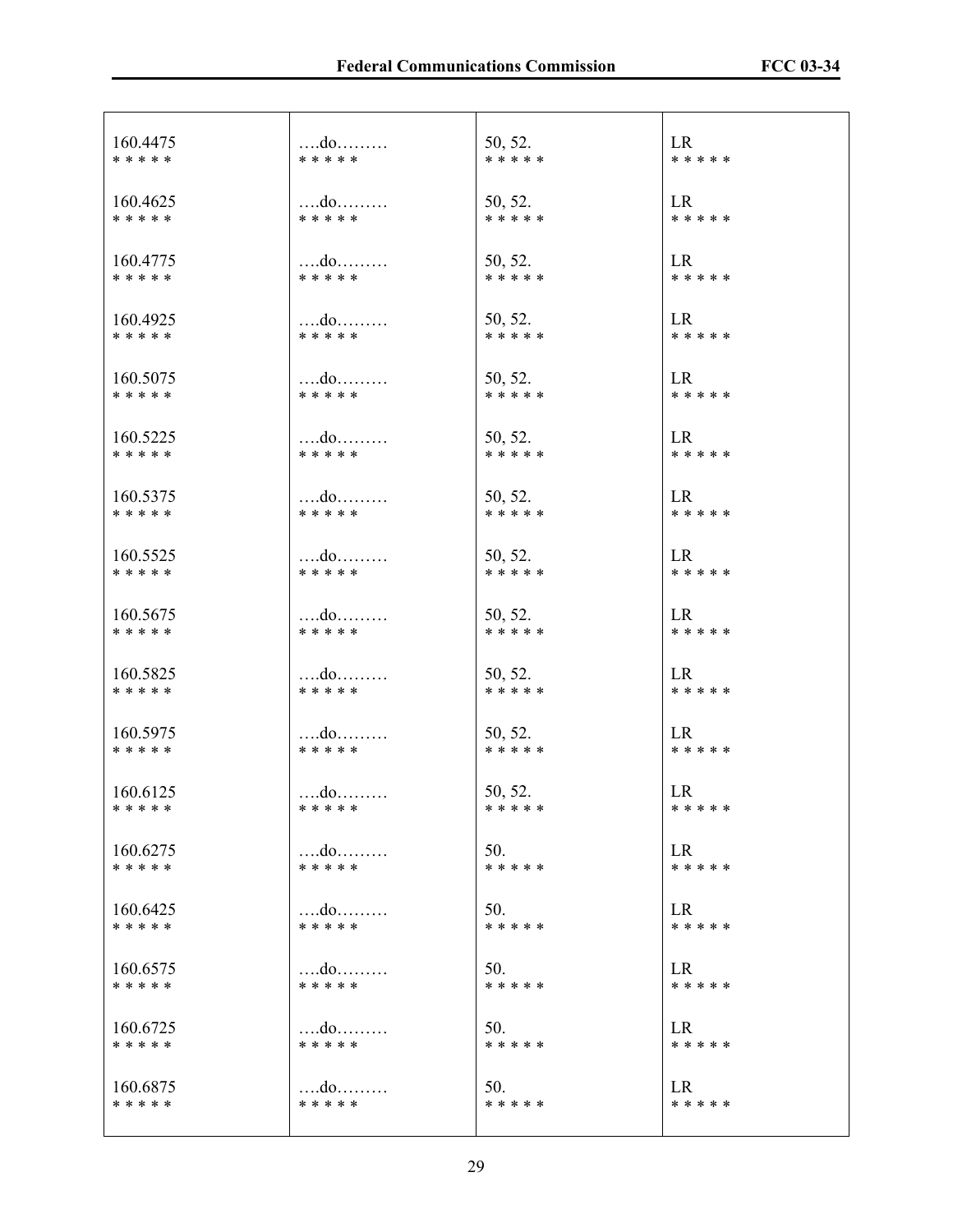| | | | |
|---|---|---|---|
| 160.4475<br>* * * * * | ….do………<br>* * * * * | 50, 52.<br>* * * * * | LR<br>* * * * * |
| 160.4625<br>* * * * * | ….do………<br>* * * * * | 50, 52.<br>* * * * * | LR<br>* * * * * |
| 160.4775<br>* * * * * | ….do………<br>* * * * * | 50, 52.<br>* * * * * | LR<br>* * * * * |
| 160.4925<br>* * * * * | ….do………<br>* * * * * | 50, 52.<br>* * * * * | LR<br>* * * * * |
| 160.5075<br>* * * * * | ….do………<br>* * * * * | 50, 52.<br>* * * * * | LR<br>* * * * * |
| 160.5225<br>* * * * * | ….do………<br>* * * * * | 50, 52.<br>* * * * * | LR<br>* * * * * |
| 160.5375<br>* * * * * | ….do………<br>* * * * * | 50, 52.<br>* * * * * | LR<br>* * * * * |
| 160.5525<br>* * * * * | ….do………<br>* * * * * | 50, 52.<br>* * * * * | LR<br>* * * * * |
| 160.5675<br>* * * * * | ….do………<br>* * * * * | 50, 52.<br>* * * * * | LR<br>* * * * * |
| 160.5825<br>* * * * * | ….do………<br>* * * * * | 50, 52.<br>* * * * * | LR<br>* * * * * |
| 160.5975<br>* * * * * | ….do………<br>* * * * * | 50, 52.<br>* * * * * | LR<br>* * * * * |
| 160.6125<br>* * * * * | ….do………<br>* * * * * | 50, 52.<br>* * * * * | LR<br>* * * * * |
| 160.6275<br>* * * * * | ….do………<br>* * * * * | 50.<br>* * * * * | LR<br>* * * * * |
| 160.6425<br>* * * * * | ….do………<br>* * * * * | 50.<br>* * * * * | LR<br>* * * * * |
| 160.6575<br>* * * * * | ….do………<br>* * * * * | 50.<br>* * * * * | LR<br>* * * * * |
| 160.6725<br>* * * * * | ….do………<br>* * * * * | 50.<br>* * * * * | LR<br>* * * * * |
| 160.6875<br>* * * * * | ….do………<br>* * * * * | 50.<br>* * * * * | LR<br>* * * * * |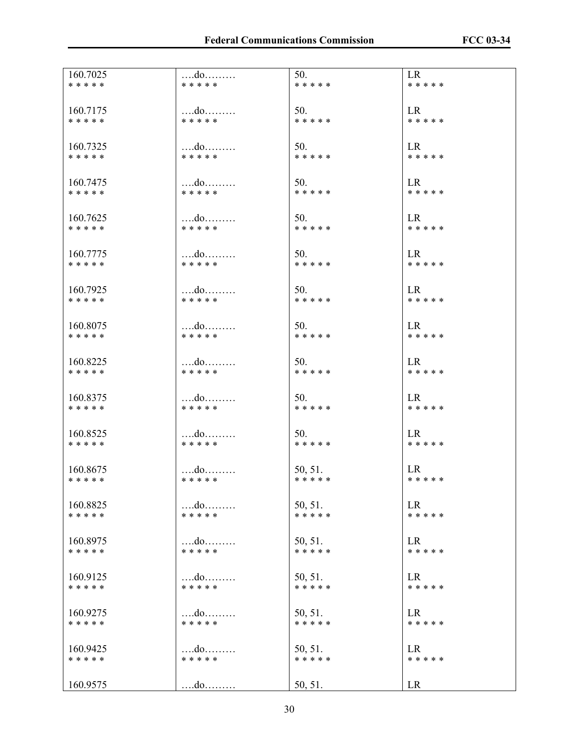| | | | |
|---|---|---|---|
| 160.7025<br>* * * * * | ….do………<br>* * * * * | 50.<br>* * * * * | LR<br>* * * * * |
| 160.7175<br>* * * * * | ….do………<br>* * * * * | 50.<br>* * * * * | LR<br>* * * * * |
| 160.7325<br>* * * * * | ….do………<br>* * * * * | 50.<br>* * * * * | LR<br>* * * * * |
| 160.7475<br>* * * * * | ….do………<br>* * * * * | 50.<br>* * * * * | LR<br>* * * * * |
| 160.7625<br>* * * * * | ….do………<br>* * * * * | 50.<br>* * * * * | LR<br>* * * * * |
| 160.7775<br>* * * * * | ….do………<br>* * * * * | 50.<br>* * * * * | LR<br>* * * * * |
| 160.7925<br>* * * * * | ….do………<br>* * * * * | 50.<br>* * * * * | LR<br>* * * * * |
| 160.8075<br>* * * * * | ….do………<br>* * * * * | 50.<br>* * * * * | LR<br>* * * * * |
| 160.8225<br>* * * * * | ….do………<br>* * * * * | 50.<br>* * * * * | LR<br>* * * * * |
| 160.8375<br>* * * * * | ….do………<br>* * * * * | 50.<br>* * * * * | LR<br>* * * * * |
| 160.8525<br>* * * * * | ….do………<br>* * * * * | 50.<br>* * * * * | LR<br>* * * * * |
| 160.8675<br>* * * * * | ….do………<br>* * * * * | 50, 51.<br>* * * * * | LR<br>* * * * * |
| 160.8825<br>* * * * * | ….do………<br>* * * * * | 50, 51.<br>* * * * * | LR<br>* * * * * |
| 160.8975<br>* * * * * | ….do………<br>* * * * * | 50, 51.<br>* * * * * | LR<br>* * * * * |
| 160.9125<br>* * * * * | ….do………<br>* * * * * | 50, 51.<br>* * * * * | LR<br>* * * * * |
| 160.9275<br>* * * * * | ….do………<br>* * * * * | 50, 51.<br>* * * * * | LR<br>* * * * * |
| 160.9425<br>* * * * * | ….do………<br>* * * * * | 50, 51.<br>* * * * * | LR<br>* * * * * |
| 160.9575 | ….do……… | 50, 51. | LR |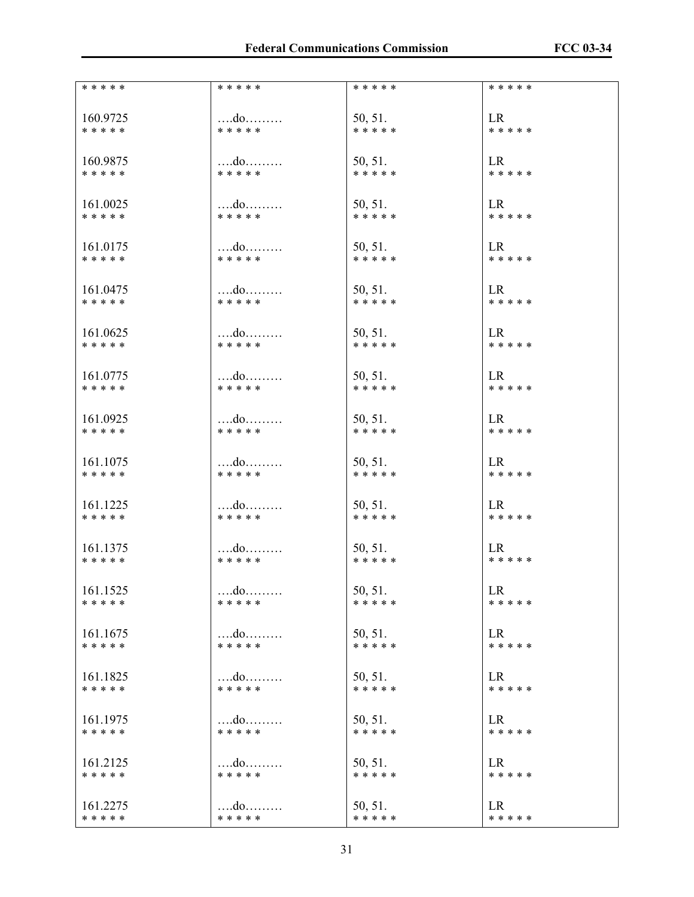| * * * * * | * * * * * | * * * * * | * * * * * |
|---|---|---|---|
| 160.9725 | ….do……… | 50, 51. | LR |
| * * * * * | * * * * * | * * * * * | * * * * * |
| 160.9875 | ….do……… | 50, 51. | LR |
| * * * * * | * * * * * | * * * * * | * * * * * |
| 161.0025 | ….do……… | 50, 51. | LR |
| * * * * * | * * * * * | * * * * * | * * * * * |
| 161.0175 | ….do……… | 50, 51. | LR |
| * * * * * | * * * * * | * * * * * | * * * * * |
| 161.0475 | ….do……… | 50, 51. | LR |
| * * * * * | * * * * * | * * * * * | * * * * * |
| 161.0625 | ….do……… | 50, 51. | LR |
| * * * * * | * * * * * | * * * * * | * * * * * |
| 161.0775 | ….do……… | 50, 51. | LR |
| * * * * * | * * * * * | * * * * * | * * * * * |
| 161.0925 | ….do……… | 50, 51. | LR |
| * * * * * | * * * * * | * * * * * | * * * * * |
| 161.1075 | ….do……… | 50, 51. | LR |
| * * * * * | * * * * * | * * * * * | * * * * * |
| 161.1225 | ….do……… | 50, 51. | LR |
| * * * * * | * * * * * | * * * * * | * * * * * |
| 161.1375 | ….do……… | 50, 51. | LR |
| * * * * * | * * * * * | * * * * * | * * * * * |
| 161.1525 | ….do……… | 50, 51. | LR |
| * * * * * | * * * * * | * * * * * | * * * * * |
| 161.1675 | ….do……… | 50, 51. | LR |
| * * * * * | * * * * * | * * * * * | * * * * * |
| 161.1825 | ….do……… | 50, 51. | LR |
| * * * * * | * * * * * | * * * * * | * * * * * |
| 161.1975 | ….do……… | 50, 51. | LR |
| * * * * * | * * * * * | * * * * * | * * * * * |
| 161.2125 | ….do……… | 50, 51. | LR |
| * * * * * | * * * * * | * * * * * | * * * * * |
| 161.2275 | ….do……… | 50, 51. | LR |
| * * * * * | * * * * * | * * * * * | * * * * * |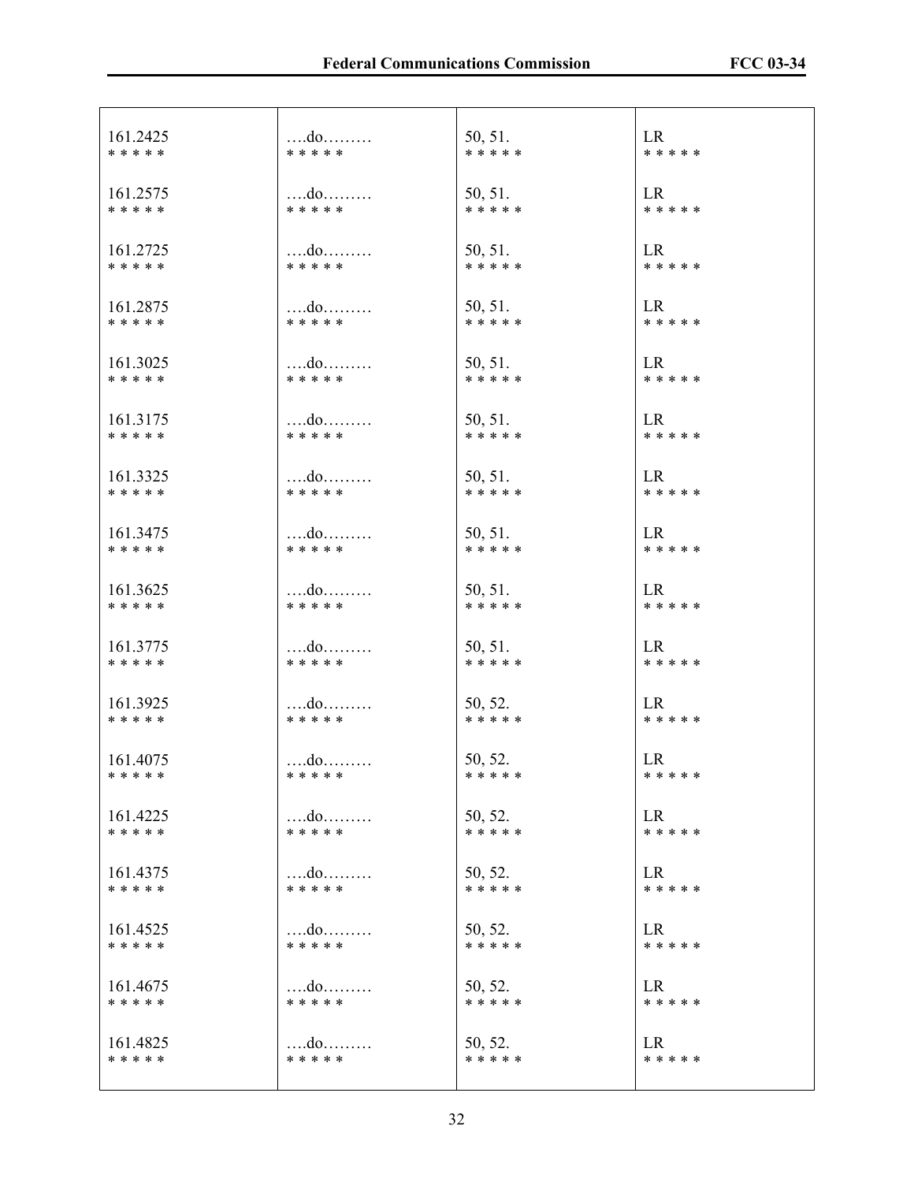| | | | |
|---|---|---|---|
| 161.2425<br>* * * * * | ….do………<br>* * * * * | 50, 51.<br>* * * * * | LR<br>* * * * * |
| 161.2575<br>* * * * * | ….do………<br>* * * * * | 50, 51.<br>* * * * * | LR<br>* * * * * |
| 161.2725<br>* * * * * | ….do………<br>* * * * * | 50, 51.<br>* * * * * | LR<br>* * * * * |
| 161.2875<br>* * * * * | ….do………<br>* * * * * | 50, 51.<br>* * * * * | LR<br>* * * * * |
| 161.3025<br>* * * * * | ….do………<br>* * * * * | 50, 51.<br>* * * * * | LR<br>* * * * * |
| 161.3175<br>* * * * * | ….do………<br>* * * * * | 50, 51.<br>* * * * * | LR<br>* * * * * |
| 161.3325<br>* * * * * | ….do………<br>* * * * * | 50, 51.<br>* * * * * | LR<br>* * * * * |
| 161.3475<br>* * * * * | ….do………<br>* * * * * | 50, 51.<br>* * * * * | LR<br>* * * * * |
| 161.3625<br>* * * * * | ….do………<br>* * * * * | 50, 51.<br>* * * * * | LR<br>* * * * * |
| 161.3775<br>* * * * * | ….do………<br>* * * * * | 50, 51.<br>* * * * * | LR<br>* * * * * |
| 161.3925<br>* * * * * | ….do………<br>* * * * * | 50, 52.<br>* * * * * | LR<br>* * * * * |
| 161.4075<br>* * * * * | ….do………<br>* * * * * | 50, 52.<br>* * * * * | LR<br>* * * * * |
| 161.4225<br>* * * * * | ….do………<br>* * * * * | 50, 52.<br>* * * * * | LR<br>* * * * * |
| 161.4375<br>* * * * * | ….do………<br>* * * * * | 50, 52.<br>* * * * * | LR<br>* * * * * |
| 161.4525<br>* * * * * | ….do………<br>* * * * * | 50, 52.<br>* * * * * | LR<br>* * * * * |
| 161.4675<br>* * * * * | ….do………<br>* * * * * | 50, 52.<br>* * * * * | LR<br>* * * * * |
| 161.4825<br>* * * * * | ….do………<br>* * * * * | 50, 52.<br>* * * * * | LR<br>* * * * * |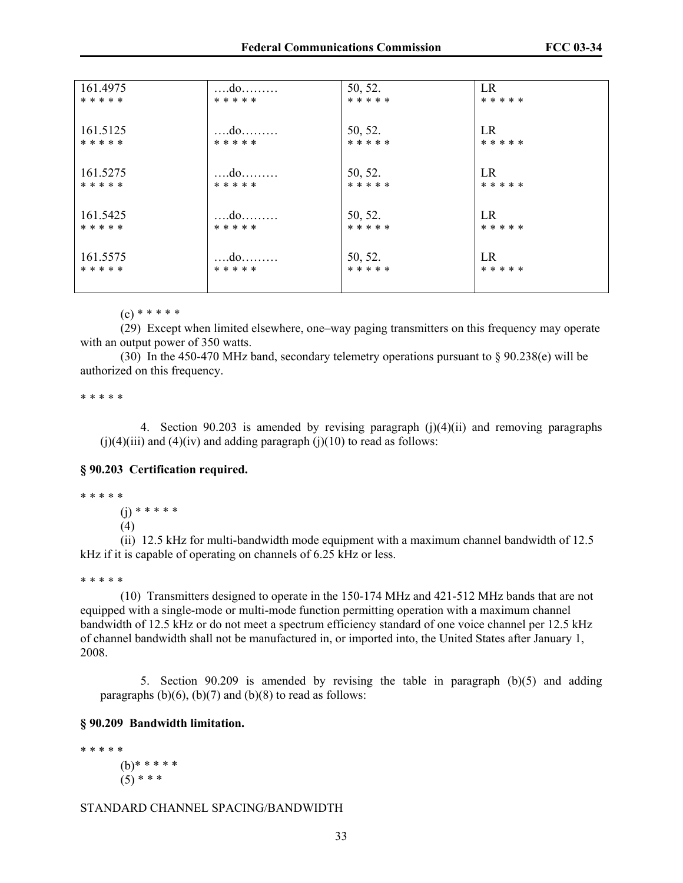| | | | |
|---|---|---|---|
| 161.4975<br>* * * * * | ….do………<br>* * * * * | 50, 52.<br>* * * * * | LR<br>* * * * * |
| 161.5125<br>* * * * * | ….do………<br>* * * * * | 50, 52.<br>* * * * * | LR<br>* * * * * |
| 161.5275<br>* * * * * | ….do………<br>* * * * * | 50, 52.<br>* * * * * | LR<br>* * * * * |
| 161.5425<br>* * * * * | ….do………<br>* * * * * | 50, 52.<br>* * * * * | LR<br>* * * * * |
| 161.5575<br>* * * * * | ….do………<br>* * * * * | 50, 52.<br>* * * * * | LR<br>* * * * * |

(c) * * * * *

(29) Except when limited elsewhere, one–way paging transmitters on this frequency may operate with an output power of 350 watts.

(30) In the 450-470 MHz band, secondary telemetry operations pursuant to § 90.238(e) will be authorized on this frequency.

* * * * *

4. Section 90.203 is amended by revising paragraph (j)(4)(ii) and removing paragraphs (j)(4)(iii) and (4)(iv) and adding paragraph (j)(10) to read as follows:

**§ 90.203 Certification required.**

* * * * *

(j) * * * * *

(4)

(ii) 12.5 kHz for multi-bandwidth mode equipment with a maximum channel bandwidth of 12.5 kHz if it is capable of operating on channels of 6.25 kHz or less.

* * * * *

(10) Transmitters designed to operate in the 150-174 MHz and 421-512 MHz bands that are not equipped with a single-mode or multi-mode function permitting operation with a maximum channel bandwidth of 12.5 kHz or do not meet a spectrum efficiency standard of one voice channel per 12.5 kHz of channel bandwidth shall not be manufactured in, or imported into, the United States after January 1, 2008.

5. Section 90.209 is amended by revising the table in paragraph (b)(5) and adding paragraphs (b)(6), (b)(7) and (b)(8) to read as follows:

**§ 90.209 Bandwidth limitation.**

* * * * *

(b)* * * * *

(5) * * *

STANDARD CHANNEL SPACING/BANDWIDTH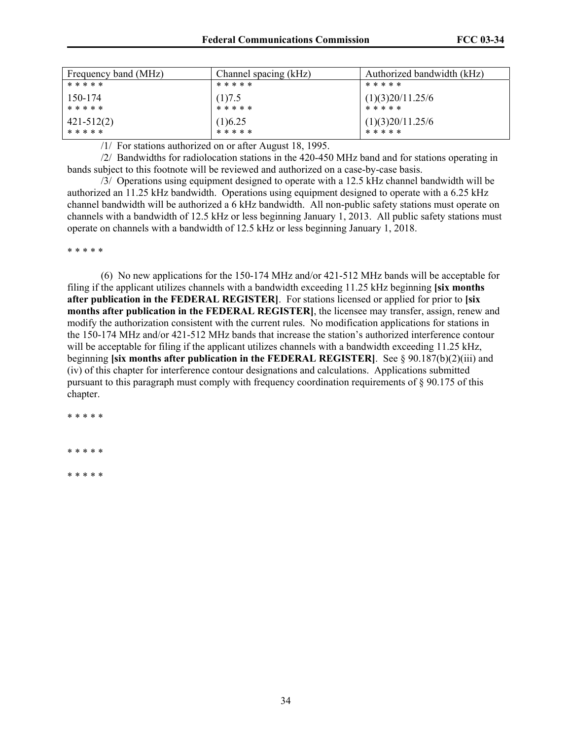| Frequency band (MHz) | Channel spacing (kHz) | Authorized bandwidth (kHz) |
|---|---|---|
| * * * * * | * * * * * | * * * * * |
| 150-174 | (1)7.5 | (1)(3)20/11.25/6 |
| * * * * * | * * * * * | * * * * * |
| 421-512(2) | (1)6.25 | (1)(3)20/11.25/6 |
| * * * * * | * * * * * | * * * * * |

/1/ For stations authorized on or after August 18, 1995.

/2/ Bandwidths for radiolocation stations in the 420-450 MHz band and for stations operating in bands subject to this footnote will be reviewed and authorized on a case-by-case basis.

/3/ Operations using equipment designed to operate with a 12.5 kHz channel bandwidth will be authorized an 11.25 kHz bandwidth. Operations using equipment designed to operate with a 6.25 kHz channel bandwidth will be authorized a 6 kHz bandwidth. All non-public safety stations must operate on channels with a bandwidth of 12.5 kHz or less beginning January 1, 2013. All public safety stations must operate on channels with a bandwidth of 12.5 kHz or less beginning January 1, 2018.

* * * * *

(6) No new applications for the 150-174 MHz and/or 421-512 MHz bands will be acceptable for filing if the applicant utilizes channels with a bandwidth exceeding 11.25 kHz beginning **[six months after publication in the FEDERAL REGISTER]**. For stations licensed or applied for prior to **[six months after publication in the FEDERAL REGISTER]**, the licensee may transfer, assign, renew and modify the authorization consistent with the current rules. No modification applications for stations in the 150-174 MHz and/or 421-512 MHz bands that increase the station's authorized interference contour will be acceptable for filing if the applicant utilizes channels with a bandwidth exceeding 11.25 kHz, beginning **[six months after publication in the FEDERAL REGISTER]**. See § 90.187(b)(2)(iii) and (iv) of this chapter for interference contour designations and calculations. Applications submitted pursuant to this paragraph must comply with frequency coordination requirements of § 90.175 of this chapter.

* * * * *

* * * * *

* * * * *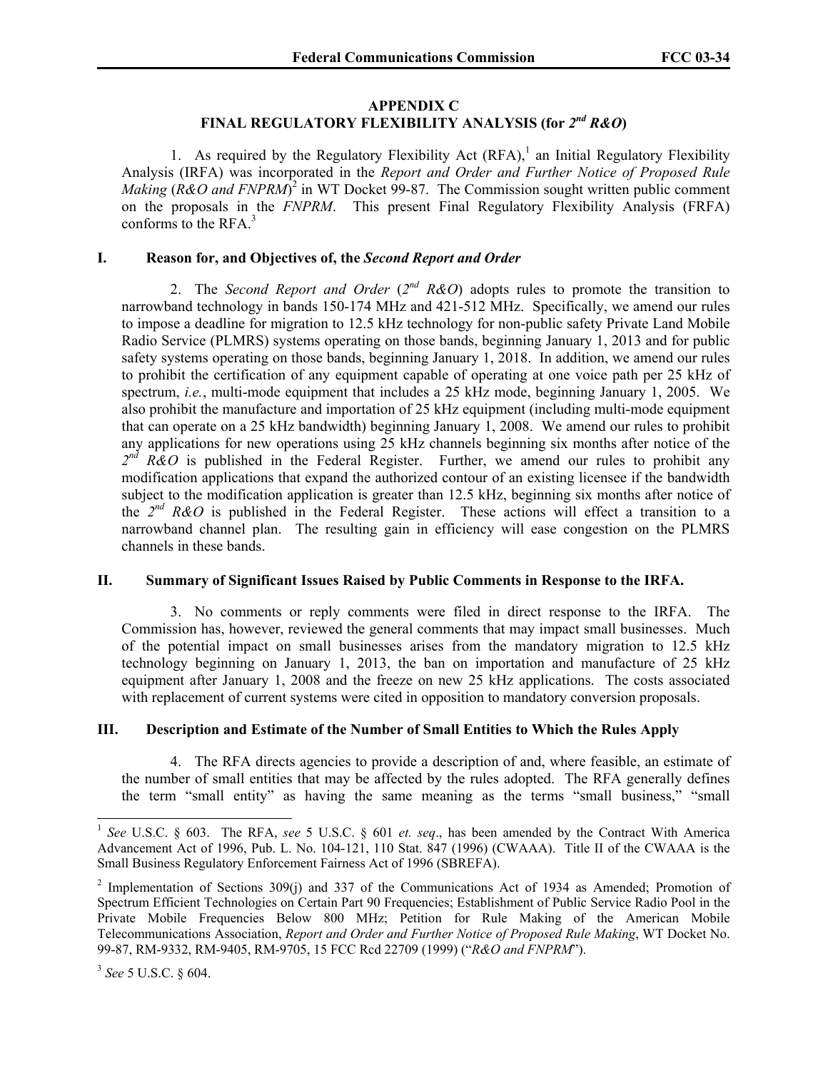## APPENDIX C
## FINAL REGULATORY FLEXIBILITY ANALYSIS (for *2nd R&O*)

1. As required by the Regulatory Flexibility Act (RFA),[1] an Initial Regulatory Flexibility Analysis (IRFA) was incorporated in the *Report and Order and Further Notice of Proposed Rule Making* (*R&O and FNPRM*)[2] in WT Docket 99-87. The Commission sought written public comment on the proposals in the *FNPRM*. This present Final Regulatory Flexibility Analysis (FRFA) conforms to the RFA.[3]

### I. Reason for, and Objectives of, the *Second Report and Order*

2. The *Second Report and Order* (*2nd R&O*) adopts rules to promote the transition to narrowband technology in bands 150-174 MHz and 421-512 MHz. Specifically, we amend our rules to impose a deadline for migration to 12.5 kHz technology for non-public safety Private Land Mobile Radio Service (PLMRS) systems operating on those bands, beginning January 1, 2013 and for public safety systems operating on those bands, beginning January 1, 2018. In addition, we amend our rules to prohibit the certification of any equipment capable of operating at one voice path per 25 kHz of spectrum, *i.e.*, multi-mode equipment that includes a 25 kHz mode, beginning January 1, 2005. We also prohibit the manufacture and importation of 25 kHz equipment (including multi-mode equipment that can operate on a 25 kHz bandwidth) beginning January 1, 2008. We amend our rules to prohibit any applications for new operations using 25 kHz channels beginning six months after notice of the *2nd R&O* is published in the Federal Register. Further, we amend our rules to prohibit any modification applications that expand the authorized contour of an existing licensee if the bandwidth subject to the modification application is greater than 12.5 kHz, beginning six months after notice of the *2nd R&O* is published in the Federal Register. These actions will effect a transition to a narrowband channel plan. The resulting gain in efficiency will ease congestion on the PLMRS channels in these bands.

### II. Summary of Significant Issues Raised by Public Comments in Response to the IRFA.

3. No comments or reply comments were filed in direct response to the IRFA. The Commission has, however, reviewed the general comments that may impact small businesses. Much of the potential impact on small businesses arises from the mandatory migration to 12.5 kHz technology beginning on January 1, 2013, the ban on importation and manufacture of 25 kHz equipment after January 1, 2008 and the freeze on new 25 kHz applications. The costs associated with replacement of current systems were cited in opposition to mandatory conversion proposals.

### III. Description and Estimate of the Number of Small Entities to Which the Rules Apply

4. The RFA directs agencies to provide a description of and, where feasible, an estimate of the number of small entities that may be affected by the rules adopted. The RFA generally defines the term "small entity" as having the same meaning as the terms "small business," "small

---

[1] *See* U.S.C. § 603. The RFA, *see* 5 U.S.C. § 601 *et. seq*., has been amended by the Contract With America Advancement Act of 1996, Pub. L. No. 104-121, 110 Stat. 847 (1996) (CWAAA). Title II of the CWAAA is the Small Business Regulatory Enforcement Fairness Act of 1996 (SBREFA).

[2] Implementation of Sections 309(j) and 337 of the Communications Act of 1934 as Amended; Promotion of Spectrum Efficient Technologies on Certain Part 90 Frequencies; Establishment of Public Service Radio Pool in the Private Mobile Frequencies Below 800 MHz; Petition for Rule Making of the American Mobile Telecommunications Association, *Report and Order and Further Notice of Proposed Rule Making*, WT Docket No. 99-87, RM-9332, RM-9405, RM-9705, 15 FCC Rcd 22709 (1999) ("*R&O and FNPRM*").

[3] *See* 5 U.S.C. § 604.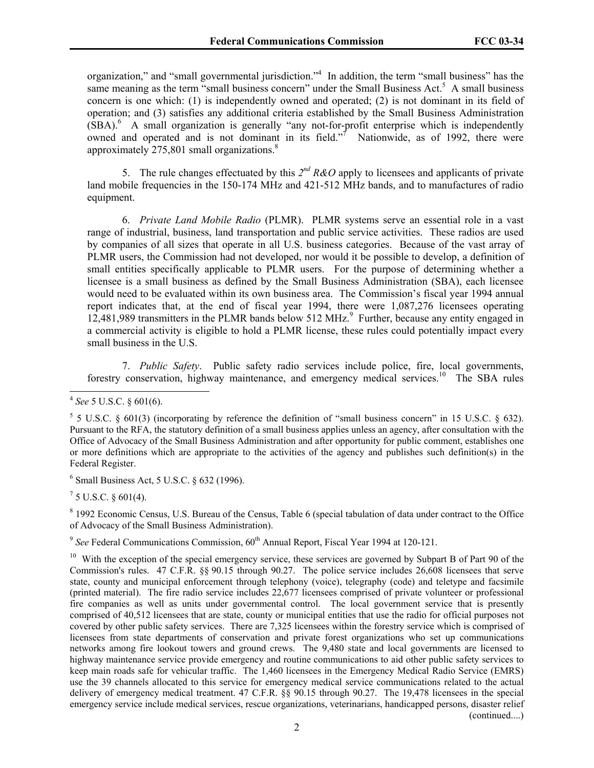organization," and "small governmental jurisdiction."[4] In addition, the term "small business" has the same meaning as the term "small business concern" under the Small Business Act.[5] A small business concern is one which: (1) is independently owned and operated; (2) is not dominant in its field of operation; and (3) satisfies any additional criteria established by the Small Business Administration (SBA).[6] A small organization is generally "any not-for-profit enterprise which is independently owned and operated and is not dominant in its field."[7] Nationwide, as of 1992, there were approximately 275,801 small organizations.[8]

5. The rule changes effectuated by this *2nd R&O* apply to licensees and applicants of private land mobile frequencies in the 150-174 MHz and 421-512 MHz bands, and to manufactures of radio equipment.

6. *Private Land Mobile Radio* (PLMR). PLMR systems serve an essential role in a vast range of industrial, business, land transportation and public service activities. These radios are used by companies of all sizes that operate in all U.S. business categories. Because of the vast array of PLMR users, the Commission had not developed, nor would it be possible to develop, a definition of small entities specifically applicable to PLMR users. For the purpose of determining whether a licensee is a small business as defined by the Small Business Administration (SBA), each licensee would need to be evaluated within its own business area. The Commission's fiscal year 1994 annual report indicates that, at the end of fiscal year 1994, there were 1,087,276 licensees operating 12,481,989 transmitters in the PLMR bands below 512 MHz.[9] Further, because any entity engaged in a commercial activity is eligible to hold a PLMR license, these rules could potentially impact every small business in the U.S.

7. *Public Safety*. Public safety radio services include police, fire, local governments, forestry conservation, highway maintenance, and emergency medical services.[10] The SBA rules

---

[4] *See* 5 U.S.C. § 601(6).

[5] 5 U.S.C. § 601(3) (incorporating by reference the definition of "small business concern" in 15 U.S.C. § 632). Pursuant to the RFA, the statutory definition of a small business applies unless an agency, after consultation with the Office of Advocacy of the Small Business Administration and after opportunity for public comment, establishes one or more definitions which are appropriate to the activities of the agency and publishes such definition(s) in the Federal Register.

[6] Small Business Act, 5 U.S.C. § 632 (1996).

[7] 5 U.S.C. § 601(4).

[8] 1992 Economic Census, U.S. Bureau of the Census, Table 6 (special tabulation of data under contract to the Office of Advocacy of the Small Business Administration).

[9] *See* Federal Communications Commission, 60th Annual Report, Fiscal Year 1994 at 120-121.

[10] With the exception of the special emergency service, these services are governed by Subpart B of Part 90 of the Commission's rules. 47 C.F.R. §§ 90.15 through 90.27. The police service includes 26,608 licensees that serve state, county and municipal enforcement through telephony (voice), telegraphy (code) and teletype and facsimile (printed material). The fire radio service includes 22,677 licensees comprised of private volunteer or professional fire companies as well as units under governmental control. The local government service that is presently comprised of 40,512 licensees that are state, county or municipal entities that use the radio for official purposes not covered by other public safety services. There are 7,325 licensees within the forestry service which is comprised of licensees from state departments of conservation and private forest organizations who set up communications networks among fire lookout towers and ground crews. The 9,480 state and local governments are licensed to highway maintenance service provide emergency and routine communications to aid other public safety services to keep main roads safe for vehicular traffic. The 1,460 licensees in the Emergency Medical Radio Service (EMRS) use the 39 channels allocated to this service for emergency medical service communications related to the actual delivery of emergency medical treatment. 47 C.F.R. §§ 90.15 through 90.27. The 19,478 licensees in the special emergency service include medical services, rescue organizations, veterinarians, handicapped persons, disaster relief (continued....)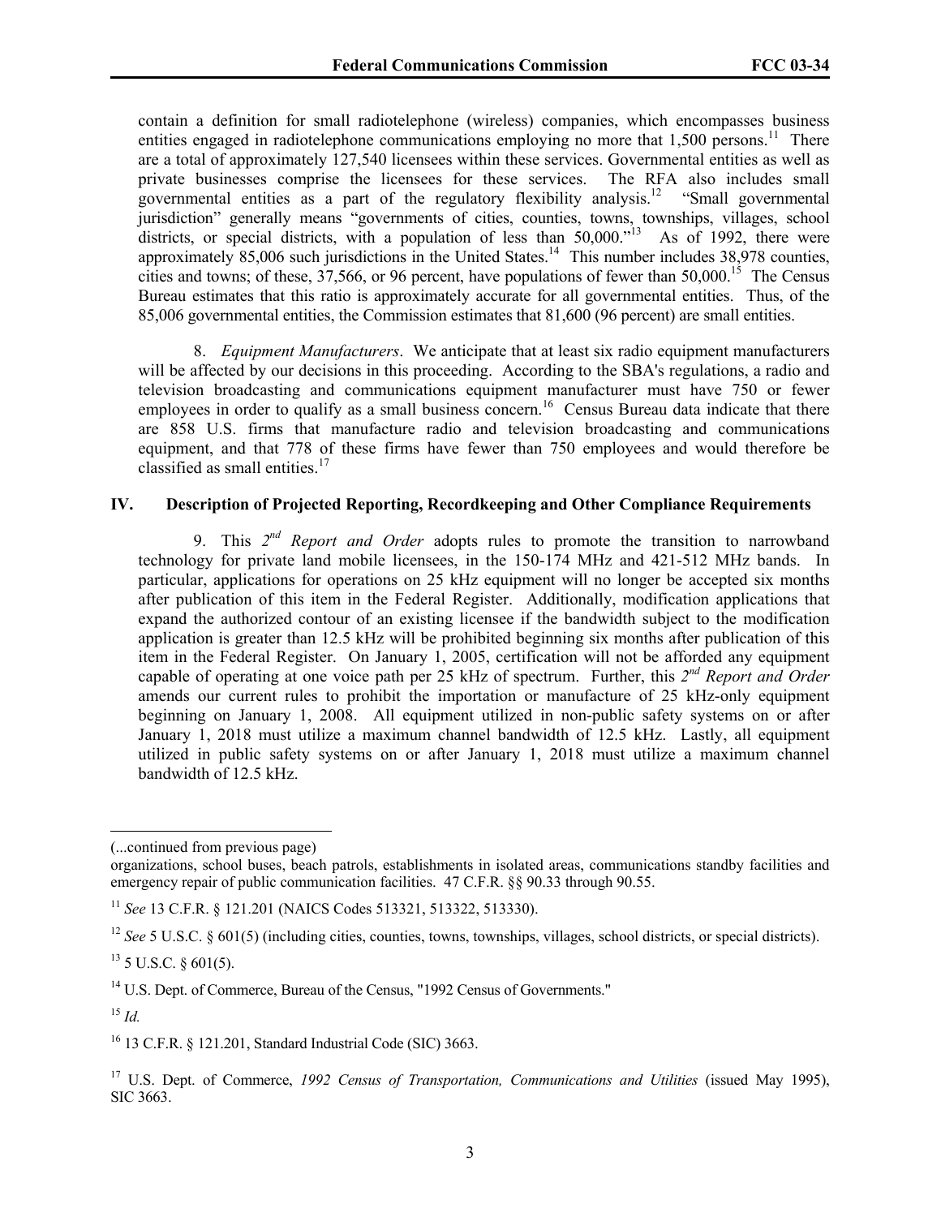contain a definition for small radiotelephone (wireless) companies, which encompasses business entities engaged in radiotelephone communications employing no more that 1,500 persons.[11] There are a total of approximately 127,540 licensees within these services. Governmental entities as well as private businesses comprise the licensees for these services. The RFA also includes small governmental entities as a part of the regulatory flexibility analysis.[12] "Small governmental jurisdiction" generally means "governments of cities, counties, towns, townships, villages, school districts, or special districts, with a population of less than 50,000."[13] As of 1992, there were approximately 85,006 such jurisdictions in the United States.[14] This number includes 38,978 counties, cities and towns; of these, 37,566, or 96 percent, have populations of fewer than 50,000.[15] The Census Bureau estimates that this ratio is approximately accurate for all governmental entities. Thus, of the 85,006 governmental entities, the Commission estimates that 81,600 (96 percent) are small entities.

8. *Equipment Manufacturers*. We anticipate that at least six radio equipment manufacturers will be affected by our decisions in this proceeding. According to the SBA's regulations, a radio and television broadcasting and communications equipment manufacturer must have 750 or fewer employees in order to qualify as a small business concern.[16] Census Bureau data indicate that there are 858 U.S. firms that manufacture radio and television broadcasting and communications equipment, and that 778 of these firms have fewer than 750 employees and would therefore be classified as small entities.[17]

## IV. Description of Projected Reporting, Recordkeeping and Other Compliance Requirements

9. This *2nd Report and Order* adopts rules to promote the transition to narrowband technology for private land mobile licensees, in the 150-174 MHz and 421-512 MHz bands. In particular, applications for operations on 25 kHz equipment will no longer be accepted six months after publication of this item in the Federal Register. Additionally, modification applications that expand the authorized contour of an existing licensee if the bandwidth subject to the modification application is greater than 12.5 kHz will be prohibited beginning six months after publication of this item in the Federal Register. On January 1, 2005, certification will not be afforded any equipment capable of operating at one voice path per 25 kHz of spectrum. Further, this *2nd Report and Order* amends our current rules to prohibit the importation or manufacture of 25 kHz-only equipment beginning on January 1, 2008. All equipment utilized in non-public safety systems on or after January 1, 2018 must utilize a maximum channel bandwidth of 12.5 kHz. Lastly, all equipment utilized in public safety systems on or after January 1, 2018 must utilize a maximum channel bandwidth of 12.5 kHz.

---

(...continued from previous page)

organizations, school buses, beach patrols, establishments in isolated areas, communications standby facilities and emergency repair of public communication facilities. 47 C.F.R. §§ 90.33 through 90.55.

[11] *See* 13 C.F.R. § 121.201 (NAICS Codes 513321, 513322, 513330).

[12] *See* 5 U.S.C. § 601(5) (including cities, counties, towns, townships, villages, school districts, or special districts).

[13] 5 U.S.C. § 601(5).

[14] U.S. Dept. of Commerce, Bureau of the Census, "1992 Census of Governments."

[15] *Id.*

[16] 13 C.F.R. § 121.201, Standard Industrial Code (SIC) 3663.

[17] U.S. Dept. of Commerce, *1992 Census of Transportation, Communications and Utilities* (issued May 1995), SIC 3663.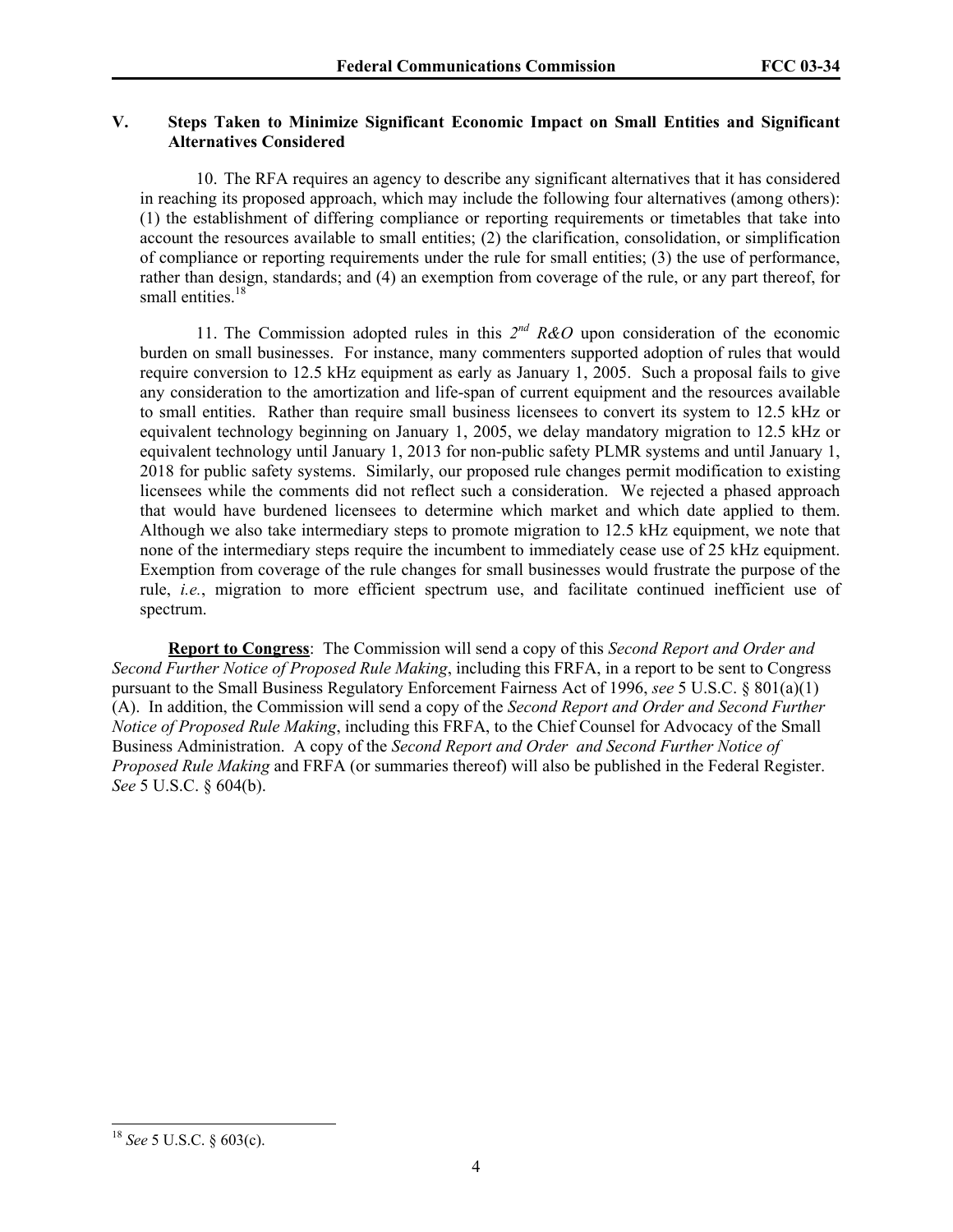## V. Steps Taken to Minimize Significant Economic Impact on Small Entities and Significant Alternatives Considered

10. The RFA requires an agency to describe any significant alternatives that it has considered in reaching its proposed approach, which may include the following four alternatives (among others): (1) the establishment of differing compliance or reporting requirements or timetables that take into account the resources available to small entities; (2) the clarification, consolidation, or simplification of compliance or reporting requirements under the rule for small entities; (3) the use of performance, rather than design, standards; and (4) an exemption from coverage of the rule, or any part thereof, for small entities.[18]

11. The Commission adopted rules in this *2nd R&O* upon consideration of the economic burden on small businesses. For instance, many commenters supported adoption of rules that would require conversion to 12.5 kHz equipment as early as January 1, 2005. Such a proposal fails to give any consideration to the amortization and life-span of current equipment and the resources available to small entities. Rather than require small business licensees to convert its system to 12.5 kHz or equivalent technology beginning on January 1, 2005, we delay mandatory migration to 12.5 kHz or equivalent technology until January 1, 2013 for non-public safety PLMR systems and until January 1, 2018 for public safety systems. Similarly, our proposed rule changes permit modification to existing licensees while the comments did not reflect such a consideration. We rejected a phased approach that would have burdened licensees to determine which market and which date applied to them. Although we also take intermediary steps to promote migration to 12.5 kHz equipment, we note that none of the intermediary steps require the incumbent to immediately cease use of 25 kHz equipment. Exemption from coverage of the rule changes for small businesses would frustrate the purpose of the rule, *i.e.*, migration to more efficient spectrum use, and facilitate continued inefficient use of spectrum.

**Report to Congress**: The Commission will send a copy of this *Second Report and Order and Second Further Notice of Proposed Rule Making*, including this FRFA, in a report to be sent to Congress pursuant to the Small Business Regulatory Enforcement Fairness Act of 1996, *see* 5 U.S.C. § 801(a)(1)(A). In addition, the Commission will send a copy of the *Second Report and Order and Second Further Notice of Proposed Rule Making*, including this FRFA, to the Chief Counsel for Advocacy of the Small Business Administration. A copy of the *Second Report and Order and Second Further Notice of Proposed Rule Making* and FRFA (or summaries thereof) will also be published in the Federal Register. *See* 5 U.S.C. § 604(b).

---

[18] *See* 5 U.S.C. § 603(c).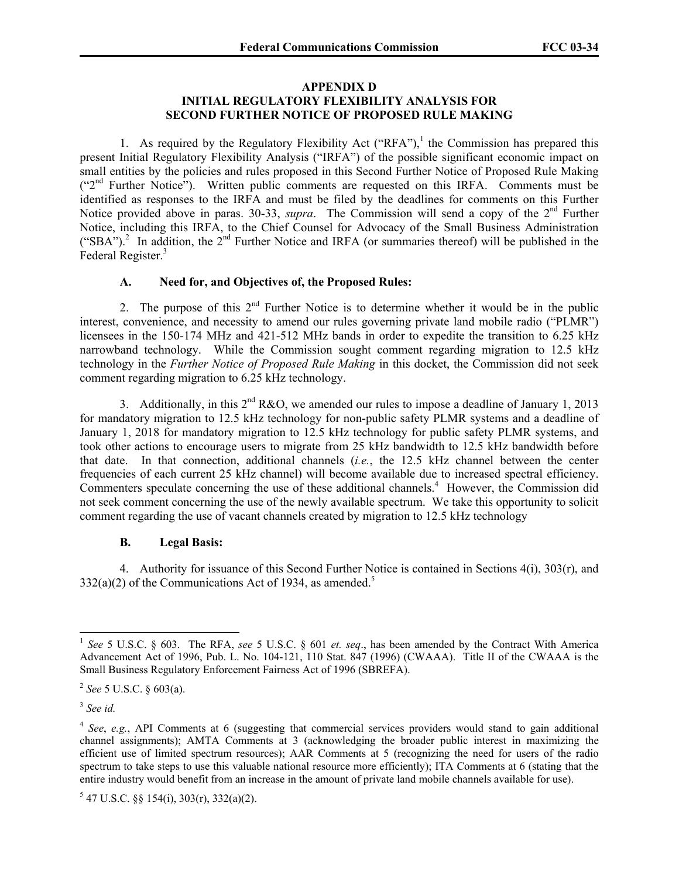## APPENDIX D
## INITIAL REGULATORY FLEXIBILITY ANALYSIS FOR SECOND FURTHER NOTICE OF PROPOSED RULE MAKING

1. As required by the Regulatory Flexibility Act ("RFA"),[1] the Commission has prepared this present Initial Regulatory Flexibility Analysis ("IRFA") of the possible significant economic impact on small entities by the policies and rules proposed in this Second Further Notice of Proposed Rule Making ("2nd Further Notice"). Written public comments are requested on this IRFA. Comments must be identified as responses to the IRFA and must be filed by the deadlines for comments on this Further Notice provided above in paras. 30-33, *supra*. The Commission will send a copy of the 2nd Further Notice, including this IRFA, to the Chief Counsel for Advocacy of the Small Business Administration ("SBA").[2] In addition, the 2nd Further Notice and IRFA (or summaries thereof) will be published in the Federal Register.[3]

### A. Need for, and Objectives of, the Proposed Rules:

2. The purpose of this 2nd Further Notice is to determine whether it would be in the public interest, convenience, and necessity to amend our rules governing private land mobile radio ("PLMR") licensees in the 150-174 MHz and 421-512 MHz bands in order to expedite the transition to 6.25 kHz narrowband technology. While the Commission sought comment regarding migration to 12.5 kHz technology in the *Further Notice of Proposed Rule Making* in this docket, the Commission did not seek comment regarding migration to 6.25 kHz technology.

3. Additionally, in this 2nd R&O, we amended our rules to impose a deadline of January 1, 2013 for mandatory migration to 12.5 kHz technology for non-public safety PLMR systems and a deadline of January 1, 2018 for mandatory migration to 12.5 kHz technology for public safety PLMR systems, and took other actions to encourage users to migrate from 25 kHz bandwidth to 12.5 kHz bandwidth before that date. In that connection, additional channels (*i.e.*, the 12.5 kHz channel between the center frequencies of each current 25 kHz channel) will become available due to increased spectral efficiency. Commenters speculate concerning the use of these additional channels.[4] However, the Commission did not seek comment concerning the use of the newly available spectrum. We take this opportunity to solicit comment regarding the use of vacant channels created by migration to 12.5 kHz technology

### B. Legal Basis:

4. Authority for issuance of this Second Further Notice is contained in Sections 4(i), 303(r), and 332(a)(2) of the Communications Act of 1934, as amended.[5]

---

[1] *See* 5 U.S.C. § 603. The RFA, *see* 5 U.S.C. § 601 *et. seq*., has been amended by the Contract With America Advancement Act of 1996, Pub. L. No. 104-121, 110 Stat. 847 (1996) (CWAAA). Title II of the CWAAA is the Small Business Regulatory Enforcement Fairness Act of 1996 (SBREFA).

[2] *See* 5 U.S.C. § 603(a).

[3] *See id.*

[4] *See*, *e.g.*, API Comments at 6 (suggesting that commercial services providers would stand to gain additional channel assignments); AMTA Comments at 3 (acknowledging the broader public interest in maximizing the efficient use of limited spectrum resources); AAR Comments at 5 (recognizing the need for users of the radio spectrum to take steps to use this valuable national resource more efficiently); ITA Comments at 6 (stating that the entire industry would benefit from an increase in the amount of private land mobile channels available for use).

[5] 47 U.S.C. §§ 154(i), 303(r), 332(a)(2).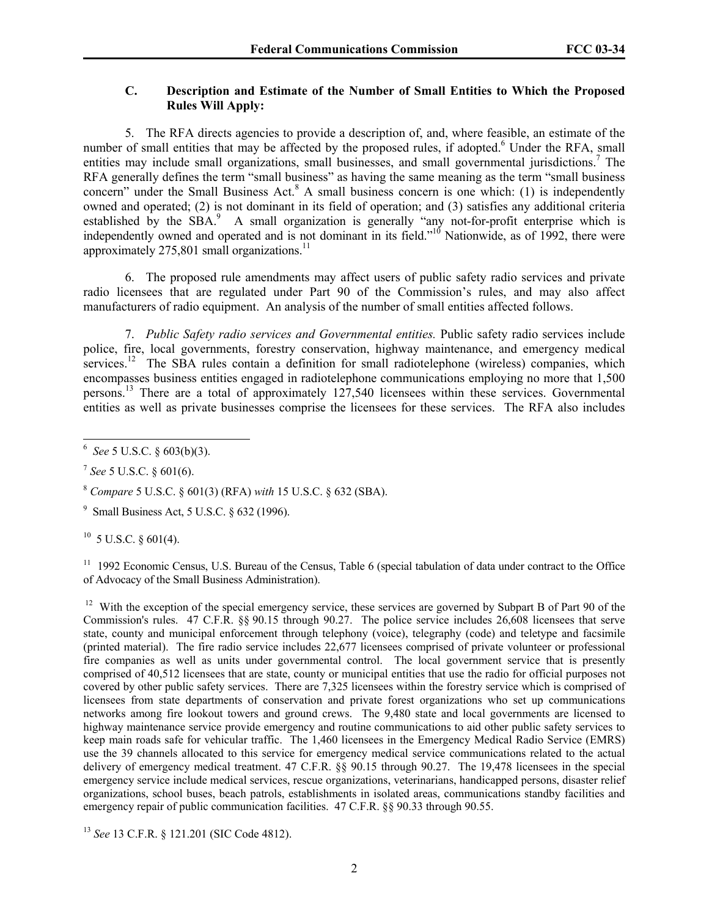### C. Description and Estimate of the Number of Small Entities to Which the Proposed Rules Will Apply:

5. The RFA directs agencies to provide a description of, and, where feasible, an estimate of the number of small entities that may be affected by the proposed rules, if adopted.[6] Under the RFA, small entities may include small organizations, small businesses, and small governmental jurisdictions.[7] The RFA generally defines the term "small business" as having the same meaning as the term "small business concern" under the Small Business Act.[8] A small business concern is one which: (1) is independently owned and operated; (2) is not dominant in its field of operation; and (3) satisfies any additional criteria established by the SBA.[9] A small organization is generally "any not-for-profit enterprise which is independently owned and operated and is not dominant in its field."[10] Nationwide, as of 1992, there were approximately 275,801 small organizations.[11]

6. The proposed rule amendments may affect users of public safety radio services and private radio licensees that are regulated under Part 90 of the Commission's rules, and may also affect manufacturers of radio equipment. An analysis of the number of small entities affected follows.

7. *Public Safety radio services and Governmental entities.* Public safety radio services include police, fire, local governments, forestry conservation, highway maintenance, and emergency medical services.[12] The SBA rules contain a definition for small radiotelephone (wireless) companies, which encompasses business entities engaged in radiotelephone communications employing no more that 1,500 persons.[13] There are a total of approximately 127,540 licensees within these services. Governmental entities as well as private businesses comprise the licensees for these services. The RFA also includes

---

[6] *See* 5 U.S.C. § 603(b)(3).

[7] *See* 5 U.S.C. § 601(6).

[8] *Compare* 5 U.S.C. § 601(3) (RFA) *with* 15 U.S.C. § 632 (SBA).

[9] Small Business Act, 5 U.S.C. § 632 (1996).

[10] 5 U.S.C. § 601(4).

[11] 1992 Economic Census, U.S. Bureau of the Census, Table 6 (special tabulation of data under contract to the Office of Advocacy of the Small Business Administration).

[12] With the exception of the special emergency service, these services are governed by Subpart B of Part 90 of the Commission's rules. 47 C.F.R. §§ 90.15 through 90.27. The police service includes 26,608 licensees that serve state, county and municipal enforcement through telephony (voice), telegraphy (code) and teletype and facsimile (printed material). The fire radio service includes 22,677 licensees comprised of private volunteer or professional fire companies as well as units under governmental control. The local government service that is presently comprised of 40,512 licensees that are state, county or municipal entities that use the radio for official purposes not covered by other public safety services. There are 7,325 licensees within the forestry service which is comprised of licensees from state departments of conservation and private forest organizations who set up communications networks among fire lookout towers and ground crews. The 9,480 state and local governments are licensed to highway maintenance service provide emergency and routine communications to aid other public safety services to keep main roads safe for vehicular traffic. The 1,460 licensees in the Emergency Medical Radio Service (EMRS) use the 39 channels allocated to this service for emergency medical service communications related to the actual delivery of emergency medical treatment. 47 C.F.R. §§ 90.15 through 90.27. The 19,478 licensees in the special emergency service include medical services, rescue organizations, veterinarians, handicapped persons, disaster relief organizations, school buses, beach patrols, establishments in isolated areas, communications standby facilities and emergency repair of public communication facilities. 47 C.F.R. §§ 90.33 through 90.55.

[13] *See* 13 C.F.R. § 121.201 (SIC Code 4812).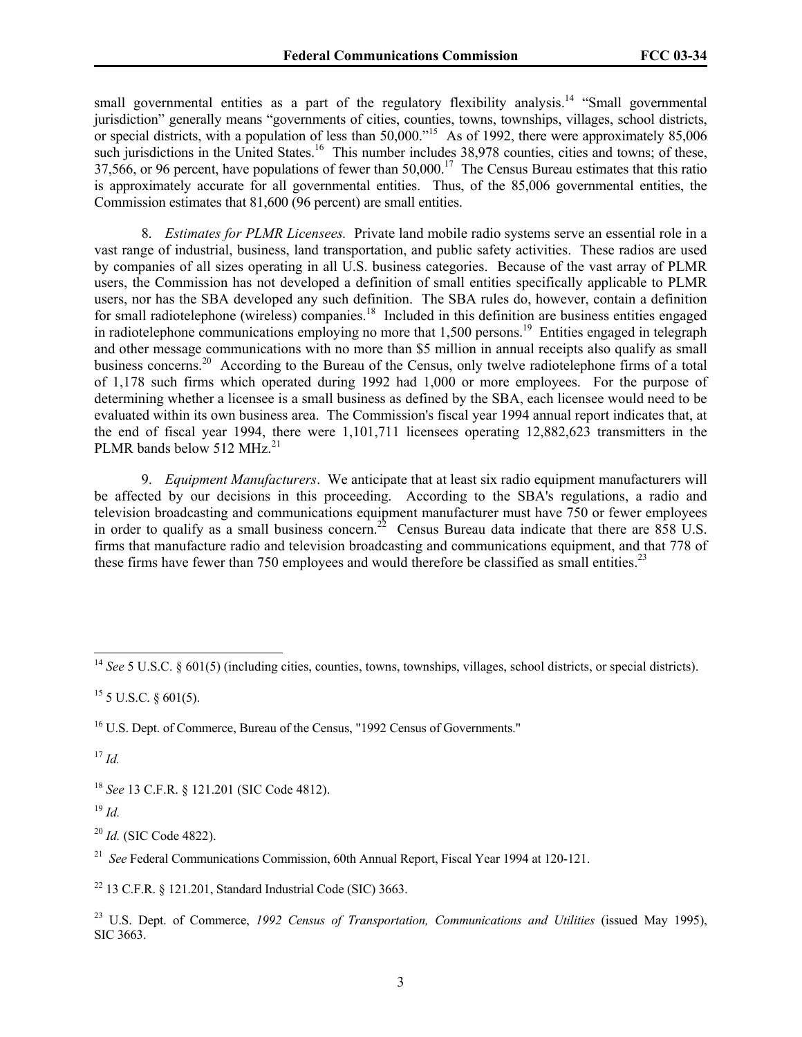small governmental entities as a part of the regulatory flexibility analysis.[14] "Small governmental jurisdiction" generally means "governments of cities, counties, towns, townships, villages, school districts, or special districts, with a population of less than 50,000."[15] As of 1992, there were approximately 85,006 such jurisdictions in the United States.[16] This number includes 38,978 counties, cities and towns; of these, 37,566, or 96 percent, have populations of fewer than 50,000.[17] The Census Bureau estimates that this ratio is approximately accurate for all governmental entities. Thus, of the 85,006 governmental entities, the Commission estimates that 81,600 (96 percent) are small entities.

8. *Estimates for PLMR Licensees.* Private land mobile radio systems serve an essential role in a vast range of industrial, business, land transportation, and public safety activities. These radios are used by companies of all sizes operating in all U.S. business categories. Because of the vast array of PLMR users, the Commission has not developed a definition of small entities specifically applicable to PLMR users, nor has the SBA developed any such definition. The SBA rules do, however, contain a definition for small radiotelephone (wireless) companies.[18] Included in this definition are business entities engaged in radiotelephone communications employing no more that 1,500 persons.[19] Entities engaged in telegraph and other message communications with no more than $5 million in annual receipts also qualify as small business concerns.[20] According to the Bureau of the Census, only twelve radiotelephone firms of a total of 1,178 such firms which operated during 1992 had 1,000 or more employees. For the purpose of determining whether a licensee is a small business as defined by the SBA, each licensee would need to be evaluated within its own business area. The Commission's fiscal year 1994 annual report indicates that, at the end of fiscal year 1994, there were 1,101,711 licensees operating 12,882,623 transmitters in the PLMR bands below 512 MHz.[21]

9. *Equipment Manufacturers*. We anticipate that at least six radio equipment manufacturers will be affected by our decisions in this proceeding. According to the SBA's regulations, a radio and television broadcasting and communications equipment manufacturer must have 750 or fewer employees in order to qualify as a small business concern.[22] Census Bureau data indicate that there are 858 U.S. firms that manufacture radio and television broadcasting and communications equipment, and that 778 of these firms have fewer than 750 employees and would therefore be classified as small entities.[23]

---

[14] *See* 5 U.S.C. § 601(5) (including cities, counties, towns, townships, villages, school districts, or special districts).

[15] 5 U.S.C. § 601(5).

[16] U.S. Dept. of Commerce, Bureau of the Census, "1992 Census of Governments."

[17] *Id.*

[18] *See* 13 C.F.R. § 121.201 (SIC Code 4812).

[19] *Id.*

[20] *Id.* (SIC Code 4822).

[21] *See* Federal Communications Commission, 60th Annual Report, Fiscal Year 1994 at 120-121.

[22] 13 C.F.R. § 121.201, Standard Industrial Code (SIC) 3663.

[23] U.S. Dept. of Commerce, *1992 Census of Transportation, Communications and Utilities* (issued May 1995), SIC 3663.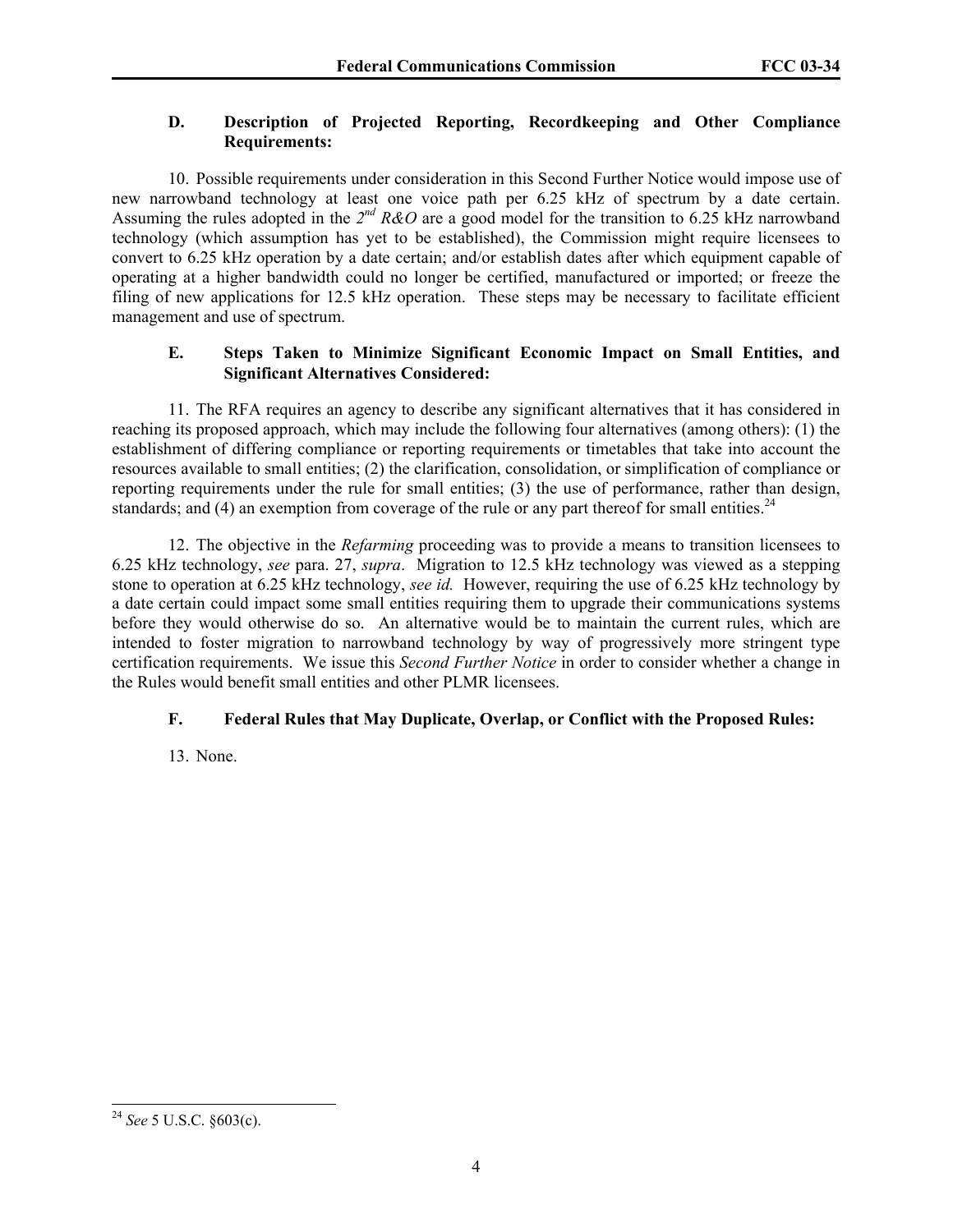### D. Description of Projected Reporting, Recordkeeping and Other Compliance Requirements:

10. Possible requirements under consideration in this Second Further Notice would impose use of new narrowband technology at least one voice path per 6.25 kHz of spectrum by a date certain. Assuming the rules adopted in the *2nd R&O* are a good model for the transition to 6.25 kHz narrowband technology (which assumption has yet to be established), the Commission might require licensees to convert to 6.25 kHz operation by a date certain; and/or establish dates after which equipment capable of operating at a higher bandwidth could no longer be certified, manufactured or imported; or freeze the filing of new applications for 12.5 kHz operation. These steps may be necessary to facilitate efficient management and use of spectrum.

### E. Steps Taken to Minimize Significant Economic Impact on Small Entities, and Significant Alternatives Considered:

11. The RFA requires an agency to describe any significant alternatives that it has considered in reaching its proposed approach, which may include the following four alternatives (among others): (1) the establishment of differing compliance or reporting requirements or timetables that take into account the resources available to small entities; (2) the clarification, consolidation, or simplification of compliance or reporting requirements under the rule for small entities; (3) the use of performance, rather than design, standards; and (4) an exemption from coverage of the rule or any part thereof for small entities.[24]

12. The objective in the *Refarming* proceeding was to provide a means to transition licensees to 6.25 kHz technology, *see* para. 27, *supra*. Migration to 12.5 kHz technology was viewed as a stepping stone to operation at 6.25 kHz technology, *see id.* However, requiring the use of 6.25 kHz technology by a date certain could impact some small entities requiring them to upgrade their communications systems before they would otherwise do so. An alternative would be to maintain the current rules, which are intended to foster migration to narrowband technology by way of progressively more stringent type certification requirements. We issue this *Second Further Notice* in order to consider whether a change in the Rules would benefit small entities and other PLMR licensees.

### F. Federal Rules that May Duplicate, Overlap, or Conflict with the Proposed Rules:

13. None.

---

[24] *See* 5 U.S.C. §603(c).